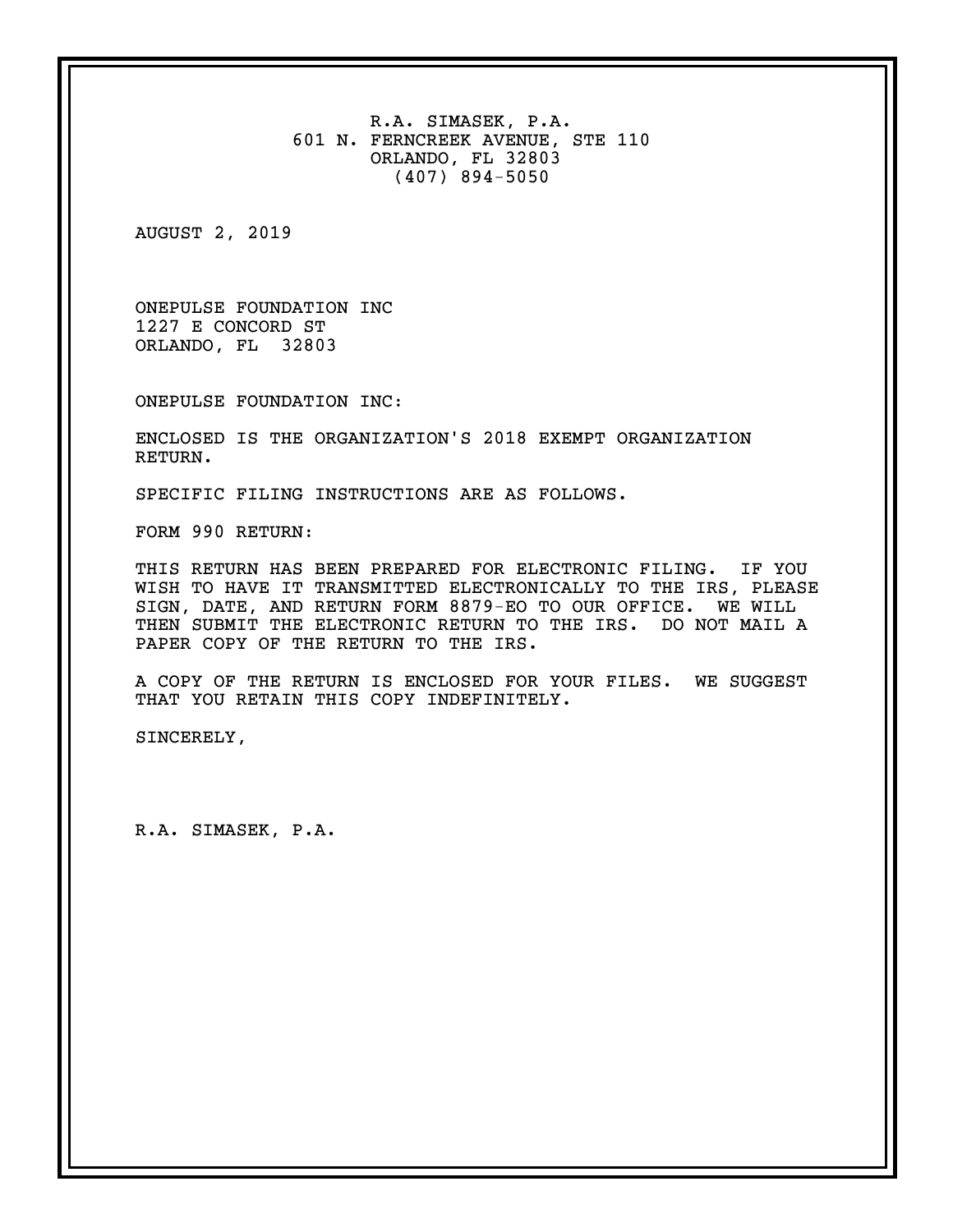R.A. SIMASEK, P.A.
601 N. FERNCREEK AVENUE, STE 110
ORLANDO, FL 32803
(407) 894-5050

AUGUST 2, 2019

ONEPULSE FOUNDATION INC
1227 E CONCORD ST
ORLANDO, FL 32803

ONEPULSE FOUNDATION INC:

ENCLOSED IS THE ORGANIZATION'S 2018 EXEMPT ORGANIZATION RETURN.

SPECIFIC FILING INSTRUCTIONS ARE AS FOLLOWS.

FORM 990 RETURN:

THIS RETURN HAS BEEN PREPARED FOR ELECTRONIC FILING. IF YOU WISH TO HAVE IT TRANSMITTED ELECTRONICALLY TO THE IRS, PLEASE SIGN, DATE, AND RETURN FORM 8879-EO TO OUR OFFICE. WE WILL THEN SUBMIT THE ELECTRONIC RETURN TO THE IRS. DO NOT MAIL A PAPER COPY OF THE RETURN TO THE IRS.

A COPY OF THE RETURN IS ENCLOSED FOR YOUR FILES. WE SUGGEST THAT YOU RETAIN THIS COPY INDEFINITELY.

SINCERELY,

R.A. SIMASEK, P.A.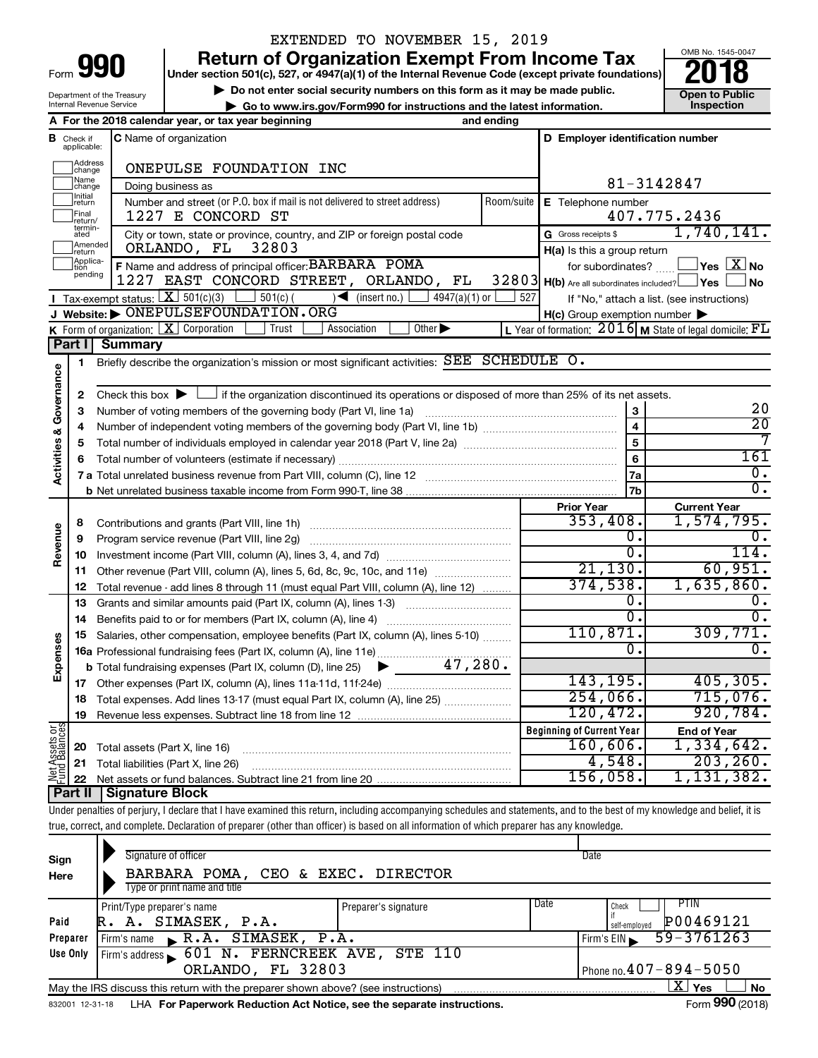EXTENDED TO NOVEMBER 15, 2019

# Form 990 — Return of Organization Exempt From Income Tax (2018)

Under section 501(c), 527, or 4947(a)(1) of the Internal Revenue Code (except private foundations)

▶ Do not enter social security numbers on this form as it may be made public.

▶ Go to www.irs.gov/Form990 for instructions and the latest information.

OMB No. 1545-0047 — **Open to Public Inspection**

Department of the Treasury, Internal Revenue Service

**A** For the 2018 calendar year, or tax year beginning ____ and ending ____

**B** Check if applicable: Address change / Name change / Initial return / Final return/terminated / Amended return / Application pending

**C** Name of organization: ONEPULSE FOUNDATION INC

Doing business as

Number and street (or P.O. box if mail is not delivered to street address): 1227 E CONCORD ST — Room/suite

City or town, state or province, country, and ZIP or foreign postal code: ORLANDO, FL 32803

**D** Employer identification number: 81-3142847

**E** Telephone number: 407.775.2436

**G** Gross receipts $ 1,740,141.

**F** Name and address of principal officer: BARBARA POMA, 1227 EAST CONCORD STREET, ORLANDO, FL 32803

**H(a)** Is this a group return for subordinates? Yes [ ] No [X]

**H(b)** Are all subordinates included? Yes [ ] No [ ] — If "No," attach a list. (see instructions)

**H(c)** Group exemption number ▶

**I** Tax-exempt status: [X] 501(c)(3) [ ] 501(c) ( ) ◀ (insert no.) [ ] 4947(a)(1) or [ ] 527

**J** Website: ▶ ONEPULSEFOUNDATION.ORG

**K** Form of organization: [X] Corporation [ ] Trust [ ] Association [ ] Other ▶

**L** Year of formation: 2016 **M** State of legal domicile: FL

## Part I Summary

**Activities & Governance**

1. Briefly describe the organization's mission or most significant activities: SEE SCHEDULE O.
2. Check this box ▶ [ ] if the organization discontinued its operations or disposed of more than 25% of its net assets.

| Line | Description | | Value |
|---|---|---|---|
| 3 | Number of voting members of the governing body (Part VI, line 1a) | 3 | 20 |
| 4 | Number of independent voting members of the governing body (Part VI, line 1b) | 4 | 20 |
| 5 | Total number of individuals employed in calendar year 2018 (Part V, line 2a) | 5 | 7 |
| 6 | Total number of volunteers (estimate if necessary) | 6 | 161 |
| 7a | Total unrelated business revenue from Part VIII, column (C), line 12 | 7a | 0. |
| 7b | Net unrelated business taxable income from Form 990-T, line 38 | 7b | 0. |

| Line | Description | Prior Year | Current Year |
|---|---|---|---|
| **Revenue** | | | |
| 8 | Contributions and grants (Part VIII, line 1h) | 353,408. | 1,574,795. |
| 9 | Program service revenue (Part VIII, line 2g) | 0. | 0. |
| 10 | Investment income (Part VIII, column (A), lines 3, 4, and 7d) | 0. | 114. |
| 11 | Other revenue (Part VIII, column (A), lines 5, 6d, 8c, 9c, 10c, and 11e) | 21,130. | 60,951. |
| 12 | Total revenue - add lines 8 through 11 (must equal Part VIII, column (A), line 12) | 374,538. | 1,635,860. |
| **Expenses** | | | |
| 13 | Grants and similar amounts paid (Part IX, column (A), lines 1-3) | 0. | 0. |
| 14 | Benefits paid to or for members (Part IX, column (A), line 4) | 0. | 0. |
| 15 | Salaries, other compensation, employee benefits (Part IX, column (A), lines 5-10) | 110,871. | 309,771. |
| 16a | Professional fundraising fees (Part IX, column (A), line 11e) | 0. | 0. |
| b | Total fundraising expenses (Part IX, column (D), line 25) ▶ 47,280. | | |
| 17 | Other expenses (Part IX, column (A), lines 11a-11d, 11f-24e) | 143,195. | 405,305. |
| 18 | Total expenses. Add lines 13-17 (must equal Part IX, column (A), line 25) | 254,066. | 715,076. |
| 19 | Revenue less expenses. Subtract line 18 from line 12 | 120,472. | 920,784. |

| Line | Net Assets or Fund Balances | Beginning of Current Year | End of Year |
|---|---|---|---|
| 20 | Total assets (Part X, line 16) | 160,606. | 1,334,642. |
| 21 | Total liabilities (Part X, line 26) | 4,548. | 203,260. |
| 22 | Net assets or fund balances. Subtract line 21 from line 20 | 156,058. | 1,131,382. |

## Part II Signature Block

Under penalties of perjury, I declare that I have examined this return, including accompanying schedules and statements, and to the best of my knowledge and belief, it is true, correct, and complete. Declaration of preparer (other than officer) is based on all information of which preparer has any knowledge.

**Sign Here**

Signature of officer — Date

BARBARA POMA, CEO & EXEC. DIRECTOR

Type or print name and title

**Paid Preparer Use Only**

| Print/Type preparer's name | Preparer's signature | Date | Check if self-employed | PTIN |
|---|---|---|---|---|
| R. A. SIMASEK, P.A. | | | | P00469121 |

Firm's name ▶ R.A. SIMASEK, P.A. — Firm's EIN ▶ 59-3761263

Firm's address ▶ 601 N. FERNCREEK AVE, STE 110, ORLANDO, FL 32803 — Phone no. 407-894-5050

May the IRS discuss this return with the preparer shown above? (see instructions) [X] Yes [ ] No

832001 12-31-18 LHA For Paperwork Reduction Act Notice, see the separate instructions. Form 990 (2018)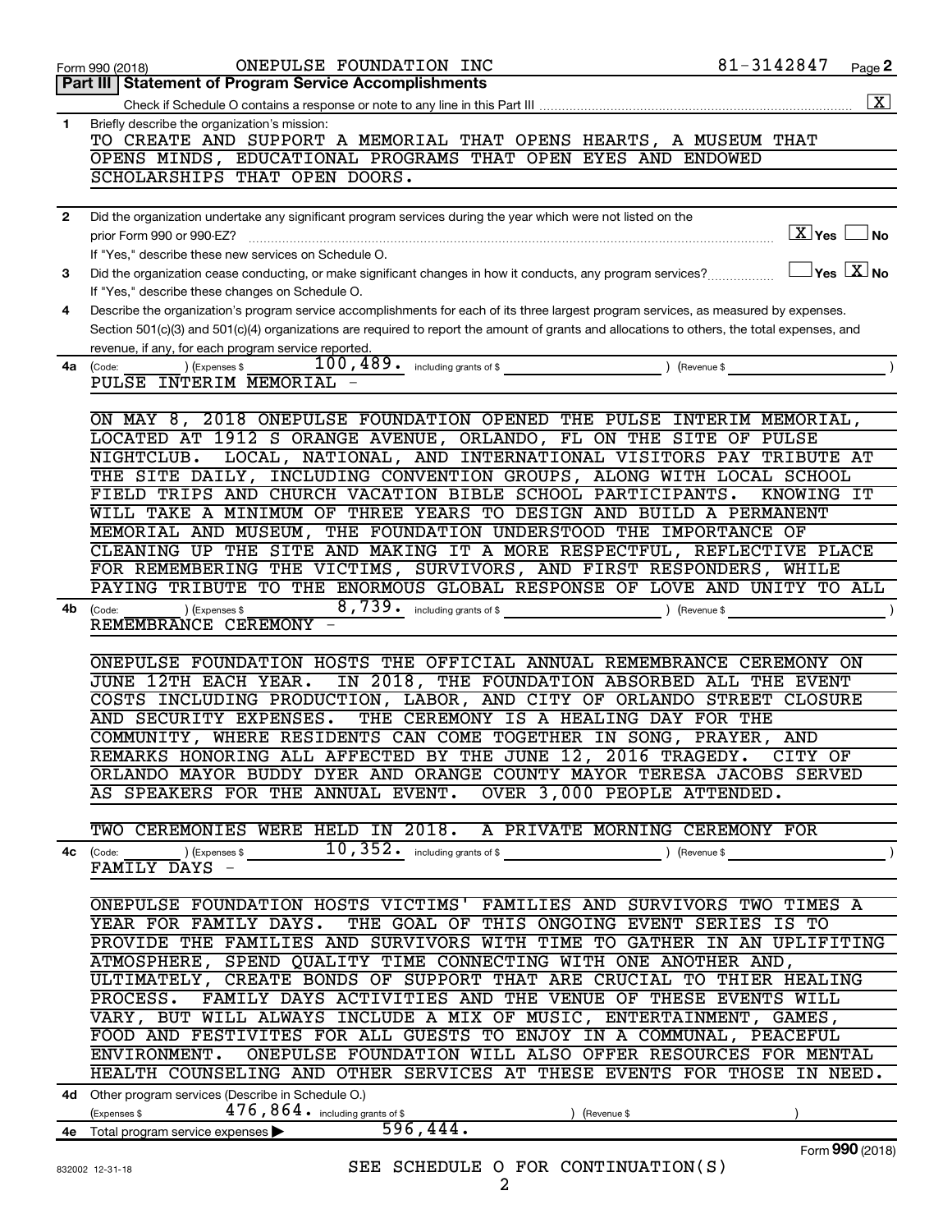Form 990 (2018) ONEPULSE FOUNDATION INC 81-3142847 Page **2**

**Part III | Statement of Program Service Accomplishments**

Check if Schedule O contains a response or note to any line in this Part III ... [X]

**1** Briefly describe the organization's mission:

TO CREATE AND SUPPORT A MEMORIAL THAT OPENS HEARTS, A MUSEUM THAT OPENS MINDS, EDUCATIONAL PROGRAMS THAT OPEN EYES AND ENDOWED SCHOLARSHIPS THAT OPEN DOORS.

**2** Did the organization undertake any significant program services during the year which were not listed on the prior Form 990 or 990-EZ? [X] Yes [ ] No

If "Yes," describe these new services on Schedule O.

**3** Did the organization cease conducting, or make significant changes in how it conducts, any program services? [ ] Yes [X] No

If "Yes," describe these changes on Schedule O.

**4** Describe the organization's program service accomplishments for each of its three largest program services, as measured by expenses. Section 501(c)(3) and 501(c)(4) organizations are required to report the amount of grants and allocations to others, the total expenses, and revenue, if any, for each program service reported.

**4a** (Code: ) (Expenses $ 100,489. including grants of $ ) (Revenue $ )

PULSE INTERIM MEMORIAL -

ON MAY 8, 2018 ONEPULSE FOUNDATION OPENED THE PULSE INTERIM MEMORIAL, LOCATED AT 1912 S ORANGE AVENUE, ORLANDO, FL ON THE SITE OF PULSE NIGHTCLUB. LOCAL, NATIONAL, AND INTERNATIONAL VISITORS PAY TRIBUTE AT THE SITE DAILY, INCLUDING CONVENTION GROUPS, ALONG WITH LOCAL SCHOOL FIELD TRIPS AND CHURCH VACATION BIBLE SCHOOL PARTICIPANTS. KNOWING IT WILL TAKE A MINIMUM OF THREE YEARS TO DESIGN AND BUILD A PERMANENT MEMORIAL AND MUSEUM, THE FOUNDATION UNDERSTOOD THE IMPORTANCE OF CLEANING UP THE SITE AND MAKING IT A MORE RESPECTFUL, REFLECTIVE PLACE FOR REMEMBERING THE VICTIMS, SURVIVORS, AND FIRST RESPONDERS, WHILE PAYING TRIBUTE TO THE ENORMOUS GLOBAL RESPONSE OF LOVE AND UNITY TO ALL

**4b** (Code: ) (Expenses $ 8,739. including grants of $ ) (Revenue $ )

REMEMBRANCE CEREMONY -

ONEPULSE FOUNDATION HOSTS THE OFFICIAL ANNUAL REMEMBRANCE CEREMONY ON JUNE 12TH EACH YEAR. IN 2018, THE FOUNDATION ABSORBED ALL THE EVENT COSTS INCLUDING PRODUCTION, LABOR, AND CITY OF ORLANDO STREET CLOSURE AND SECURITY EXPENSES. THE CEREMONY IS A HEALING DAY FOR THE COMMUNITY, WHERE RESIDENTS CAN COME TOGETHER IN SONG, PRAYER, AND REMARKS HONORING ALL AFFECTED BY THE JUNE 12, 2016 TRAGEDY. CITY OF ORLANDO MAYOR BUDDY DYER AND ORANGE COUNTY MAYOR TERESA JACOBS SERVED AS SPEAKERS FOR THE ANNUAL EVENT. OVER 3,000 PEOPLE ATTENDED.

TWO CEREMONIES WERE HELD IN 2018. A PRIVATE MORNING CEREMONY FOR

**4c** (Code: ) (Expenses $ 10,352. including grants of $ ) (Revenue $ )

FAMILY DAYS -

ONEPULSE FOUNDATION HOSTS VICTIMS' FAMILIES AND SURVIVORS TWO TIMES A YEAR FOR FAMILY DAYS. THE GOAL OF THIS ONGOING EVENT SERIES IS TO PROVIDE THE FAMILIES AND SURVIVORS WITH TIME TO GATHER IN AN UPLIFITING ATMOSPHERE, SPEND QUALITY TIME CONNECTING WITH ONE ANOTHER AND, ULTIMATELY, CREATE BONDS OF SUPPORT THAT ARE CRUCIAL TO THIER HEALING PROCESS. FAMILY DAYS ACTIVITIES AND THE VENUE OF THESE EVENTS WILL VARY, BUT WILL ALWAYS INCLUDE A MIX OF MUSIC, ENTERTAINMENT, GAMES, FOOD AND FESTIVITES FOR ALL GUESTS TO ENJOY IN A COMMUNAL, PEACEFUL ENVIRONMENT. ONEPULSE FOUNDATION WILL ALSO OFFER RESOURCES FOR MENTAL HEALTH COUNSELING AND OTHER SERVICES AT THESE EVENTS FOR THOSE IN NEED.

**4d** Other program services (Describe in Schedule O.)

(Expenses $ 476,864. including grants of $ ) (Revenue $ )

**4e** Total program service expenses ▶ 596,444.

SEE SCHEDULE O FOR CONTINUATION(S)

Form **990** (2018)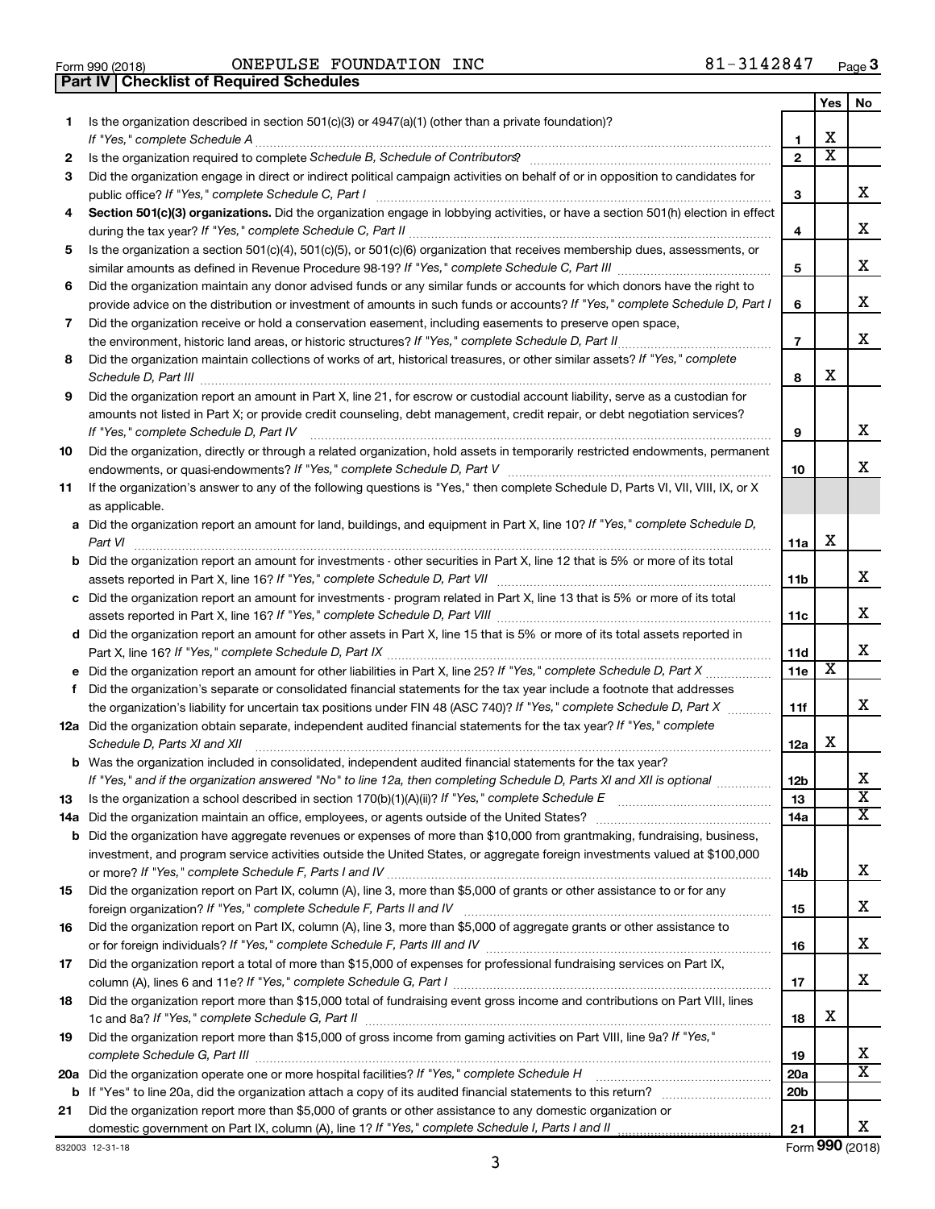Form 990 (2018) ONEPULSE FOUNDATION INC 81-3142847 Page 3

**Part IV | Checklist of Required Schedules**

| | | | Yes | No |
|---|---|---|---|---|
| 1 | Is the organization described in section 501(c)(3) or 4947(a)(1) (other than a private foundation)? *If "Yes," complete Schedule A* | 1 | X | |
| 2 | Is the organization required to complete *Schedule B, Schedule of Contributors*? | 2 | X | |
| 3 | Did the organization engage in direct or indirect political campaign activities on behalf of or in opposition to candidates for public office? *If "Yes," complete Schedule C, Part I* | 3 | | X |
| 4 | **Section 501(c)(3) organizations.** Did the organization engage in lobbying activities, or have a section 501(h) election in effect during the tax year? *If "Yes," complete Schedule C, Part II* | 4 | | X |
| 5 | Is the organization a section 501(c)(4), 501(c)(5), or 501(c)(6) organization that receives membership dues, assessments, or similar amounts as defined in Revenue Procedure 98-19? *If "Yes," complete Schedule C, Part III* | 5 | | X |
| 6 | Did the organization maintain any donor advised funds or any similar funds or accounts for which donors have the right to provide advice on the distribution or investment of amounts in such funds or accounts? *If "Yes," complete Schedule D, Part I* | 6 | | X |
| 7 | Did the organization receive or hold a conservation easement, including easements to preserve open space, the environment, historic land areas, or historic structures? *If "Yes," complete Schedule D, Part II* | 7 | | X |
| 8 | Did the organization maintain collections of works of art, historical treasures, or other similar assets? *If "Yes," complete Schedule D, Part III* | 8 | X | |
| 9 | Did the organization report an amount in Part X, line 21, for escrow or custodial account liability, serve as a custodian for amounts not listed in Part X; or provide credit counseling, debt management, credit repair, or debt negotiation services? *If "Yes," complete Schedule D, Part IV* | 9 | | X |
| 10 | Did the organization, directly or through a related organization, hold assets in temporarily restricted endowments, permanent endowments, or quasi-endowments? *If "Yes," complete Schedule D, Part V* | 10 | | X |
| 11 | If the organization's answer to any of the following questions is "Yes," then complete Schedule D, Parts VI, VII, VIII, IX, or X as applicable. | | | |
| a | Did the organization report an amount for land, buildings, and equipment in Part X, line 10? *If "Yes," complete Schedule D, Part VI* | 11a | X | |
| b | Did the organization report an amount for investments - other securities in Part X, line 12 that is 5% or more of its total assets reported in Part X, line 16? *If "Yes," complete Schedule D, Part VII* | 11b | | X |
| c | Did the organization report an amount for investments - program related in Part X, line 13 that is 5% or more of its total assets reported in Part X, line 16? *If "Yes," complete Schedule D, Part VIII* | 11c | | X |
| d | Did the organization report an amount for other assets in Part X, line 15 that is 5% or more of its total assets reported in Part X, line 16? *If "Yes," complete Schedule D, Part IX* | 11d | | X |
| e | Did the organization report an amount for other liabilities in Part X, line 25? *If "Yes," complete Schedule D, Part X* | 11e | X | |
| f | Did the organization's separate or consolidated financial statements for the tax year include a footnote that addresses the organization's liability for uncertain tax positions under FIN 48 (ASC 740)? *If "Yes," complete Schedule D, Part X* | 11f | | X |
| 12a | Did the organization obtain separate, independent audited financial statements for the tax year? *If "Yes," complete Schedule D, Parts XI and XII* | 12a | X | |
| b | Was the organization included in consolidated, independent audited financial statements for the tax year? *If "Yes," and if the organization answered "No" to line 12a, then completing Schedule D, Parts XI and XII is optional* | 12b | | X |
| 13 | Is the organization a school described in section 170(b)(1)(A)(ii)? *If "Yes," complete Schedule E* | 13 | | X |
| 14a | Did the organization maintain an office, employees, or agents outside of the United States? | 14a | | X |
| b | Did the organization have aggregate revenues or expenses of more than $10,000 from grantmaking, fundraising, business, investment, and program service activities outside the United States, or aggregate foreign investments valued at $100,000 or more? *If "Yes," complete Schedule F, Parts I and IV* | 14b | | X |
| 15 | Did the organization report on Part IX, column (A), line 3, more than $5,000 of grants or other assistance to or for any foreign organization? *If "Yes," complete Schedule F, Parts II and IV* | 15 | | X |
| 16 | Did the organization report on Part IX, column (A), line 3, more than $5,000 of aggregate grants or other assistance to or for foreign individuals? *If "Yes," complete Schedule F, Parts III and IV* | 16 | | X |
| 17 | Did the organization report a total of more than $15,000 of expenses for professional fundraising services on Part IX, column (A), lines 6 and 11e? *If "Yes," complete Schedule G, Part I* | 17 | | X |
| 18 | Did the organization report more than $15,000 total of fundraising event gross income and contributions on Part VIII, lines 1c and 8a? *If "Yes," complete Schedule G, Part II* | 18 | X | |
| 19 | Did the organization report more than $15,000 of gross income from gaming activities on Part VIII, line 9a? *If "Yes," complete Schedule G, Part III* | 19 | | X |
| 20a | Did the organization operate one or more hospital facilities? *If "Yes," complete Schedule H* | 20a | | X |
| b | If "Yes" to line 20a, did the organization attach a copy of its audited financial statements to this return? | 20b | | |
| 21 | Did the organization report more than $5,000 of grants or other assistance to any domestic organization or domestic government on Part IX, column (A), line 1? *If "Yes," complete Schedule I, Parts I and II* | 21 | | X |

832003 12-31-18 Form **990** (2018)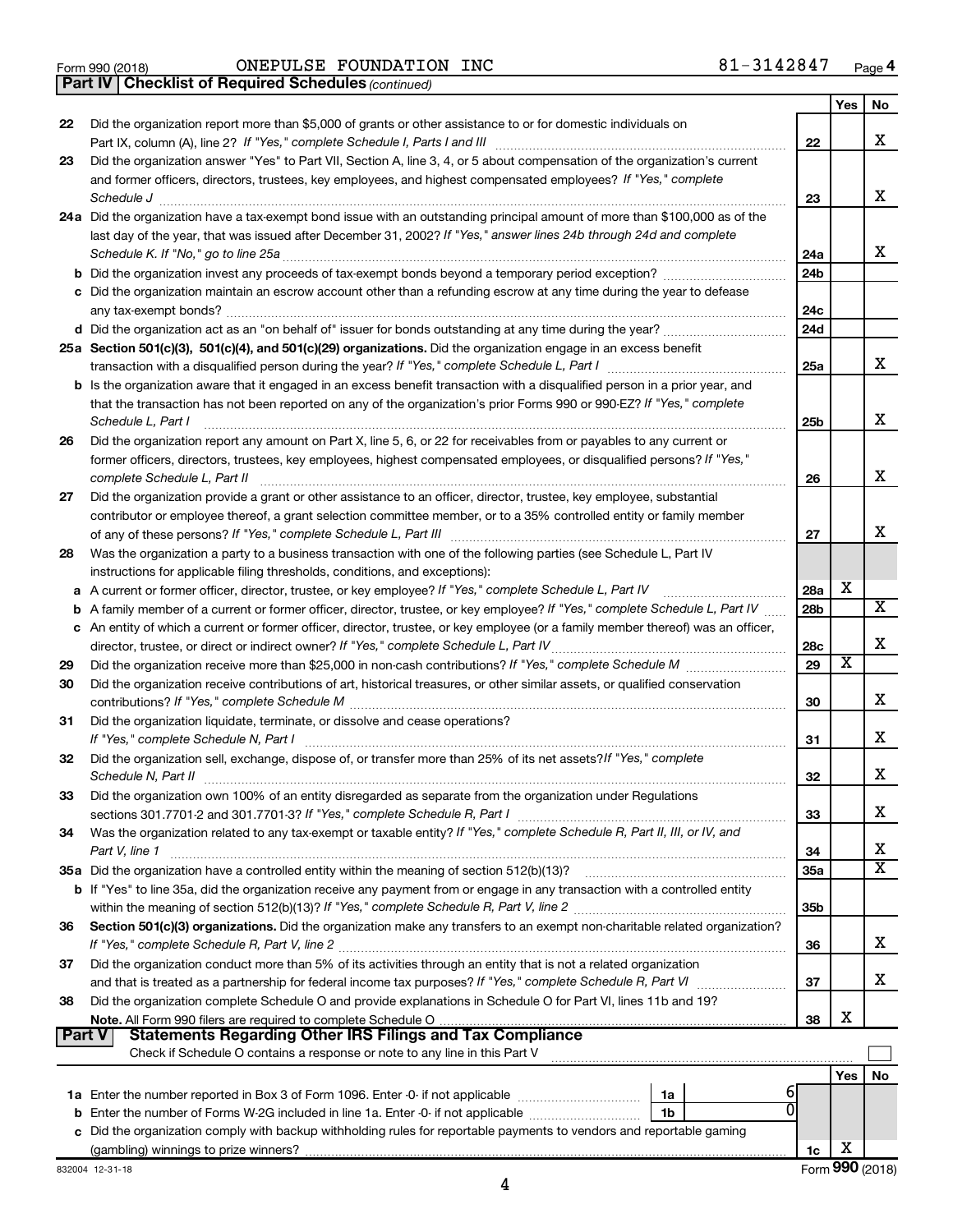Form 990 (2018) ONEPULSE FOUNDATION INC 81-3142847

## Part IV Checklist of Required Schedules *(continued)*

| | | | Yes | No |
|---|---|---|---|---|
| 22 | Did the organization report more than $5,000 of grants or other assistance to or for domestic individuals on Part IX, column (A), line 2? *If "Yes," complete Schedule I, Parts I and III* | 22 | | X |
| 23 | Did the organization answer "Yes" to Part VII, Section A, line 3, 4, or 5 about compensation of the organization's current and former officers, directors, trustees, key employees, and highest compensated employees? *If "Yes," complete Schedule J* | 23 | | X |
| 24a | Did the organization have a tax-exempt bond issue with an outstanding principal amount of more than $100,000 as of the last day of the year, that was issued after December 31, 2002? *If "Yes," answer lines 24b through 24d and complete Schedule K. If "No," go to line 25a* | 24a | | X |
| b | Did the organization invest any proceeds of tax-exempt bonds beyond a temporary period exception? | 24b | | |
| c | Did the organization maintain an escrow account other than a refunding escrow at any time during the year to defease any tax-exempt bonds? | 24c | | |
| d | Did the organization act as an "on behalf of" issuer for bonds outstanding at any time during the year? | 24d | | |
| 25a | **Section 501(c)(3), 501(c)(4), and 501(c)(29) organizations.** Did the organization engage in an excess benefit transaction with a disqualified person during the year? *If "Yes," complete Schedule L, Part I* | 25a | | X |
| b | Is the organization aware that it engaged in an excess benefit transaction with a disqualified person in a prior year, and that the transaction has not been reported on any of the organization's prior Forms 990 or 990-EZ? *If "Yes," complete Schedule L, Part I* | 25b | | X |
| 26 | Did the organization report any amount on Part X, line 5, 6, or 22 for receivables from or payables to any current or former officers, directors, trustees, key employees, highest compensated employees, or disqualified persons? *If "Yes," complete Schedule L, Part II* | 26 | | X |
| 27 | Did the organization provide a grant or other assistance to an officer, director, trustee, key employee, substantial contributor or employee thereof, a grant selection committee member, or to a 35% controlled entity or family member of any of these persons? *If "Yes," complete Schedule L, Part III* | 27 | | X |
| 28 | Was the organization a party to a business transaction with one of the following parties (see Schedule L, Part IV instructions for applicable filing thresholds, conditions, and exceptions): | | | |
| a | A current or former officer, director, trustee, or key employee? *If "Yes," complete Schedule L, Part IV* | 28a | X | |
| b | A family member of a current or former officer, director, trustee, or key employee? *If "Yes," complete Schedule L, Part IV* | 28b | | X |
| c | An entity of which a current or former officer, director, trustee, or key employee (or a family member thereof) was an officer, director, trustee, or direct or indirect owner? *If "Yes," complete Schedule L, Part IV* | 28c | | X |
| 29 | Did the organization receive more than $25,000 in non-cash contributions? *If "Yes," complete Schedule M* | 29 | X | |
| 30 | Did the organization receive contributions of art, historical treasures, or other similar assets, or qualified conservation contributions? *If "Yes," complete Schedule M* | 30 | | X |
| 31 | Did the organization liquidate, terminate, or dissolve and cease operations? *If "Yes," complete Schedule N, Part I* | 31 | | X |
| 32 | Did the organization sell, exchange, dispose of, or transfer more than 25% of its net assets? *If "Yes," complete Schedule N, Part II* | 32 | | X |
| 33 | Did the organization own 100% of an entity disregarded as separate from the organization under Regulations sections 301.7701-2 and 301.7701-3? *If "Yes," complete Schedule R, Part I* | 33 | | X |
| 34 | Was the organization related to any tax-exempt or taxable entity? *If "Yes," complete Schedule R, Part II, III, or IV, and Part V, line 1* | 34 | | X |
| 35a | Did the organization have a controlled entity within the meaning of section 512(b)(13)? | 35a | | X |
| b | If "Yes" to line 35a, did the organization receive any payment from or engage in any transaction with a controlled entity within the meaning of section 512(b)(13)? *If "Yes," complete Schedule R, Part V, line 2* | 35b | | |
| 36 | **Section 501(c)(3) organizations.** Did the organization make any transfers to an exempt non-charitable related organization? *If "Yes," complete Schedule R, Part V, line 2* | 36 | | X |
| 37 | Did the organization conduct more than 5% of its activities through an entity that is not a related organization and that is treated as a partnership for federal income tax purposes? *If "Yes," complete Schedule R, Part VI* | 37 | | X |
| 38 | Did the organization complete Schedule O and provide explanations in Schedule O for Part VI, lines 11b and 19? **Note.** All Form 990 filers are required to complete Schedule O | 38 | X | |

## Part V Statements Regarding Other IRS Filings and Tax Compliance

Check if Schedule O contains a response or note to any line in this Part V ☐

| | | | | | Yes | No |
|---|---|---|---|---|---|---|
| 1a | Enter the number reported in Box 3 of Form 1096. Enter -0- if not applicable | 1a | 6 | | | |
| b | Enter the number of Forms W-2G included in line 1a. Enter -0- if not applicable | 1b | 0 | | | |
| c | Did the organization comply with backup withholding rules for reportable payments to vendors and reportable gaming (gambling) winnings to prize winners? | | | 1c | X | |

832004 12-31-18 Form **990** (2018)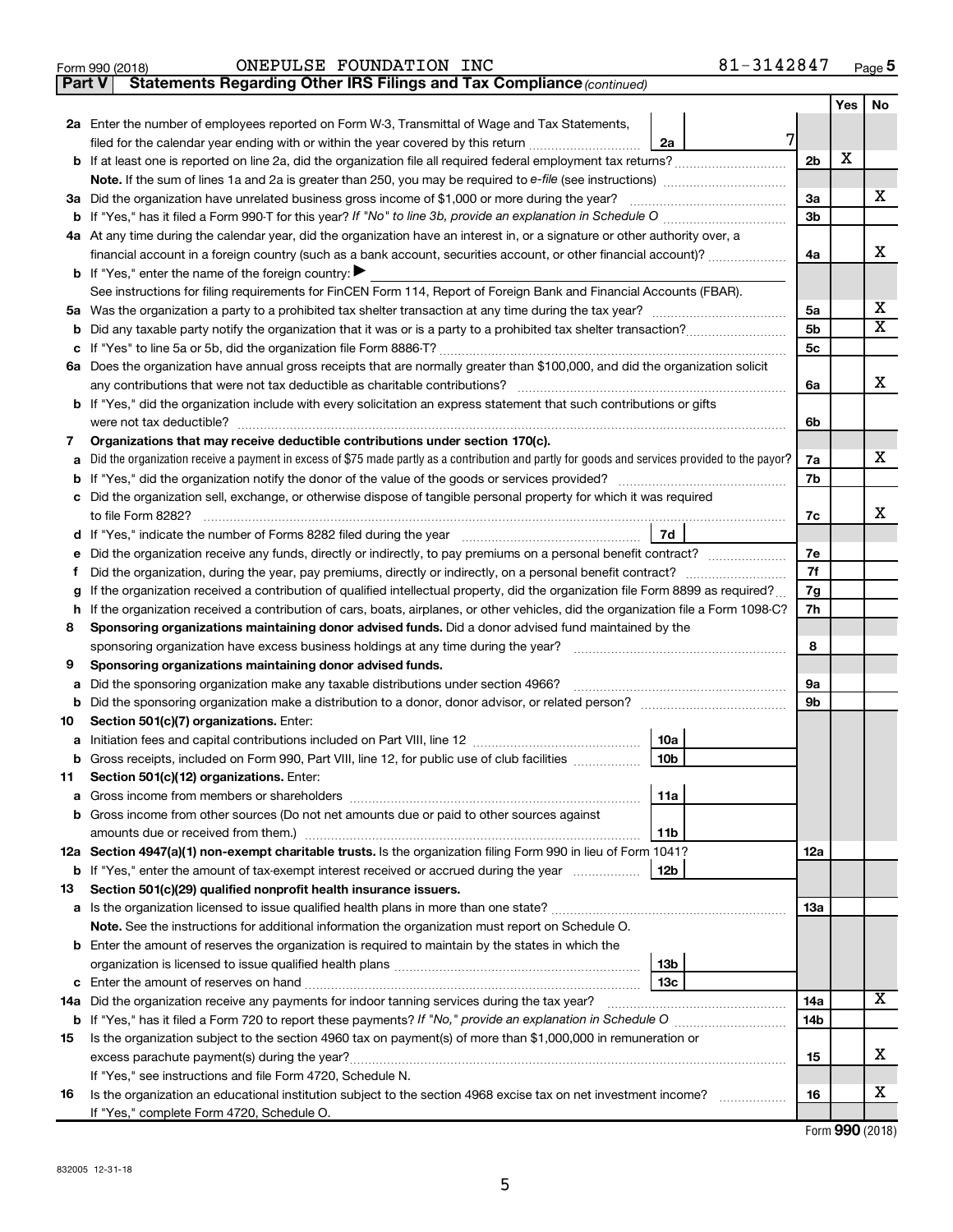Form 990 (2018) ONEPULSE FOUNDATION INC 81-3142847

## Part V Statements Regarding Other IRS Filings and Tax Compliance *(continued)*

| | | | | Yes | No |
|---|---|---|---|---|---|
| **2a** | Enter the number of employees reported on Form W-3, Transmittal of Wage and Tax Statements, filed for the calendar year ending with or within the year covered by this return | 2a 7 | | | |
| **b** | If at least one is reported on line 2a, did the organization file all required federal employment tax returns? | | 2b | X | |
| | **Note.** If the sum of lines 1a and 2a is greater than 250, you may be required to *e-file* (see instructions) | | | | |
| **3a** | Did the organization have unrelated business gross income of $1,000 or more during the year? | | 3a | | X |
| **b** | If "Yes," has it filed a Form 990-T for this year? *If "No" to line 3b, provide an explanation in Schedule O* | | 3b | | |
| **4a** | At any time during the calendar year, did the organization have an interest in, or a signature or other authority over, a financial account in a foreign country (such as a bank account, securities account, or other financial account)? | | 4a | | X |
| **b** | If "Yes," enter the name of the foreign country: ▶ | | | | |
| | See instructions for filing requirements for FinCEN Form 114, Report of Foreign Bank and Financial Accounts (FBAR). | | | | |
| **5a** | Was the organization a party to a prohibited tax shelter transaction at any time during the tax year? | | 5a | | X |
| **b** | Did any taxable party notify the organization that it was or is a party to a prohibited tax shelter transaction? | | 5b | | X |
| **c** | If "Yes" to line 5a or 5b, did the organization file Form 8886-T? | | 5c | | |
| **6a** | Does the organization have annual gross receipts that are normally greater than $100,000, and did the organization solicit any contributions that were not tax deductible as charitable contributions? | | 6a | | X |
| **b** | If "Yes," did the organization include with every solicitation an express statement that such contributions or gifts were not tax deductible? | | 6b | | |
| **7** | **Organizations that may receive deductible contributions under section 170(c).** | | | | |
| **a** | Did the organization receive a payment in excess of $75 made partly as a contribution and partly for goods and services provided to the payor? | | 7a | | X |
| **b** | If "Yes," did the organization notify the donor of the value of the goods or services provided? | | 7b | | |
| **c** | Did the organization sell, exchange, or otherwise dispose of tangible personal property for which it was required to file Form 8282? | | 7c | | X |
| **d** | If "Yes," indicate the number of Forms 8282 filed during the year | 7d | | | |
| **e** | Did the organization receive any funds, directly or indirectly, to pay premiums on a personal benefit contract? | | 7e | | |
| **f** | Did the organization, during the year, pay premiums, directly or indirectly, on a personal benefit contract? | | 7f | | |
| **g** | If the organization received a contribution of qualified intellectual property, did the organization file Form 8899 as required? | | 7g | | |
| **h** | If the organization received a contribution of cars, boats, airplanes, or other vehicles, did the organization file a Form 1098-C? | | 7h | | |
| **8** | **Sponsoring organizations maintaining donor advised funds.** Did a donor advised fund maintained by the sponsoring organization have excess business holdings at any time during the year? | | 8 | | |
| **9** | **Sponsoring organizations maintaining donor advised funds.** | | | | |
| **a** | Did the sponsoring organization make any taxable distributions under section 4966? | | 9a | | |
| **b** | Did the sponsoring organization make a distribution to a donor, donor advisor, or related person? | | 9b | | |
| **10** | **Section 501(c)(7) organizations.** Enter: | | | | |
| **a** | Initiation fees and capital contributions included on Part VIII, line 12 | 10a | | | |
| **b** | Gross receipts, included on Form 990, Part VIII, line 12, for public use of club facilities | 10b | | | |
| **11** | **Section 501(c)(12) organizations.** Enter: | | | | |
| **a** | Gross income from members or shareholders | 11a | | | |
| **b** | Gross income from other sources (Do not net amounts due or paid to other sources against amounts due or received from them.) | 11b | | | |
| **12a** | **Section 4947(a)(1) non-exempt charitable trusts.** Is the organization filing Form 990 in lieu of Form 1041? | | 12a | | |
| **b** | If "Yes," enter the amount of tax-exempt interest received or accrued during the year | 12b | | | |
| **13** | **Section 501(c)(29) qualified nonprofit health insurance issuers.** | | | | |
| **a** | Is the organization licensed to issue qualified health plans in more than one state? | | 13a | | |
| | **Note.** See the instructions for additional information the organization must report on Schedule O. | | | | |
| **b** | Enter the amount of reserves the organization is required to maintain by the states in which the organization is licensed to issue qualified health plans | 13b | | | |
| **c** | Enter the amount of reserves on hand | 13c | | | |
| **14a** | Did the organization receive any payments for indoor tanning services during the tax year? | | 14a | | X |
| **b** | If "Yes," has it filed a Form 720 to report these payments? *If "No," provide an explanation in Schedule O* | | 14b | | |
| **15** | Is the organization subject to the section 4960 tax on payment(s) of more than $1,000,000 in remuneration or excess parachute payment(s) during the year? | | 15 | | X |
| | If "Yes," see instructions and file Form 4720, Schedule N. | | | | |
| **16** | Is the organization an educational institution subject to the section 4968 excise tax on net investment income? | | 16 | | X |
| | If "Yes," complete Form 4720, Schedule O. | | | | |

Form **990** (2018)

832005 12-31-18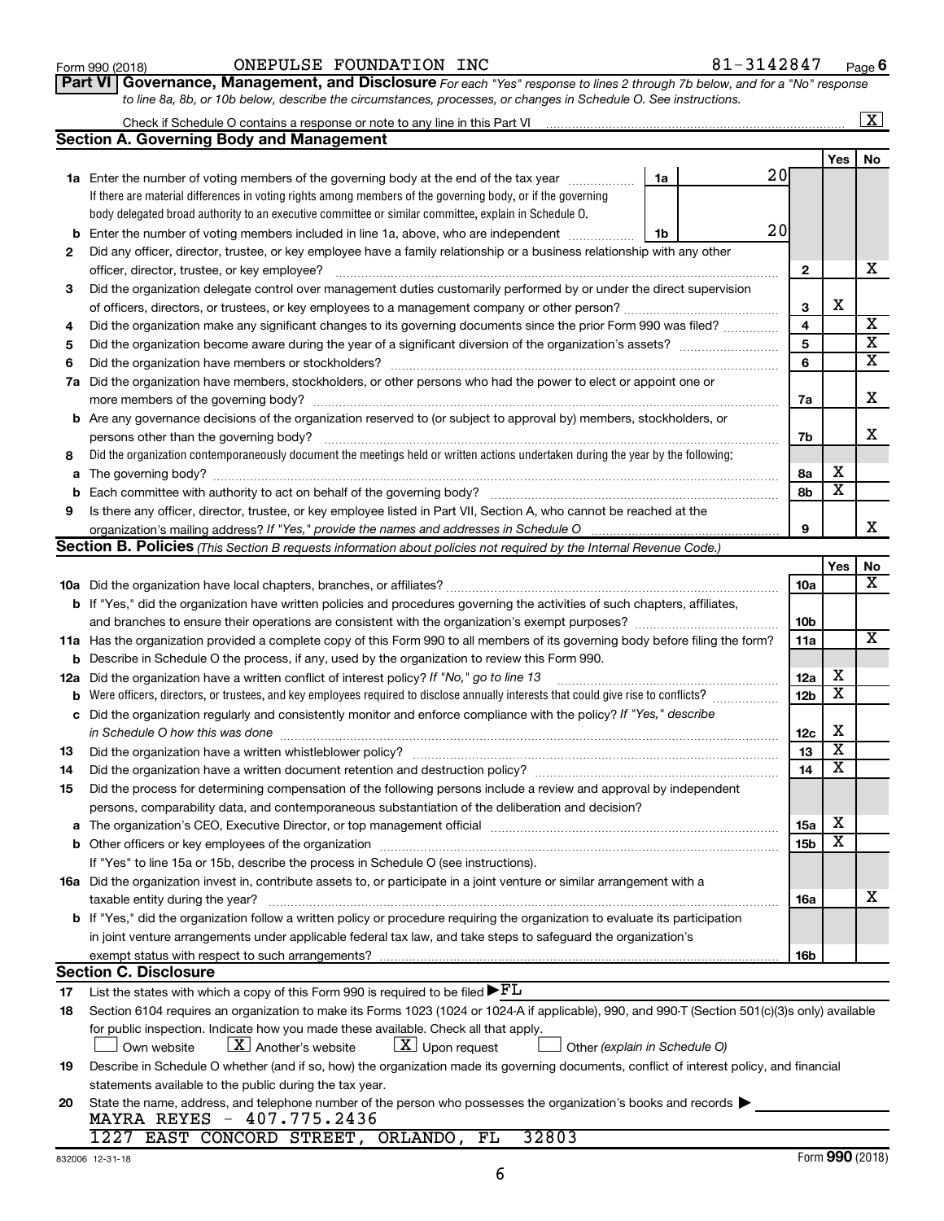Form 990 (2018) ONEPULSE FOUNDATION INC 81-3142847 Page 6

**Part VI Governance, Management, and Disclosure** *For each "Yes" response to lines 2 through 7b below, and for a "No" response to line 8a, 8b, or 10b below, describe the circumstances, processes, or changes in Schedule O. See instructions.*

Check if Schedule O contains a response or note to any line in this Part VI [X]

## Section A. Governing Body and Management

| | | | Yes | No |
|---|---|---|---|---|
| **1a** | Enter the number of voting members of the governing body at the end of the tax year — **1a** 20. If there are material differences in voting rights among members of the governing body, or if the governing body delegated broad authority to an executive committee or similar committee, explain in Schedule O. | | | |
| **b** | Enter the number of voting members included in line 1a, above, who are independent — **1b** 20 | | | |
| **2** | Did any officer, director, trustee, or key employee have a family relationship or a business relationship with any other officer, director, trustee, or key employee? | 2 | | X |
| **3** | Did the organization delegate control over management duties customarily performed by or under the direct supervision of officers, directors, or trustees, or key employees to a management company or other person? | 3 | X | |
| **4** | Did the organization make any significant changes to its governing documents since the prior Form 990 was filed? | 4 | | X |
| **5** | Did the organization become aware during the year of a significant diversion of the organization's assets? | 5 | | X |
| **6** | Did the organization have members or stockholders? | 6 | | X |
| **7a** | Did the organization have members, stockholders, or other persons who had the power to elect or appoint one or more members of the governing body? | 7a | | X |
| **b** | Are any governance decisions of the organization reserved to (or subject to approval by) members, stockholders, or persons other than the governing body? | 7b | | X |
| **8** | Did the organization contemporaneously document the meetings held or written actions undertaken during the year by the following: | | | |
| **a** | The governing body? | 8a | X | |
| **b** | Each committee with authority to act on behalf of the governing body? | 8b | X | |
| **9** | Is there any officer, director, trustee, or key employee listed in Part VII, Section A, who cannot be reached at the organization's mailing address? *If "Yes," provide the names and addresses in Schedule O* | 9 | | X |

## Section B. Policies *(This Section B requests information about policies not required by the Internal Revenue Code.)*

| | | | Yes | No |
|---|---|---|---|---|
| **10a** | Did the organization have local chapters, branches, or affiliates? | 10a | | X |
| **b** | If "Yes," did the organization have written policies and procedures governing the activities of such chapters, affiliates, and branches to ensure their operations are consistent with the organization's exempt purposes? | 10b | | |
| **11a** | Has the organization provided a complete copy of this Form 990 to all members of its governing body before filing the form? | 11a | | X |
| **b** | Describe in Schedule O the process, if any, used by the organization to review this Form 990. | | | |
| **12a** | Did the organization have a written conflict of interest policy? *If "No," go to line 13* | 12a | X | |
| **b** | Were officers, directors, or trustees, and key employees required to disclose annually interests that could give rise to conflicts? | 12b | X | |
| **c** | Did the organization regularly and consistently monitor and enforce compliance with the policy? *If "Yes," describe in Schedule O how this was done* | 12c | X | |
| **13** | Did the organization have a written whistleblower policy? | 13 | X | |
| **14** | Did the organization have a written document retention and destruction policy? | 14 | X | |
| **15** | Did the process for determining compensation of the following persons include a review and approval by independent persons, comparability data, and contemporaneous substantiation of the deliberation and decision? | | | |
| **a** | The organization's CEO, Executive Director, or top management official | 15a | X | |
| **b** | Other officers or key employees of the organization | 15b | X | |
| | If "Yes" to line 15a or 15b, describe the process in Schedule O (see instructions). | | | |
| **16a** | Did the organization invest in, contribute assets to, or participate in a joint venture or similar arrangement with a taxable entity during the year? | 16a | | X |
| **b** | If "Yes," did the organization follow a written policy or procedure requiring the organization to evaluate its participation in joint venture arrangements under applicable federal tax law, and take steps to safeguard the organization's exempt status with respect to such arrangements? | 16b | | |

## Section C. Disclosure

**17** List the states with which a copy of this Form 990 is required to be filed ▶ FL

**18** Section 6104 requires an organization to make its Forms 1023 (1024 or 1024-A if applicable), 990, and 990-T (Section 501(c)(3)s only) available for public inspection. Indicate how you made these available. Check all that apply.

[ ] Own website  [X] Another's website  [X] Upon request  [ ] Other *(explain in Schedule O)*

**19** Describe in Schedule O whether (and if so, how) the organization made its governing documents, conflict of interest policy, and financial statements available to the public during the tax year.

**20** State the name, address, and telephone number of the person who possesses the organization's books and records ▶

MAYRA REYES - 407.775.2436
1227 EAST CONCORD STREET, ORLANDO, FL 32803

832006 12-31-18 Form **990** (2018)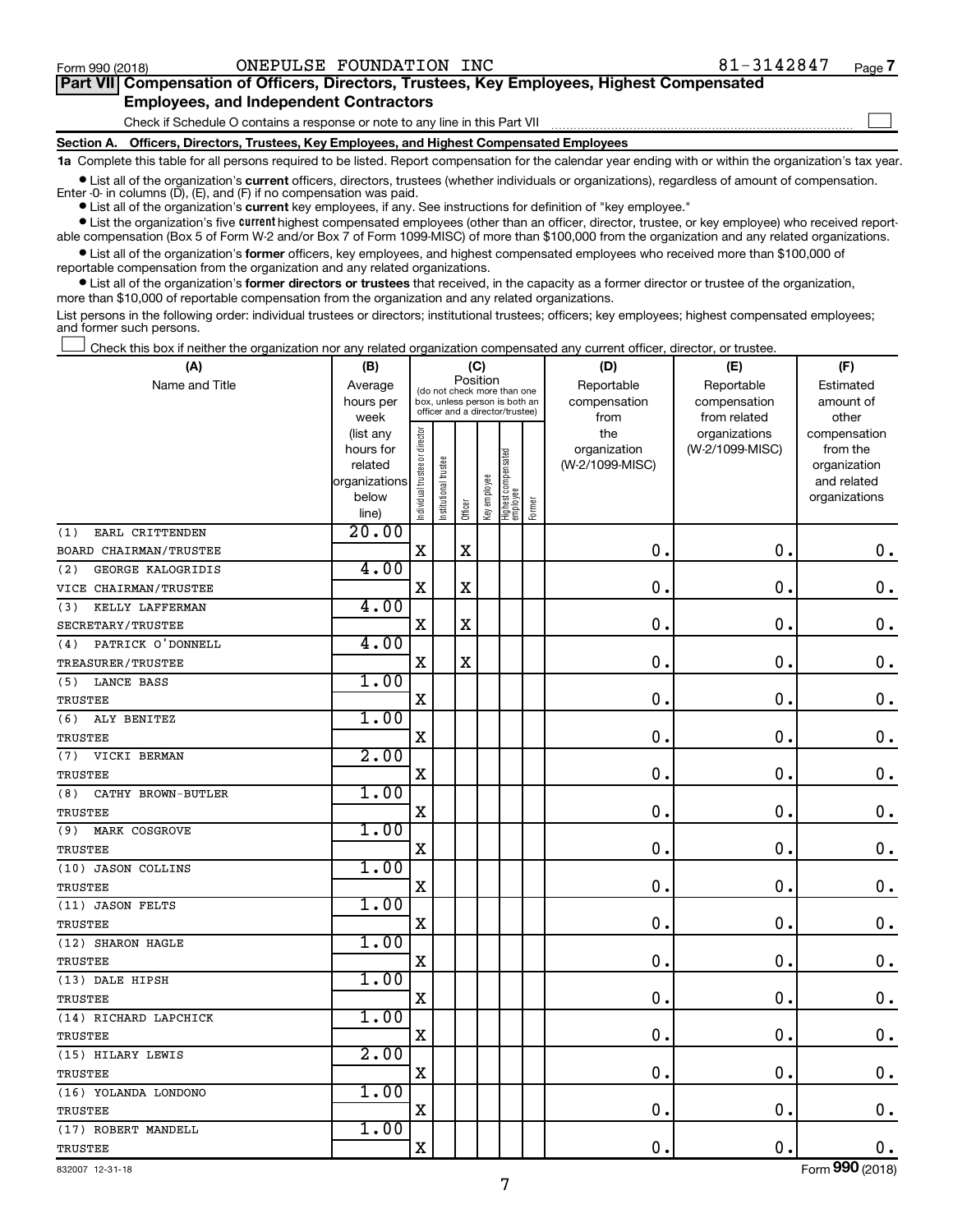Form 990 (2018) ONEPULSE FOUNDATION INC 81-3142847 Page 7

## Part VII Compensation of Officers, Directors, Trustees, Key Employees, Highest Compensated Employees, and Independent Contractors

Check if Schedule O contains a response or note to any line in this Part VII

### Section A. Officers, Directors, Trustees, Key Employees, and Highest Compensated Employees

**1a** Complete this table for all persons required to be listed. Report compensation for the calendar year ending with or within the organization's tax year.

- List all of the organization's **current** officers, directors, trustees (whether individuals or organizations), regardless of amount of compensation. Enter -0- in columns (D), (E), and (F) if no compensation was paid.
- List all of the organization's **current** key employees, if any. See instructions for definition of "key employee."
- List the organization's five **current** highest compensated employees (other than an officer, director, trustee, or key employee) who received reportable compensation (Box 5 of Form W-2 and/or Box 7 of Form 1099-MISC) of more than $100,000 from the organization and any related organizations.
- List all of the organization's **former** officers, key employees, and highest compensated employees who received more than $100,000 of reportable compensation from the organization and any related organizations.
- List all of the organization's **former directors or trustees** that received, in the capacity as a former director or trustee of the organization, more than $10,000 of reportable compensation from the organization and any related organizations.

List persons in the following order: individual trustees or directors; institutional trustees; officers; key employees; highest compensated employees; and former such persons.

Check this box if neither the organization nor any related organization compensated any current officer, director, or trustee.

| (A) Name and Title | (B) Average hours per week (list any hours for related organizations below line) | (C) Position: Individual trustee or director | Institutional trustee | Officer | Key employee | Highest compensated employee | Former | (D) Reportable compensation from the organization (W-2/1099-MISC) | (E) Reportable compensation from related organizations (W-2/1099-MISC) | (F) Estimated amount of other compensation from the organization and related organizations |
|---|---|---|---|---|---|---|---|---|---|---|
| (1) EARL CRITTENDEN<br>BOARD CHAIRMAN/TRUSTEE | 20.00 | X | | X | | | | 0. | 0. | 0. |
| (2) GEORGE KALOGRIDIS<br>VICE CHAIRMAN/TRUSTEE | 4.00 | X | | X | | | | 0. | 0. | 0. |
| (3) KELLY LAFFERMAN<br>SECRETARY/TRUSTEE | 4.00 | X | | X | | | | 0. | 0. | 0. |
| (4) PATRICK O'DONNELL<br>TREASURER/TRUSTEE | 4.00 | X | | X | | | | 0. | 0. | 0. |
| (5) LANCE BASS<br>TRUSTEE | 1.00 | X | | | | | | 0. | 0. | 0. |
| (6) ALY BENITEZ<br>TRUSTEE | 1.00 | X | | | | | | 0. | 0. | 0. |
| (7) VICKI BERMAN<br>TRUSTEE | 2.00 | X | | | | | | 0. | 0. | 0. |
| (8) CATHY BROWN-BUTLER<br>TRUSTEE | 1.00 | X | | | | | | 0. | 0. | 0. |
| (9) MARK COSGROVE<br>TRUSTEE | 1.00 | X | | | | | | 0. | 0. | 0. |
| (10) JASON COLLINS<br>TRUSTEE | 1.00 | X | | | | | | 0. | 0. | 0. |
| (11) JASON FELTS<br>TRUSTEE | 1.00 | X | | | | | | 0. | 0. | 0. |
| (12) SHARON HAGLE<br>TRUSTEE | 1.00 | X | | | | | | 0. | 0. | 0. |
| (13) DALE HIPSH<br>TRUSTEE | 1.00 | X | | | | | | 0. | 0. | 0. |
| (14) RICHARD LAPCHICK<br>TRUSTEE | 1.00 | X | | | | | | 0. | 0. | 0. |
| (15) HILARY LEWIS<br>TRUSTEE | 2.00 | X | | | | | | 0. | 0. | 0. |
| (16) YOLANDA LONDONO<br>TRUSTEE | 1.00 | X | | | | | | 0. | 0. | 0. |
| (17) ROBERT MANDELL<br>TRUSTEE | 1.00 | X | | | | | | 0. | 0. | 0. |

832007 12-31-18 Form 990 (2018)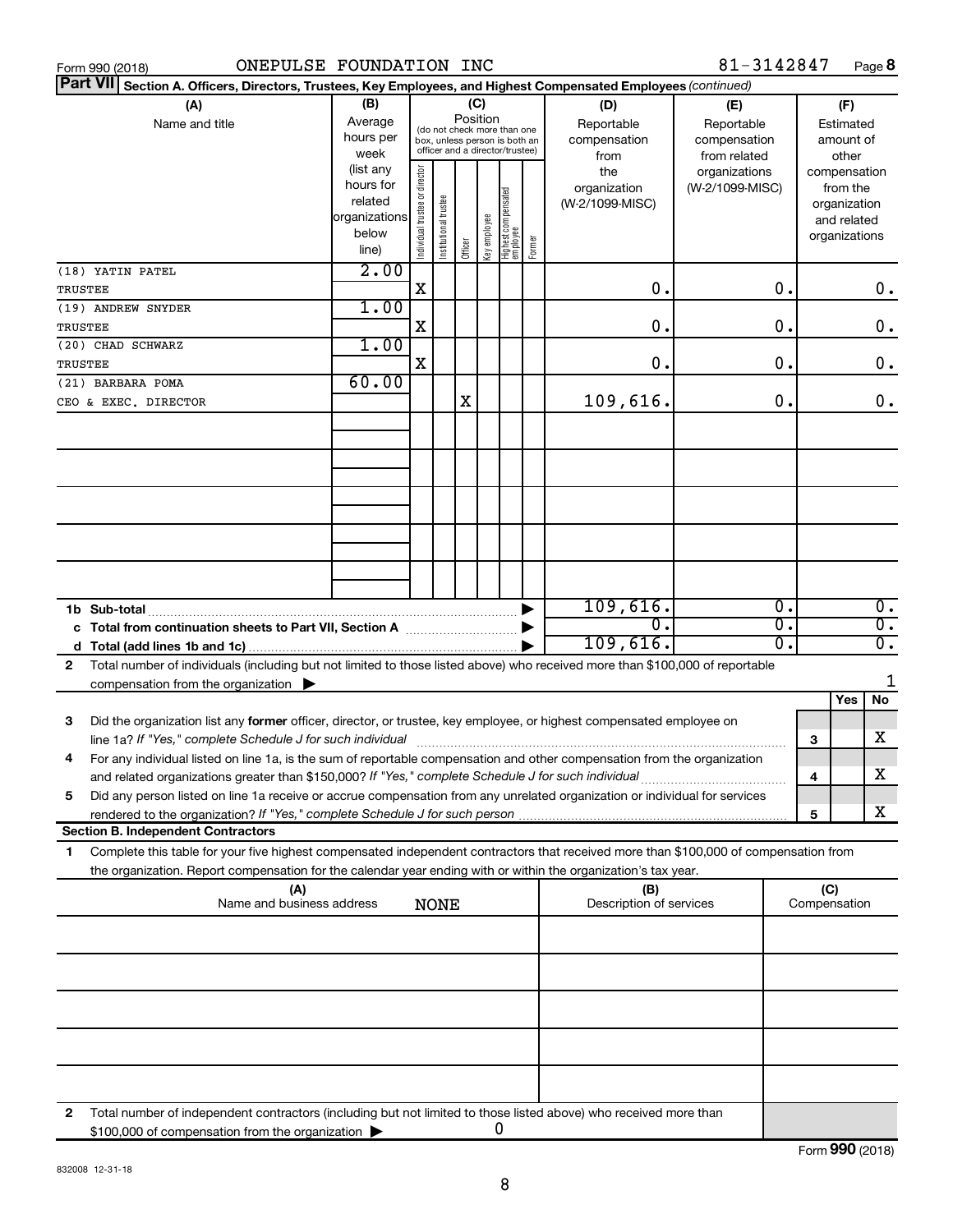Form 990 (2018) ONEPULSE FOUNDATION INC 81-3142847 Page **8**

**Part VII** **Section A. Officers, Directors, Trustees, Key Employees, and Highest Compensated Employees** *(continued)*

| (A) Name and title | (B) Average hours per week (list any hours for related organizations below line) | (C) Position: Individual trustee or director | Institutional trustee | Officer | Key employee | Highest compensated employee | Former | (D) Reportable compensation from the organization (W-2/1099-MISC) | (E) Reportable compensation from related organizations (W-2/1099-MISC) | (F) Estimated amount of other compensation from the organization and related organizations |
|---|---|---|---|---|---|---|---|---|---|---|
| (18) YATIN PATEL<br>TRUSTEE | 2.00 | X | | | | | | 0. | 0. | 0. |
| (19) ANDREW SNYDER<br>TRUSTEE | 1.00 | X | | | | | | 0. | 0. | 0. |
| (20) CHAD SCHWARZ<br>TRUSTEE | 1.00 | X | | | | | | 0. | 0. | 0. |
| (21) BARBARA POMA<br>CEO & EXEC. DIRECTOR | 60.00 | | | X | | | | 109,616. | 0. | 0. |
| | | | | | | | | | | |
| | | | | | | | | | | |
| | | | | | | | | | | |
| | | | | | | | | | | |
| | | | | | | | | | | |
| **1b Sub-total** | | | | | | | | 109,616. | 0. | 0. |
| **c Total from continuation sheets to Part VII, Section A** | | | | | | | | 0. | 0. | 0. |
| **d Total (add lines 1b and 1c)** | | | | | | | | 109,616. | 0. | 0. |

**2** Total number of individuals (including but not limited to those listed above) who received more than $100,000 of reportable compensation from the organization ▶ 1

| | | | Yes | No |
|---|---|---|---|---|
| **3** | Did the organization list any **former** officer, director, or trustee, key employee, or highest compensated employee on line 1a? *If "Yes," complete Schedule J for such individual* | 3 | | X |
| **4** | For any individual listed on line 1a, is the sum of reportable compensation and other compensation from the organization and related organizations greater than $150,000? *If "Yes," complete Schedule J for such individual* | 4 | | X |
| **5** | Did any person listed on line 1a receive or accrue compensation from any unrelated organization or individual for services rendered to the organization? *If "Yes," complete Schedule J for such person* | 5 | | X |

**Section B. Independent Contractors**

**1** Complete this table for your five highest compensated independent contractors that received more than $100,000 of compensation from the organization. Report compensation for the calendar year ending with or within the organization's tax year.

| (A) Name and business address | (B) Description of services | (C) Compensation |
|---|---|---|
| NONE | | |
| | | |
| | | |
| | | |
| | | |

**2** Total number of independent contractors (including but not limited to those listed above) who received more than $100,000 of compensation from the organization ▶ 0

Form **990** (2018)

832008 12-31-18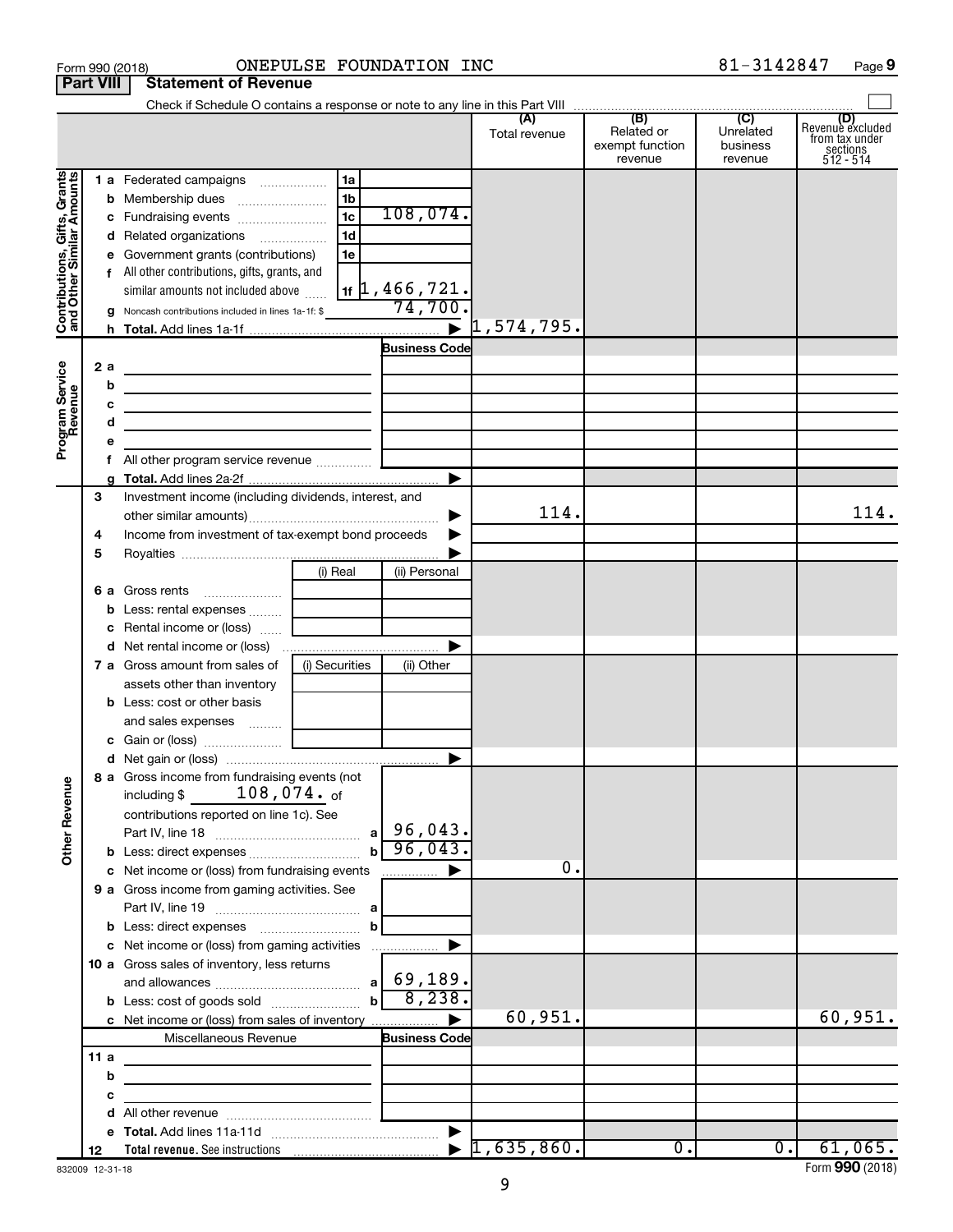Form 990 (2018) ONEPULSE FOUNDATION INC 81-3142847 Page 9

**Part VIII Statement of Revenue**

Check if Schedule O contains a response or note to any line in this Part VIII

| | | | | (A) Total revenue | (B) Related or exempt function revenue | (C) Unrelated business revenue | (D) Revenue excluded from tax under sections 512 - 514 |
|---|---|---|---|---|---|---|---|
| **Contributions, Gifts, Grants and Other Similar Amounts** | 1 a Federated campaigns | 1a | | | | | |
| | b Membership dues | 1b | | | | | |
| | c Fundraising events | 1c | 108,074. | | | | |
| | d Related organizations | 1d | | | | | |
| | e Government grants (contributions) | 1e | | | | | |
| | f All other contributions, gifts, grants, and similar amounts not included above | 1f | 1,466,721. | | | | |
| | g Noncash contributions included in lines 1a-1f: $ | | 74,700. | | | | |
| | h **Total.** Add lines 1a-1f | | ▶ | 1,574,795. | | | |
| **Program Service Revenue** | | | Business Code | | | | |
| | 2 a | | | | | | |
| | b | | | | | | |
| | c | | | | | | |
| | d | | | | | | |
| | e | | | | | | |
| | f All other program service revenue | | | | | | |
| | g **Total.** Add lines 2a-2f | | ▶ | | | | |
| | 3 Investment income (including dividends, interest, and other similar amounts) | | ▶ | 114. | | | 114. |
| | 4 Income from investment of tax-exempt bond proceeds | | ▶ | | | | |
| | 5 Royalties | | ▶ | | | | |
| | | (i) Real | (ii) Personal | | | | |
| | 6 a Gross rents | | | | | | |
| | b Less: rental expenses | | | | | | |
| | c Rental income or (loss) | | | | | | |
| | d Net rental income or (loss) | | ▶ | | | | |
| | 7 a Gross amount from sales of assets other than inventory | (i) Securities | (ii) Other | | | | |
| | b Less: cost or other basis and sales expenses | | | | | | |
| | c Gain or (loss) | | | | | | |
| | d Net gain or (loss) | | ▶ | | | | |
| **Other Revenue** | 8 a Gross income from fundraising events (not including $ 108,074. of contributions reported on line 1c). See Part IV, line 18 | a | 96,043. | | | | |
| | b Less: direct expenses | b | 96,043. | | | | |
| | c Net income or (loss) from fundraising events | | ▶ | 0. | | | |
| | 9 a Gross income from gaming activities. See Part IV, line 19 | a | | | | | |
| | b Less: direct expenses | b | | | | | |
| | c Net income or (loss) from gaming activities | | ▶ | | | | |
| | 10 a Gross sales of inventory, less returns and allowances | a | 69,189. | | | | |
| | b Less: cost of goods sold | b | 8,238. | | | | |
| | c Net income or (loss) from sales of inventory | | ▶ | 60,951. | | | 60,951. |
| | Miscellaneous Revenue | | Business Code | | | | |
| | 11 a | | | | | | |
| | b | | | | | | |
| | c | | | | | | |
| | d All other revenue | | | | | | |
| | e **Total.** Add lines 11a-11d | | ▶ | | | | |
| | 12 **Total revenue.** See instructions | | ▶ | 1,635,860. | 0. | 0. | 61,065. |

832009 12-31-18 Form **990** (2018)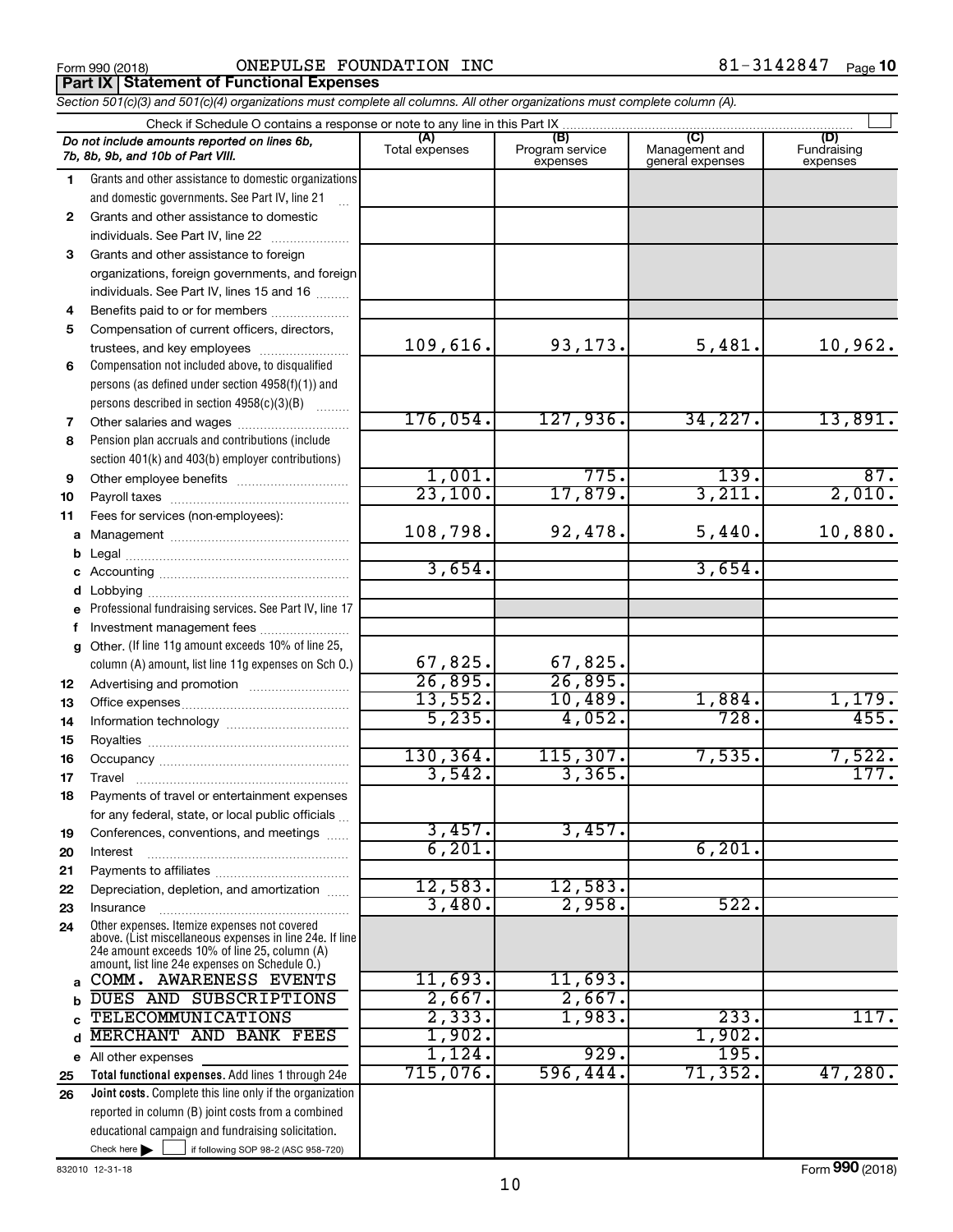Form 990 (2018) ONEPULSE FOUNDATION INC 81-3142847 Page 10

## Part IX Statement of Functional Expenses

*Section 501(c)(3) and 501(c)(4) organizations must complete all columns. All other organizations must complete column (A).*

Check if Schedule O contains a response or note to any line in this Part IX ☐

| | *Do not include amounts reported on lines 6b, 7b, 8b, 9b, and 10b of Part VIII.* | (A) Total expenses | (B) Program service expenses | (C) Management and general expenses | (D) Fundraising expenses |
|---|---|---|---|---|---|
| 1 | Grants and other assistance to domestic organizations and domestic governments. See Part IV, line 21 | | | | |
| 2 | Grants and other assistance to domestic individuals. See Part IV, line 22 | | | | |
| 3 | Grants and other assistance to foreign organizations, foreign governments, and foreign individuals. See Part IV, lines 15 and 16 | | | | |
| 4 | Benefits paid to or for members | | | | |
| 5 | Compensation of current officers, directors, trustees, and key employees | 109,616. | 93,173. | 5,481. | 10,962. |
| 6 | Compensation not included above, to disqualified persons (as defined under section 4958(f)(1)) and persons described in section 4958(c)(3)(B) | | | | |
| 7 | Other salaries and wages | 176,054. | 127,936. | 34,227. | 13,891. |
| 8 | Pension plan accruals and contributions (include section 401(k) and 403(b) employer contributions) | | | | |
| 9 | Other employee benefits | 1,001. | 775. | 139. | 87. |
| 10 | Payroll taxes | 23,100. | 17,879. | 3,211. | 2,010. |
| 11 | Fees for services (non-employees): | | | | |
| a | Management | 108,798. | 92,478. | 5,440. | 10,880. |
| b | Legal | | | | |
| c | Accounting | 3,654. | | 3,654. | |
| d | Lobbying | | | | |
| e | Professional fundraising services. See Part IV, line 17 | | | | |
| f | Investment management fees | | | | |
| g | Other. (If line 11g amount exceeds 10% of line 25, column (A) amount, list line 11g expenses on Sch O.) | 67,825. | 67,825. | | |
| 12 | Advertising and promotion | 26,895. | 26,895. | | |
| 13 | Office expenses | 13,552. | 10,489. | 1,884. | 1,179. |
| 14 | Information technology | 5,235. | 4,052. | 728. | 455. |
| 15 | Royalties | | | | |
| 16 | Occupancy | 130,364. | 115,307. | 7,535. | 7,522. |
| 17 | Travel | 3,542. | 3,365. | | 177. |
| 18 | Payments of travel or entertainment expenses for any federal, state, or local public officials | | | | |
| 19 | Conferences, conventions, and meetings | 3,457. | 3,457. | | |
| 20 | Interest | 6,201. | | 6,201. | |
| 21 | Payments to affiliates | | | | |
| 22 | Depreciation, depletion, and amortization | 12,583. | 12,583. | | |
| 23 | Insurance | 3,480. | 2,958. | 522. | |
| 24 | Other expenses. Itemize expenses not covered above. (List miscellaneous expenses in line 24e. If line 24e amount exceeds 10% of line 25, column (A) amount, list line 24e expenses on Schedule O.) | | | | |
| a | COMM. AWARENESS EVENTS | 11,693. | 11,693. | | |
| b | DUES AND SUBSCRIPTIONS | 2,667. | 2,667. | | |
| c | TELECOMMUNICATIONS | 2,333. | 1,983. | 233. | 117. |
| d | MERCHANT AND BANK FEES | 1,902. | | 1,902. | |
| e | All other expenses | 1,124. | 929. | 195. | |
| 25 | **Total functional expenses.** Add lines 1 through 24e | 715,076. | 596,444. | 71,352. | 47,280. |
| 26 | **Joint costs.** Complete this line only if the organization reported in column (B) joint costs from a combined educational campaign and fundraising solicitation. Check here ☐ if following SOP 98-2 (ASC 958-720) | | | | |

832010 12-31-18

Form **990** (2018)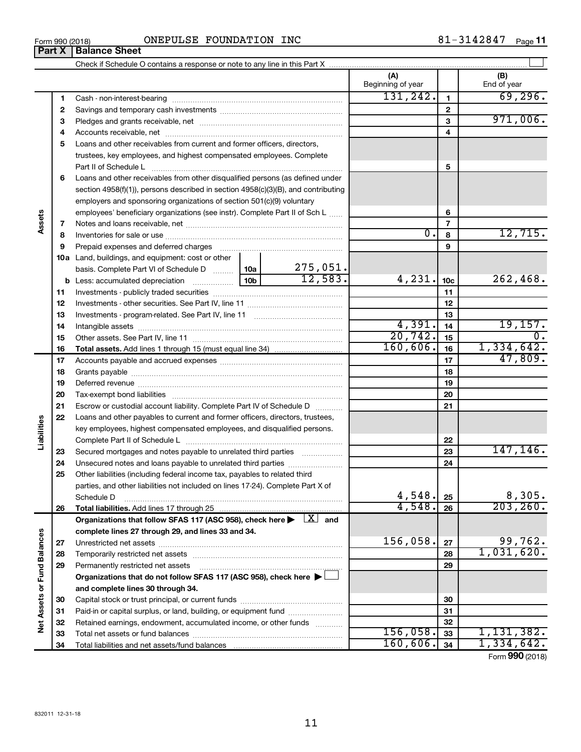Form 990 (2018) ONEPULSE FOUNDATION INC 81-3142847 Page **11**

## Part X Balance Sheet

Check if Schedule O contains a response or note to any line in this Part X ☐

| | | | | (A) Beginning of year | | (B) End of year |
|---|---|---|---|---|---|---|
| **Assets** | 1 | Cash - non-interest-bearing | | 131,242. | 1 | 69,296. |
| | 2 | Savings and temporary cash investments | | | 2 | |
| | 3 | Pledges and grants receivable, net | | | 3 | 971,006. |
| | 4 | Accounts receivable, net | | | 4 | |
| | 5 | Loans and other receivables from current and former officers, directors, trustees, key employees, and highest compensated employees. Complete Part II of Schedule L | | | 5 | |
| | 6 | Loans and other receivables from other disqualified persons (as defined under section 4958(f)(1)), persons described in section 4958(c)(3)(B), and contributing employers and sponsoring organizations of section 501(c)(9) voluntary employees' beneficiary organizations (see instr). Complete Part II of Sch L | | | 6 | |
| | 7 | Notes and loans receivable, net | | | 7 | |
| | 8 | Inventories for sale or use | | 0. | 8 | 12,715. |
| | 9 | Prepaid expenses and deferred charges | | | 9 | |
| | 10a | Land, buildings, and equipment: cost or other basis. Complete Part VI of Schedule D | 10a 275,051. | | | |
| | b | Less: accumulated depreciation | 10b 12,583. | 4,231. | 10c | 262,468. |
| | 11 | Investments - publicly traded securities | | | 11 | |
| | 12 | Investments - other securities. See Part IV, line 11 | | | 12 | |
| | 13 | Investments - program-related. See Part IV, line 11 | | | 13 | |
| | 14 | Intangible assets | | 4,391. | 14 | 19,157. |
| | 15 | Other assets. See Part IV, line 11 | | 20,742. | 15 | 0. |
| | 16 | **Total assets.** Add lines 1 through 15 (must equal line 34) | | 160,606. | 16 | 1,334,642. |
| **Liabilities** | 17 | Accounts payable and accrued expenses | | | 17 | 47,809. |
| | 18 | Grants payable | | | 18 | |
| | 19 | Deferred revenue | | | 19 | |
| | 20 | Tax-exempt bond liabilities | | | 20 | |
| | 21 | Escrow or custodial account liability. Complete Part IV of Schedule D | | | 21 | |
| | 22 | Loans and other payables to current and former officers, directors, trustees, key employees, highest compensated employees, and disqualified persons. Complete Part II of Schedule L | | | 22 | |
| | 23 | Secured mortgages and notes payable to unrelated third parties | | | 23 | 147,146. |
| | 24 | Unsecured notes and loans payable to unrelated third parties | | | 24 | |
| | 25 | Other liabilities (including federal income tax, payables to related third parties, and other liabilities not included on lines 17-24). Complete Part X of Schedule D | | 4,548. | 25 | 8,305. |
| | 26 | **Total liabilities.** Add lines 17 through 25 | | 4,548. | 26 | 203,260. |
| **Net Assets or Fund Balances** | | **Organizations that follow SFAS 117 (ASC 958), check here ▶ ☒ and complete lines 27 through 29, and lines 33 and 34.** | | | | |
| | 27 | Unrestricted net assets | | 156,058. | 27 | 99,762. |
| | 28 | Temporarily restricted net assets | | | 28 | 1,031,620. |
| | 29 | Permanently restricted net assets | | | 29 | |
| | | **Organizations that do not follow SFAS 117 (ASC 958), check here ▶ ☐ and complete lines 30 through 34.** | | | | |
| | 30 | Capital stock or trust principal, or current funds | | | 30 | |
| | 31 | Paid-in or capital surplus, or land, building, or equipment fund | | | 31 | |
| | 32 | Retained earnings, endowment, accumulated income, or other funds | | | 32 | |
| | 33 | Total net assets or fund balances | | 156,058. | 33 | 1,131,382. |
| | 34 | Total liabilities and net assets/fund balances | | 160,606. | 34 | 1,334,642. |

Form **990** (2018)

832011 12-31-18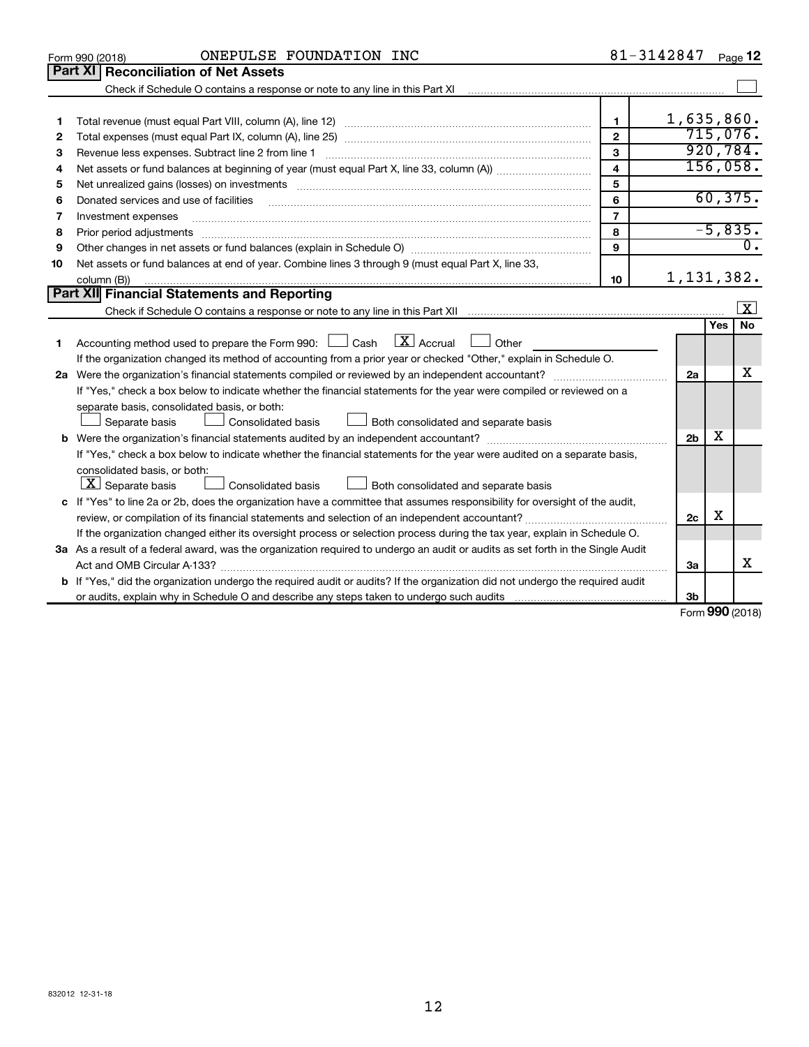Form 990 (2018) ONEPULSE FOUNDATION INC 81-3142847 Page 12

## Part XI Reconciliation of Net Assets

Check if Schedule O contains a response or note to any line in this Part XI [ ]

| | | | |
|---|---|---|---|
| 1 | Total revenue (must equal Part VIII, column (A), line 12) | 1 | 1,635,860. |
| 2 | Total expenses (must equal Part IX, column (A), line 25) | 2 | 715,076. |
| 3 | Revenue less expenses. Subtract line 2 from line 1 | 3 | 920,784. |
| 4 | Net assets or fund balances at beginning of year (must equal Part X, line 33, column (A)) | 4 | 156,058. |
| 5 | Net unrealized gains (losses) on investments | 5 | |
| 6 | Donated services and use of facilities | 6 | 60,375. |
| 7 | Investment expenses | 7 | |
| 8 | Prior period adjustments | 8 | -5,835. |
| 9 | Other changes in net assets or fund balances (explain in Schedule O) | 9 | 0. |
| 10 | Net assets or fund balances at end of year. Combine lines 3 through 9 (must equal Part X, line 33, column (B)) | 10 | 1,131,382. |

## Part XII Financial Statements and Reporting

Check if Schedule O contains a response or note to any line in this Part XII [X]

| | | | Yes | No |
|---|---|---|---|---|
| 1 | Accounting method used to prepare the Form 990: [ ] Cash [X] Accrual [ ] Other<br>If the organization changed its method of accounting from a prior year or checked "Other," explain in Schedule O. | | | |
| 2a | Were the organization's financial statements compiled or reviewed by an independent accountant?<br>If "Yes," check a box below to indicate whether the financial statements for the year were compiled or reviewed on a separate basis, consolidated basis, or both:<br>[ ] Separate basis [ ] Consolidated basis [ ] Both consolidated and separate basis | 2a | | X |
| b | Were the organization's financial statements audited by an independent accountant?<br>If "Yes," check a box below to indicate whether the financial statements for the year were audited on a separate basis, consolidated basis, or both:<br>[X] Separate basis [ ] Consolidated basis [ ] Both consolidated and separate basis | 2b | X | |
| c | If "Yes" to line 2a or 2b, does the organization have a committee that assumes responsibility for oversight of the audit, review, or compilation of its financial statements and selection of an independent accountant?<br>If the organization changed either its oversight process or selection process during the tax year, explain in Schedule O. | 2c | X | |
| 3a | As a result of a federal award, was the organization required to undergo an audit or audits as set forth in the Single Audit Act and OMB Circular A-133? | 3a | | X |
| b | If "Yes," did the organization undergo the required audit or audits? If the organization did not undergo the required audit or audits, explain why in Schedule O and describe any steps taken to undergo such audits | 3b | | |

Form **990** (2018)

832012 12-31-18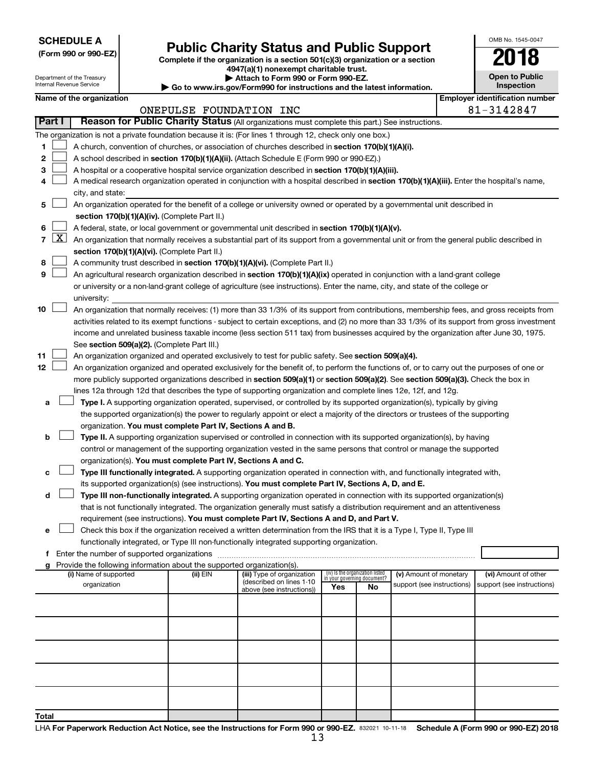**SCHEDULE A**
**(Form 990 or 990-EZ)**

Department of the Treasury
Internal Revenue Service

# Public Charity Status and Public Support

**Complete if the organization is a section 501(c)(3) organization or a section 4947(a)(1) nonexempt charitable trust.**
**▶ Attach to Form 990 or Form 990-EZ.**
**▶ Go to www.irs.gov/Form990 for instructions and the latest information.**

OMB No. 1545-0047

**2018**

**Open to Public Inspection**

**Name of the organization**
ONEPULSE FOUNDATION INC

**Employer identification number**
81-3142847

**Part I** **Reason for Public Charity Status** (All organizations must complete this part.) See instructions.

The organization is not a private foundation because it is: (For lines 1 through 12, check only one box.)

1 [ ] A church, convention of churches, or association of churches described in **section 170(b)(1)(A)(i).**

2 [ ] A school described in **section 170(b)(1)(A)(ii).** (Attach Schedule E (Form 990 or 990-EZ).)

3 [ ] A hospital or a cooperative hospital service organization described in **section 170(b)(1)(A)(iii).**

4 [ ] A medical research organization operated in conjunction with a hospital described in **section 170(b)(1)(A)(iii).** Enter the hospital's name, city, and state:

5 [ ] An organization operated for the benefit of a college or university owned or operated by a governmental unit described in **section 170(b)(1)(A)(iv).** (Complete Part II.)

6 [ ] A federal, state, or local government or governmental unit described in **section 170(b)(1)(A)(v).**

7 [X] An organization that normally receives a substantial part of its support from a governmental unit or from the general public described in **section 170(b)(1)(A)(vi).** (Complete Part II.)

8 [ ] A community trust described in **section 170(b)(1)(A)(vi).** (Complete Part II.)

9 [ ] An agricultural research organization described in **section 170(b)(1)(A)(ix)** operated in conjunction with a land-grant college or university or a non-land-grant college of agriculture (see instructions). Enter the name, city, and state of the college or university:

10 [ ] An organization that normally receives: (1) more than 33 1/3% of its support from contributions, membership fees, and gross receipts from activities related to its exempt functions - subject to certain exceptions, and (2) no more than 33 1/3% of its support from gross investment income and unrelated business taxable income (less section 511 tax) from businesses acquired by the organization after June 30, 1975. See **section 509(a)(2).** (Complete Part III.)

11 [ ] An organization organized and operated exclusively to test for public safety. See **section 509(a)(4).**

12 [ ] An organization organized and operated exclusively for the benefit of, to perform the functions of, or to carry out the purposes of one or more publicly supported organizations described in **section 509(a)(1)** or **section 509(a)(2).** See **section 509(a)(3).** Check the box in lines 12a through 12d that describes the type of supporting organization and complete lines 12e, 12f, and 12g.

a [ ] **Type I.** A supporting organization operated, supervised, or controlled by its supported organization(s), typically by giving the supported organization(s) the power to regularly appoint or elect a majority of the directors or trustees of the supporting organization. **You must complete Part IV, Sections A and B.**

b [ ] **Type II.** A supporting organization supervised or controlled in connection with its supported organization(s), by having control or management of the supporting organization vested in the same persons that control or manage the supported organization(s). **You must complete Part IV, Sections A and C.**

c [ ] **Type III functionally integrated.** A supporting organization operated in connection with, and functionally integrated with, its supported organization(s) (see instructions). **You must complete Part IV, Sections A, D, and E.**

d [ ] **Type III non-functionally integrated.** A supporting organization operated in connection with its supported organization(s) that is not functionally integrated. The organization generally must satisfy a distribution requirement and an attentiveness requirement (see instructions). **You must complete Part IV, Sections A and D, and Part V.**

e [ ] Check this box if the organization received a written determination from the IRS that it is a Type I, Type II, Type III functionally integrated, or Type III non-functionally integrated supporting organization.

f Enter the number of supported organizations

g Provide the following information about the supported organization(s).

| (i) Name of supported organization | (ii) EIN | (iii) Type of organization (described on lines 1-10 above (see instructions)) | (iv) Is the organization listed in your governing document? Yes | No | (v) Amount of monetary support (see instructions) | (vi) Amount of other support (see instructions) |
|---|---|---|---|---|---|---|
| | | | | | | |
| | | | | | | |
| | | | | | | |
| | | | | | | |
| | | | | | | |
| **Total** | | | | | | |

LHA **For Paperwork Reduction Act Notice, see the Instructions for Form 990 or 990-EZ.** 832021 10-11-18 **Schedule A (Form 990 or 990-EZ) 2018**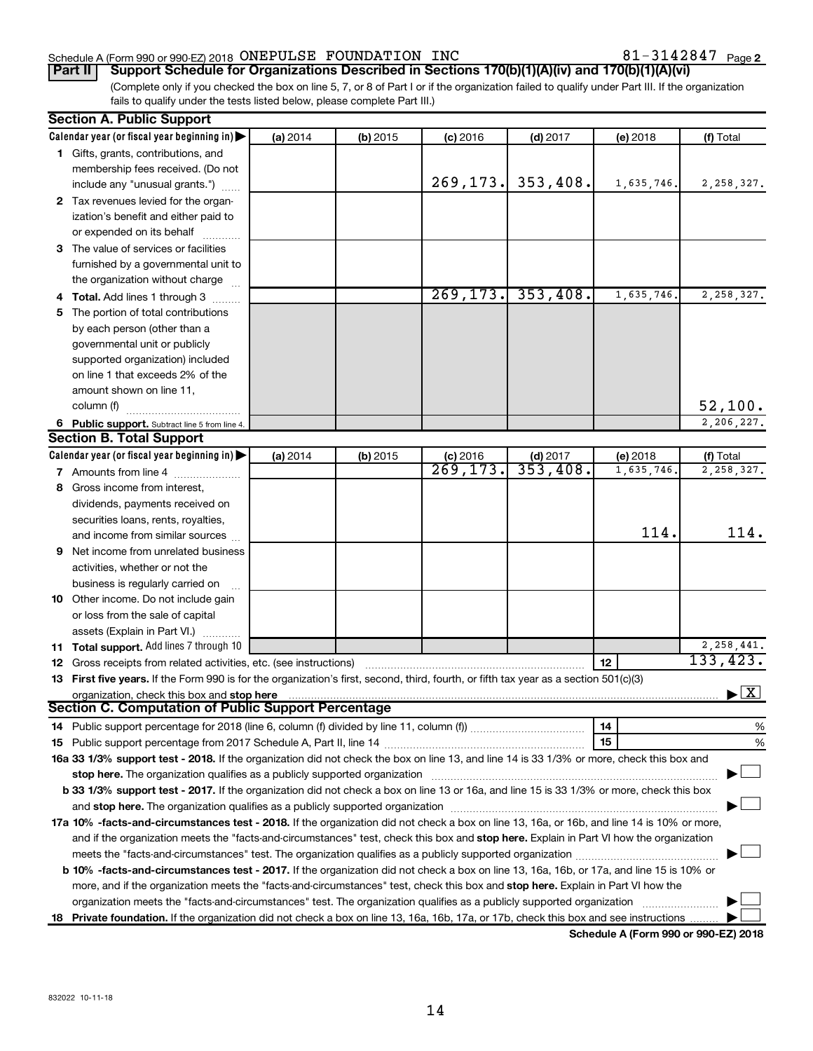Schedule A (Form 990 or 990-EZ) 2018 ONEPULSE FOUNDATION INC 81-3142847 Page 2

**Part II | Support Schedule for Organizations Described in Sections 170(b)(1)(A)(iv) and 170(b)(1)(A)(vi)**

(Complete only if you checked the box on line 5, 7, or 8 of Part I or if the organization failed to qualify under Part III. If the organization fails to qualify under the tests listed below, please complete Part III.)

## Section A. Public Support

| Calendar year (or fiscal year beginning in) ▶ | (a) 2014 | (b) 2015 | (c) 2016 | (d) 2017 | (e) 2018 | (f) Total |
|---|---|---|---|---|---|---|
| **1** Gifts, grants, contributions, and membership fees received. (Do not include any "unusual grants.") | | | 269,173. | 353,408. | 1,635,746. | 2,258,327. |
| **2** Tax revenues levied for the organization's benefit and either paid to or expended on its behalf | | | | | | |
| **3** The value of services or facilities furnished by a governmental unit to the organization without charge | | | | | | |
| **4 Total.** Add lines 1 through 3 | | | 269,173. | 353,408. | 1,635,746. | 2,258,327. |
| **5** The portion of total contributions by each person (other than a governmental unit or publicly supported organization) included on line 1 that exceeds 2% of the amount shown on line 11, column (f) | | | | | | 52,100. |
| **6 Public support.** Subtract line 5 from line 4. | | | | | | 2,206,227. |

## Section B. Total Support

| Calendar year (or fiscal year beginning in) ▶ | (a) 2014 | (b) 2015 | (c) 2016 | (d) 2017 | (e) 2018 | (f) Total |
|---|---|---|---|---|---|---|
| **7** Amounts from line 4 | | | 269,173. | 353,408. | 1,635,746. | 2,258,327. |
| **8** Gross income from interest, dividends, payments received on securities loans, rents, royalties, and income from similar sources | | | | | 114. | 114. |
| **9** Net income from unrelated business activities, whether or not the business is regularly carried on | | | | | | |
| **10** Other income. Do not include gain or loss from the sale of capital assets (Explain in Part VI.) | | | | | | |
| **11 Total support.** Add lines 7 through 10 | | | | | | 2,258,441. |

**12** Gross receipts from related activities, etc. (see instructions) | **12** | 133,423.

**13 First five years.** If the Form 990 is for the organization's first, second, third, fourth, or fifth tax year as a section 501(c)(3) organization, check this box and **stop here** ▶ [X]

## Section C. Computation of Public Support Percentage

**14** Public support percentage for 2018 (line 6, column (f) divided by line 11, column (f)) | **14** | %

**15** Public support percentage from 2017 Schedule A, Part II, line 14 | **15** | %

**16a 33 1/3% support test - 2018.** If the organization did not check the box on line 13, and line 14 is 33 1/3% or more, check this box and **stop here.** The organization qualifies as a publicly supported organization ▶ [ ]

**b 33 1/3% support test - 2017.** If the organization did not check a box on line 13 or 16a, and line 15 is 33 1/3% or more, check this box and **stop here.** The organization qualifies as a publicly supported organization ▶ [ ]

**17a 10% -facts-and-circumstances test - 2018.** If the organization did not check a box on line 13, 16a, or 16b, and line 14 is 10% or more, and if the organization meets the "facts-and-circumstances" test, check this box and **stop here.** Explain in Part VI how the organization meets the "facts-and-circumstances" test. The organization qualifies as a publicly supported organization ▶ [ ]

**b 10% -facts-and-circumstances test - 2017.** If the organization did not check a box on line 13, 16a, 16b, or 17a, and line 15 is 10% or more, and if the organization meets the "facts-and-circumstances" test, check this box and **stop here.** Explain in Part VI how the organization meets the "facts-and-circumstances" test. The organization qualifies as a publicly supported organization ▶ [ ]

**18 Private foundation.** If the organization did not check a box on line 13, 16a, 16b, 17a, or 17b, check this box and see instructions ▶ [ ]

**Schedule A (Form 990 or 990-EZ) 2018**

832022 10-11-18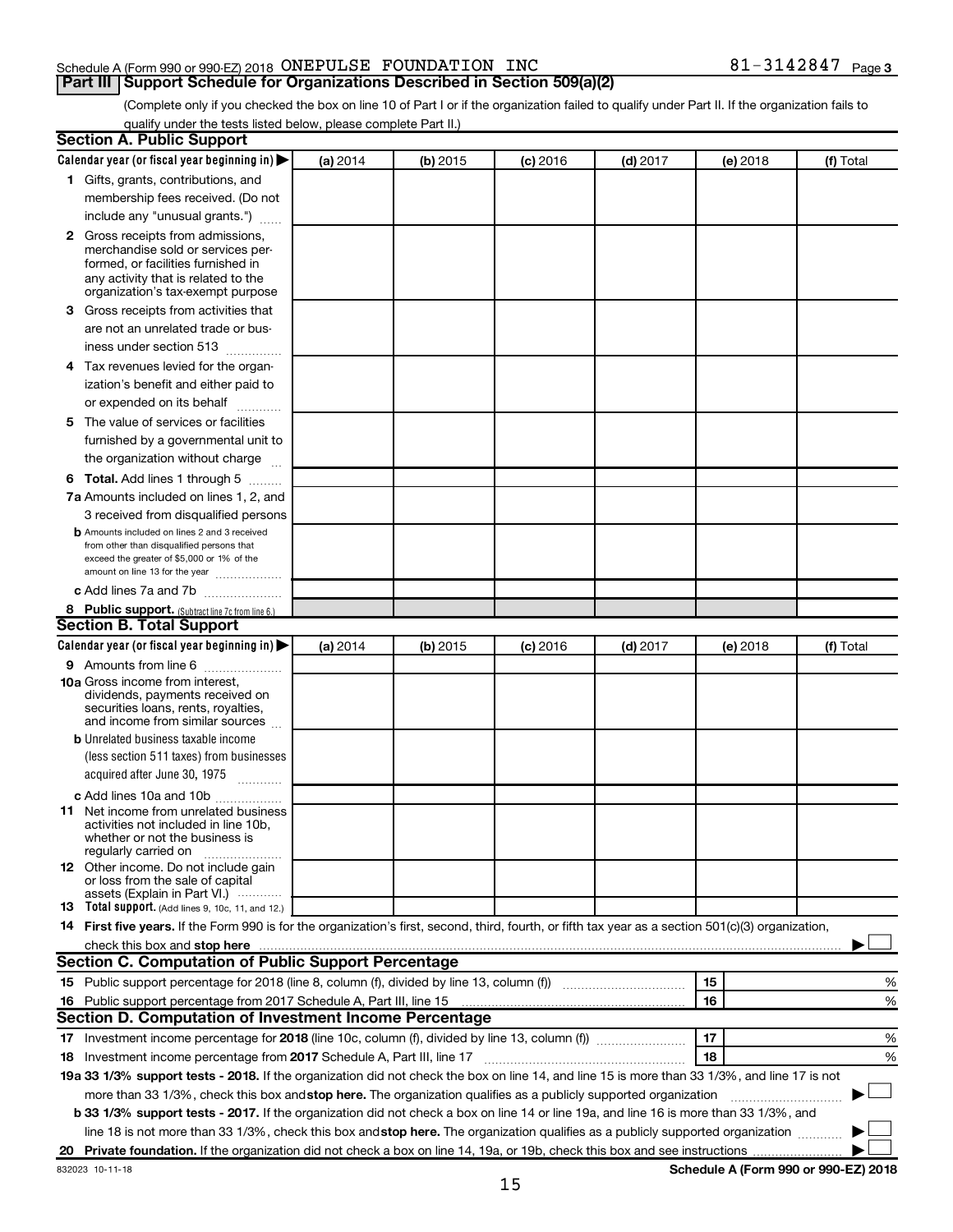Schedule A (Form 990 or 990-EZ) 2018 ONEPULSE FOUNDATION INC 81-3142847 Page 3

## Part III Support Schedule for Organizations Described in Section 509(a)(2)

(Complete only if you checked the box on line 10 of Part I or if the organization failed to qualify under Part II. If the organization fails to qualify under the tests listed below, please complete Part II.)

### Section A. Public Support

| Calendar year (or fiscal year beginning in) ▶ | (a) 2014 | (b) 2015 | (c) 2016 | (d) 2017 | (e) 2018 | (f) Total |
|---|---|---|---|---|---|---|
| 1 Gifts, grants, contributions, and membership fees received. (Do not include any "unusual grants.") | | | | | | |
| 2 Gross receipts from admissions, merchandise sold or services performed, or facilities furnished in any activity that is related to the organization's tax-exempt purpose | | | | | | |
| 3 Gross receipts from activities that are not an unrelated trade or business under section 513 | | | | | | |
| 4 Tax revenues levied for the organization's benefit and either paid to or expended on its behalf | | | | | | |
| 5 The value of services or facilities furnished by a governmental unit to the organization without charge | | | | | | |
| 6 **Total.** Add lines 1 through 5 | | | | | | |
| 7a Amounts included on lines 1, 2, and 3 received from disqualified persons | | | | | | |
| b Amounts included on lines 2 and 3 received from other than disqualified persons that exceed the greater of $5,000 or 1% of the amount on line 13 for the year | | | | | | |
| c Add lines 7a and 7b | | | | | | |
| 8 **Public support.** (Subtract line 7c from line 6.) | | | | | | |

### Section B. Total Support

| Calendar year (or fiscal year beginning in) ▶ | (a) 2014 | (b) 2015 | (c) 2016 | (d) 2017 | (e) 2018 | (f) Total |
|---|---|---|---|---|---|---|
| 9 Amounts from line 6 | | | | | | |
| 10a Gross income from interest, dividends, payments received on securities loans, rents, royalties, and income from similar sources | | | | | | |
| b Unrelated business taxable income (less section 511 taxes) from businesses acquired after June 30, 1975 | | | | | | |
| c Add lines 10a and 10b | | | | | | |
| 11 Net income from unrelated business activities not included in line 10b, whether or not the business is regularly carried on | | | | | | |
| 12 Other income. Do not include gain or loss from the sale of capital assets (Explain in Part VI.) | | | | | | |
| 13 **Total support.** (Add lines 9, 10c, 11, and 12.) | | | | | | |

14 **First five years.** If the Form 990 is for the organization's first, second, third, fourth, or fifth tax year as a section 501(c)(3) organization, check this box and **stop here** ▶ ☐

### Section C. Computation of Public Support Percentage

| | | | |
|---|---|---|---|
| 15 | Public support percentage for 2018 (line 8, column (f), divided by line 13, column (f)) | 15 | % |
| 16 | Public support percentage from 2017 Schedule A, Part III, line 15 | 16 | % |

### Section D. Computation of Investment Income Percentage

| | | | |
|---|---|---|---|
| 17 | Investment income percentage for **2018** (line 10c, column (f), divided by line 13, column (f)) | 17 | % |
| 18 | Investment income percentage from **2017** Schedule A, Part III, line 17 | 18 | % |

**19a 33 1/3% support tests - 2018.** If the organization did not check the box on line 14, and line 15 is more than 33 1/3%, and line 17 is not more than 33 1/3%, check this box and **stop here.** The organization qualifies as a publicly supported organization ▶ ☐

**b 33 1/3% support tests - 2017.** If the organization did not check a box on line 14 or line 19a, and line 16 is more than 33 1/3%, and line 18 is not more than 33 1/3%, check this box and **stop here.** The organization qualifies as a publicly supported organization ▶ ☐

**20 Private foundation.** If the organization did not check a box on line 14, 19a, or 19b, check this box and see instructions ▶ ☐

832023 10-11-18 **Schedule A (Form 990 or 990-EZ) 2018**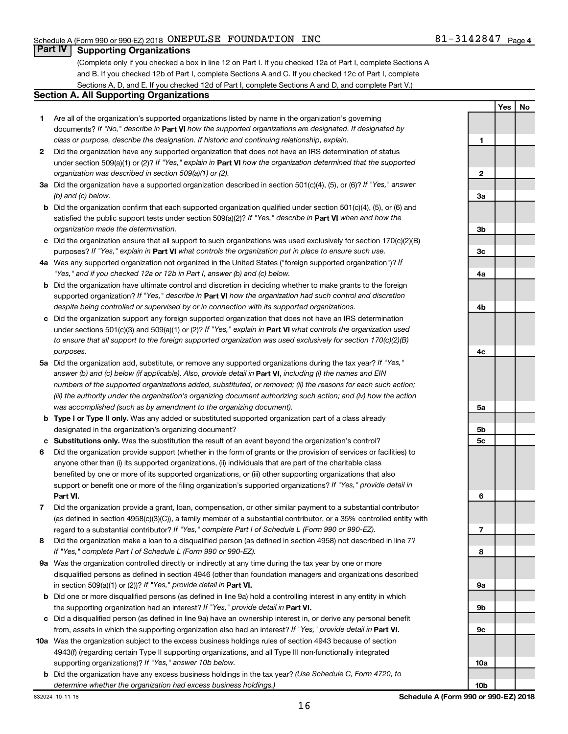Schedule A (Form 990 or 990-EZ) 2018 ONEPULSE FOUNDATION INC 81-3142847 Page 4

## Part IV Supporting Organizations

(Complete only if you checked a box in line 12 on Part I. If you checked 12a of Part I, complete Sections A and B. If you checked 12b of Part I, complete Sections A and C. If you checked 12c of Part I, complete Sections A, D, and E. If you checked 12d of Part I, complete Sections A and D, and complete Part V.)

### Section A. All Supporting Organizations

| | | Line | Yes | No |
|---|---|---|---|---|
| **1** | Are all of the organization's supported organizations listed by name in the organization's governing documents? *If "No," describe in* **Part VI** *how the supported organizations are designated. If designated by class or purpose, describe the designation. If historic and continuing relationship, explain.* | 1 | | |
| **2** | Did the organization have any supported organization that does not have an IRS determination of status under section 509(a)(1) or (2)? *If "Yes," explain in* **Part VI** *how the organization determined that the supported organization was described in section 509(a)(1) or (2).* | 2 | | |
| **3a** | Did the organization have a supported organization described in section 501(c)(4), (5), or (6)? *If "Yes," answer (b) and (c) below.* | 3a | | |
| **b** | Did the organization confirm that each supported organization qualified under section 501(c)(4), (5), or (6) and satisfied the public support tests under section 509(a)(2)? *If "Yes," describe in* **Part VI** *when and how the organization made the determination.* | 3b | | |
| **c** | Did the organization ensure that all support to such organizations was used exclusively for section 170(c)(2)(B) purposes? *If "Yes," explain in* **Part VI** *what controls the organization put in place to ensure such use.* | 3c | | |
| **4a** | Was any supported organization not organized in the United States ("foreign supported organization")? *If "Yes," and if you checked 12a or 12b in Part I, answer (b) and (c) below.* | 4a | | |
| **b** | Did the organization have ultimate control and discretion in deciding whether to make grants to the foreign supported organization? *If "Yes," describe in* **Part VI** *how the organization had such control and discretion despite being controlled or supervised by or in connection with its supported organizations.* | 4b | | |
| **c** | Did the organization support any foreign supported organization that does not have an IRS determination under sections 501(c)(3) and 509(a)(1) or (2)? *If "Yes," explain in* **Part VI** *what controls the organization used to ensure that all support to the foreign supported organization was used exclusively for section 170(c)(2)(B) purposes.* | 4c | | |
| **5a** | Did the organization add, substitute, or remove any supported organizations during the tax year? *If "Yes," answer (b) and (c) below (if applicable). Also, provide detail in* **Part VI,** *including (i) the names and EIN numbers of the supported organizations added, substituted, or removed; (ii) the reasons for each such action; (iii) the authority under the organization's organizing document authorizing such action; and (iv) how the action was accomplished (such as by amendment to the organizing document).* | 5a | | |
| **b** | **Type I or Type II only.** Was any added or substituted supported organization part of a class already designated in the organization's organizing document? | 5b | | |
| **c** | **Substitutions only.** Was the substitution the result of an event beyond the organization's control? | 5c | | |
| **6** | Did the organization provide support (whether in the form of grants or the provision of services or facilities) to anyone other than (i) its supported organizations, (ii) individuals that are part of the charitable class benefited by one or more of its supported organizations, or (iii) other supporting organizations that also support or benefit one or more of the filing organization's supported organizations? *If "Yes," provide detail in* **Part VI.** | 6 | | |
| **7** | Did the organization provide a grant, loan, compensation, or other similar payment to a substantial contributor (as defined in section 4958(c)(3)(C)), a family member of a substantial contributor, or a 35% controlled entity with regard to a substantial contributor? *If "Yes," complete Part I of Schedule L (Form 990 or 990-EZ).* | 7 | | |
| **8** | Did the organization make a loan to a disqualified person (as defined in section 4958) not described in line 7? *If "Yes," complete Part I of Schedule L (Form 990 or 990-EZ).* | 8 | | |
| **9a** | Was the organization controlled directly or indirectly at any time during the tax year by one or more disqualified persons as defined in section 4946 (other than foundation managers and organizations described in section 509(a)(1) or (2))? *If "Yes," provide detail in* **Part VI.** | 9a | | |
| **b** | Did one or more disqualified persons (as defined in line 9a) hold a controlling interest in any entity in which the supporting organization had an interest? *If "Yes," provide detail in* **Part VI.** | 9b | | |
| **c** | Did a disqualified person (as defined in line 9a) have an ownership interest in, or derive any personal benefit from, assets in which the supporting organization also had an interest? *If "Yes," provide detail in* **Part VI.** | 9c | | |
| **10a** | Was the organization subject to the excess business holdings rules of section 4943 because of section 4943(f) (regarding certain Type II supporting organizations, and all Type III non-functionally integrated supporting organizations)? *If "Yes," answer 10b below.* | 10a | | |
| **b** | Did the organization have any excess business holdings in the tax year? *(Use Schedule C, Form 4720, to determine whether the organization had excess business holdings.)* | 10b | | |

832024 10-11-18 **Schedule A (Form 990 or 990-EZ) 2018**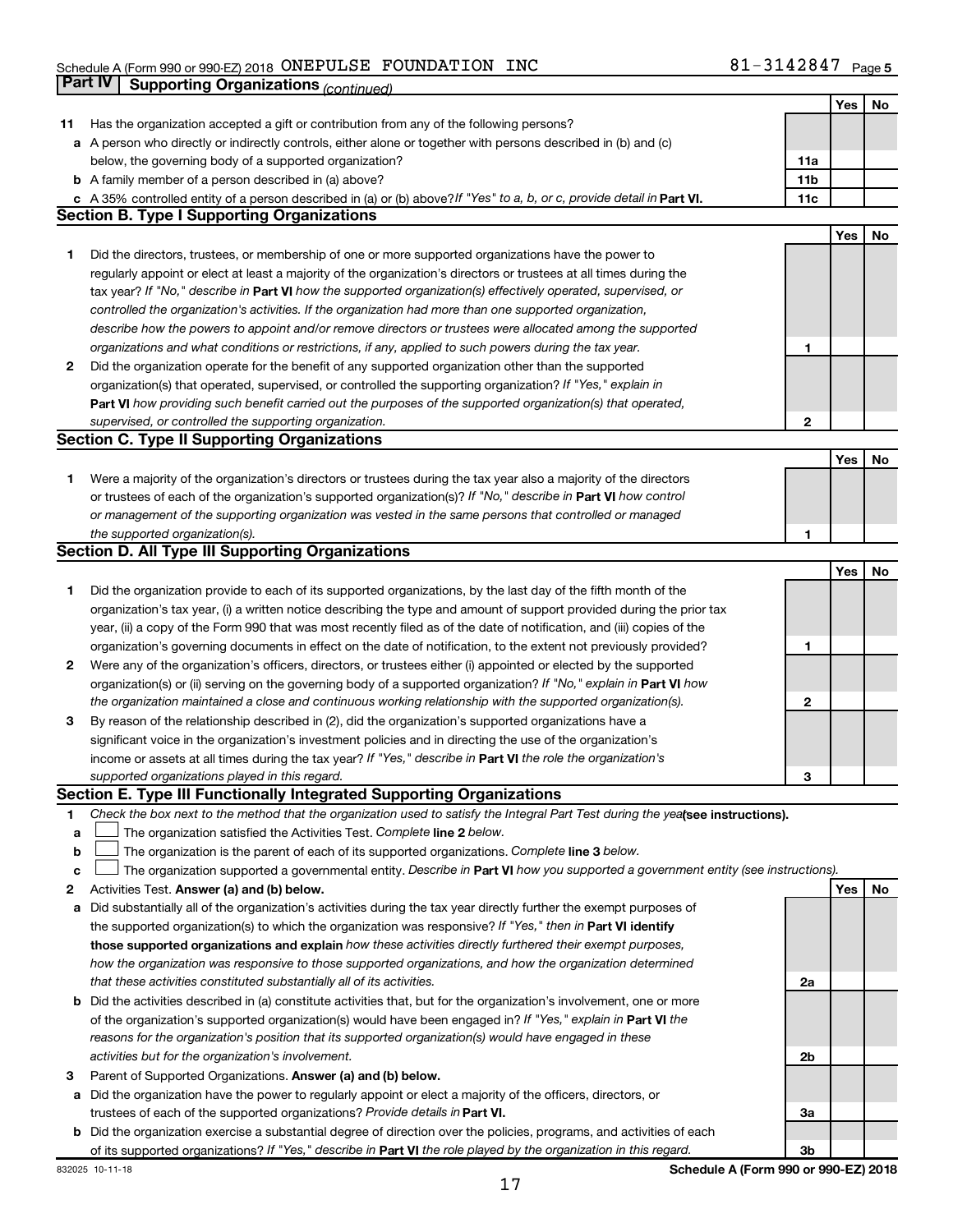Schedule A (Form 990 or 990-EZ) 2018 ONEPULSE FOUNDATION INC 81-3142847 Page 5

## Part IV Supporting Organizations *(continued)*

| | | | Yes | No |
|---|---|---|---|---|
| **11** | Has the organization accepted a gift or contribution from any of the following persons? | | | |
| **a** | A person who directly or indirectly controls, either alone or together with persons described in (b) and (c) below, the governing body of a supported organization? | 11a | | |
| **b** | A family member of a person described in (a) above? | 11b | | |
| **c** | A 35% controlled entity of a person described in (a) or (b) above? *If "Yes" to a, b, or c, provide detail in* **Part VI.** | 11c | | |

### Section B. Type I Supporting Organizations

| | | | Yes | No |
|---|---|---|---|---|
| **1** | Did the directors, trustees, or membership of one or more supported organizations have the power to regularly appoint or elect at least a majority of the organization's directors or trustees at all times during the tax year? *If "No," describe in* **Part VI** *how the supported organization(s) effectively operated, supervised, or controlled the organization's activities. If the organization had more than one supported organization, describe how the powers to appoint and/or remove directors or trustees were allocated among the supported organizations and what conditions or restrictions, if any, applied to such powers during the tax year.* | 1 | | |
| **2** | Did the organization operate for the benefit of any supported organization other than the supported organization(s) that operated, supervised, or controlled the supporting organization? *If "Yes," explain in* **Part VI** *how providing such benefit carried out the purposes of the supported organization(s) that operated, supervised, or controlled the supporting organization.* | 2 | | |

### Section C. Type II Supporting Organizations

| | | | Yes | No |
|---|---|---|---|---|
| **1** | Were a majority of the organization's directors or trustees during the tax year also a majority of the directors or trustees of each of the organization's supported organization(s)? *If "No," describe in* **Part VI** *how control or management of the supporting organization was vested in the same persons that controlled or managed the supported organization(s).* | 1 | | |

### Section D. All Type III Supporting Organizations

| | | | Yes | No |
|---|---|---|---|---|
| **1** | Did the organization provide to each of its supported organizations, by the last day of the fifth month of the organization's tax year, (i) a written notice describing the type and amount of support provided during the prior tax year, (ii) a copy of the Form 990 that was most recently filed as of the date of notification, and (iii) copies of the organization's governing documents in effect on the date of notification, to the extent not previously provided? | 1 | | |
| **2** | Were any of the organization's officers, directors, or trustees either (i) appointed or elected by the supported organization(s) or (ii) serving on the governing body of a supported organization? *If "No," explain in* **Part VI** *how the organization maintained a close and continuous working relationship with the supported organization(s).* | 2 | | |
| **3** | By reason of the relationship described in (2), did the organization's supported organizations have a significant voice in the organization's investment policies and in directing the use of the organization's income or assets at all times during the tax year? *If "Yes," describe in* **Part VI** *the role the organization's supported organizations played in this regard.* | 3 | | |

### Section E. Type III Functionally Integrated Supporting Organizations

**1** *Check the box next to the method that the organization used to satisfy the Integral Part Test during the year* **(see instructions).**

- **a** ☐ The organization satisfied the Activities Test. *Complete* **line 2** *below.*
- **b** ☐ The organization is the parent of each of its supported organizations. *Complete* **line 3** *below.*
- **c** ☐ The organization supported a governmental entity. *Describe in* **Part VI** *how you supported a government entity (see instructions).*

| | | | Yes | No |
|---|---|---|---|---|
| **2** | Activities Test. **Answer (a) and (b) below.** | | | |
| **a** | Did substantially all of the organization's activities during the tax year directly further the exempt purposes of the supported organization(s) to which the organization was responsive? *If "Yes," then in* **Part VI identify those supported organizations and explain** *how these activities directly furthered their exempt purposes, how the organization was responsive to those supported organizations, and how the organization determined that these activities constituted substantially all of its activities.* | 2a | | |
| **b** | Did the activities described in (a) constitute activities that, but for the organization's involvement, one or more of the organization's supported organization(s) would have been engaged in? *If "Yes," explain in* **Part VI** *the reasons for the organization's position that its supported organization(s) would have engaged in these activities but for the organization's involvement.* | 2b | | |
| **3** | Parent of Supported Organizations. **Answer (a) and (b) below.** | | | |
| **a** | Did the organization have the power to regularly appoint or elect a majority of the officers, directors, or trustees of each of the supported organizations? *Provide details in* **Part VI.** | 3a | | |
| **b** | Did the organization exercise a substantial degree of direction over the policies, programs, and activities of each of its supported organizations? *If "Yes," describe in* **Part VI** *the role played by the organization in this regard.* | 3b | | |

832025 10-11-18 **Schedule A (Form 990 or 990-EZ) 2018**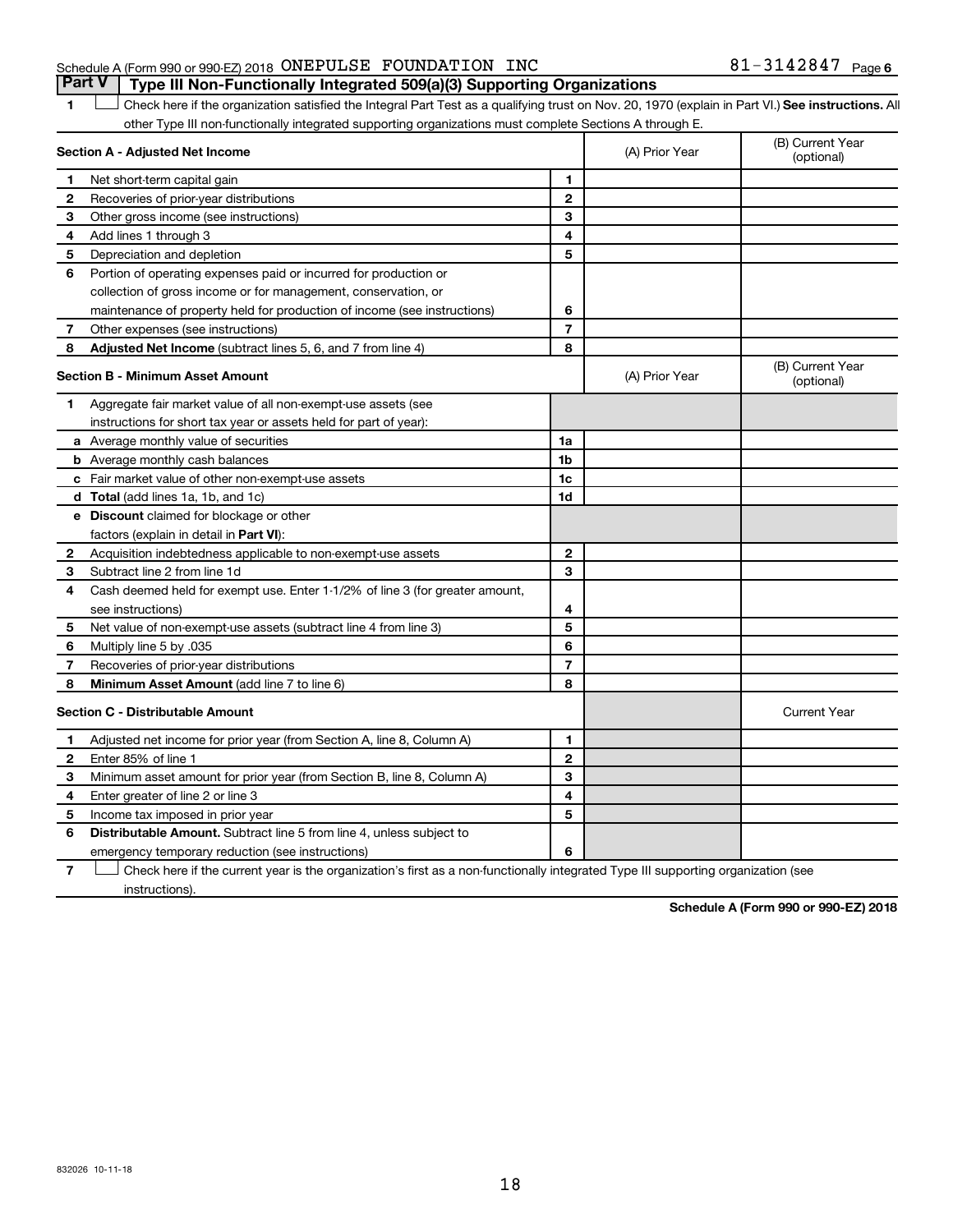Schedule A (Form 990 or 990-EZ) 2018 ONEPULSE FOUNDATION INC 81-3142847 Page 6

## Part V Type III Non-Functionally Integrated 509(a)(3) Supporting Organizations

1 ☐ Check here if the organization satisfied the Integral Part Test as a qualifying trust on Nov. 20, 1970 (explain in Part VI.) **See instructions.** All other Type III non-functionally integrated supporting organizations must complete Sections A through E.

| **Section A - Adjusted Net Income** | | (A) Prior Year | (B) Current Year (optional) |
|---|---|---|---|
| **1** Net short-term capital gain | 1 | | |
| **2** Recoveries of prior-year distributions | 2 | | |
| **3** Other gross income (see instructions) | 3 | | |
| **4** Add lines 1 through 3 | 4 | | |
| **5** Depreciation and depletion | 5 | | |
| **6** Portion of operating expenses paid or incurred for production or collection of gross income or for management, conservation, or maintenance of property held for production of income (see instructions) | 6 | | |
| **7** Other expenses (see instructions) | 7 | | |
| **8** **Adjusted Net Income** (subtract lines 5, 6, and 7 from line 4) | 8 | | |

| **Section B - Minimum Asset Amount** | | (A) Prior Year | (B) Current Year (optional) |
|---|---|---|---|
| **1** Aggregate fair market value of all non-exempt-use assets (see instructions for short tax year or assets held for part of year): | | | |
| **a** Average monthly value of securities | 1a | | |
| **b** Average monthly cash balances | 1b | | |
| **c** Fair market value of other non-exempt-use assets | 1c | | |
| **d** **Total** (add lines 1a, 1b, and 1c) | 1d | | |
| **e** **Discount** claimed for blockage or other factors (explain in detail in **Part VI**): | | | |
| **2** Acquisition indebtedness applicable to non-exempt-use assets | 2 | | |
| **3** Subtract line 2 from line 1d | 3 | | |
| **4** Cash deemed held for exempt use. Enter 1-1/2% of line 3 (for greater amount, see instructions) | 4 | | |
| **5** Net value of non-exempt-use assets (subtract line 4 from line 3) | 5 | | |
| **6** Multiply line 5 by .035 | 6 | | |
| **7** Recoveries of prior-year distributions | 7 | | |
| **8** **Minimum Asset Amount** (add line 7 to line 6) | 8 | | |

| **Section C - Distributable Amount** | | | Current Year |
|---|---|---|---|
| **1** Adjusted net income for prior year (from Section A, line 8, Column A) | 1 | | |
| **2** Enter 85% of line 1 | 2 | | |
| **3** Minimum asset amount for prior year (from Section B, line 8, Column A) | 3 | | |
| **4** Enter greater of line 2 or line 3 | 4 | | |
| **5** Income tax imposed in prior year | 5 | | |
| **6** **Distributable Amount.** Subtract line 5 from line 4, unless subject to emergency temporary reduction (see instructions) | 6 | | |

7 ☐ Check here if the current year is the organization's first as a non-functionally integrated Type III supporting organization (see instructions).

**Schedule A (Form 990 or 990-EZ) 2018**

832026 10-11-18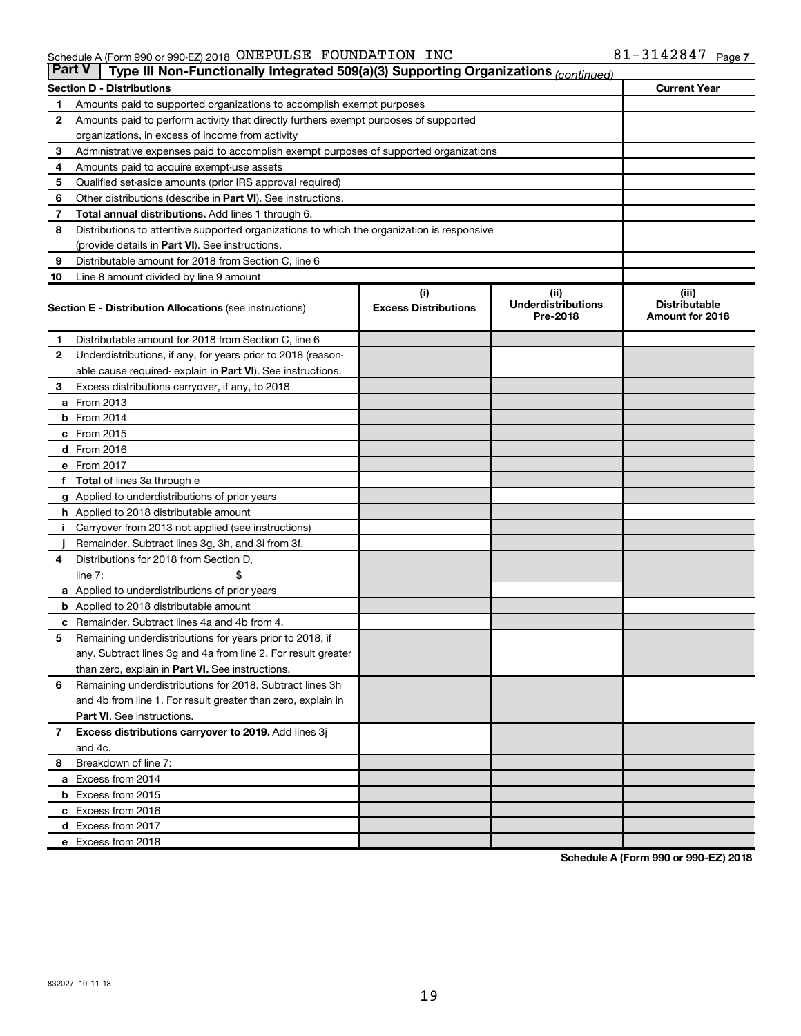Schedule A (Form 990 or 990-EZ) 2018 ONEPULSE FOUNDATION INC 81-3142847 Page 7

**Part V** | **Type III Non-Functionally Integrated 509(a)(3) Supporting Organizations** *(continued)*

| **Section D - Distributions** | | **Current Year** |
|---|---|---|
| 1 | Amounts paid to supported organizations to accomplish exempt purposes | |
| 2 | Amounts paid to perform activity that directly furthers exempt purposes of supported organizations, in excess of income from activity | |
| 3 | Administrative expenses paid to accomplish exempt purposes of supported organizations | |
| 4 | Amounts paid to acquire exempt-use assets | |
| 5 | Qualified set-aside amounts (prior IRS approval required) | |
| 6 | Other distributions (describe in **Part VI**). See instructions. | |
| 7 | **Total annual distributions.** Add lines 1 through 6. | |
| 8 | Distributions to attentive supported organizations to which the organization is responsive (provide details in **Part VI**). See instructions. | |
| 9 | Distributable amount for 2018 from Section C, line 6 | |
| 10 | Line 8 amount divided by line 9 amount | |

| **Section E - Distribution Allocations** (see instructions) | | (i) Excess Distributions | (ii) Underdistributions Pre-2018 | (iii) Distributable Amount for 2018 |
|---|---|---|---|---|
| 1 | Distributable amount for 2018 from Section C, line 6 | | | |
| 2 | Underdistributions, if any, for years prior to 2018 (reasonable cause required- explain in **Part VI**). See instructions. | | | |
| 3 | Excess distributions carryover, if any, to 2018 | | | |
| a | From 2013 | | | |
| b | From 2014 | | | |
| c | From 2015 | | | |
| d | From 2016 | | | |
| e | From 2017 | | | |
| f | **Total** of lines 3a through e | | | |
| g | Applied to underdistributions of prior years | | | |
| h | Applied to 2018 distributable amount | | | |
| i | Carryover from 2013 not applied (see instructions) | | | |
| j | Remainder. Subtract lines 3g, 3h, and 3i from 3f. | | | |
| 4 | Distributions for 2018 from Section D, line 7: $ | | | |
| a | Applied to underdistributions of prior years | | | |
| b | Applied to 2018 distributable amount | | | |
| c | Remainder. Subtract lines 4a and 4b from 4. | | | |
| 5 | Remaining underdistributions for years prior to 2018, if any. Subtract lines 3g and 4a from line 2. For result greater than zero, explain in **Part VI.** See instructions. | | | |
| 6 | Remaining underdistributions for 2018. Subtract lines 3h and 4b from line 1. For result greater than zero, explain in **Part VI**. See instructions. | | | |
| 7 | **Excess distributions carryover to 2019.** Add lines 3j and 4c. | | | |
| 8 | Breakdown of line 7: | | | |
| a | Excess from 2014 | | | |
| b | Excess from 2015 | | | |
| c | Excess from 2016 | | | |
| d | Excess from 2017 | | | |
| e | Excess from 2018 | | | |

**Schedule A (Form 990 or 990-EZ) 2018**

832027 10-11-18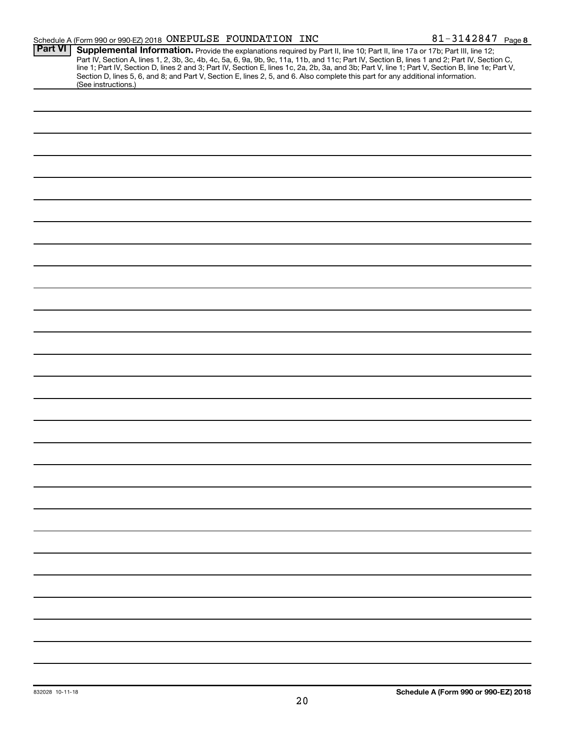Schedule A (Form 990 or 990-EZ) 2018 ONEPULSE FOUNDATION INC 81-3142847 Page 8

**Part VI** **Supplemental Information.** Provide the explanations required by Part II, line 10; Part II, line 17a or 17b; Part III, line 12; Part IV, Section A, lines 1, 2, 3b, 3c, 4b, 4c, 5a, 6, 9a, 9b, 9c, 11a, 11b, and 11c; Part IV, Section B, lines 1 and 2; Part IV, Section C, line 1; Part IV, Section D, lines 2 and 3; Part IV, Section E, lines 1c, 2a, 2b, 3a, and 3b; Part V, line 1; Part V, Section B, line 1e; Part V, Section D, lines 5, 6, and 8; and Part V, Section E, lines 2, 5, and 6. Also complete this part for any additional information. (See instructions.)

832028 10-11-18

**Schedule A (Form 990 or 990-EZ) 2018**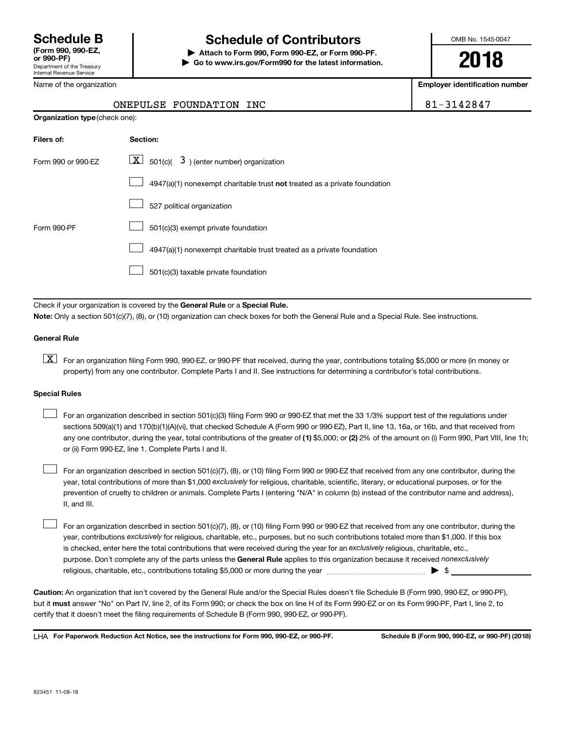**Schedule B**
**(Form 990, 990-EZ, or 990-PF)**
Department of the Treasury
Internal Revenue Service

# Schedule of Contributors

▶ **Attach to Form 990, Form 990-EZ, or Form 990-PF.**
▶ **Go to www.irs.gov/Form990 for the latest information.**

OMB No. 1545-0047

**2018**

| Name of the organization | Employer identification number |
|---|---|
| ONEPULSE FOUNDATION INC | 81-3142847 |

**Organization type** (check one):

| Filers of: | Section: |
|---|---|
| Form 990 or 990-EZ | [X] 501(c)( 3 ) (enter number) organization |
| | [ ] 4947(a)(1) nonexempt charitable trust **not** treated as a private foundation |
| | [ ] 527 political organization |
| Form 990-PF | [ ] 501(c)(3) exempt private foundation |
| | [ ] 4947(a)(1) nonexempt charitable trust treated as a private foundation |
| | [ ] 501(c)(3) taxable private foundation |

Check if your organization is covered by the **General Rule** or a **Special Rule.**

**Note:** Only a section 501(c)(7), (8), or (10) organization can check boxes for both the General Rule and a Special Rule. See instructions.

**General Rule**

[X] For an organization filing Form 990, 990-EZ, or 990-PF that received, during the year, contributions totaling $5,000 or more (in money or property) from any one contributor. Complete Parts I and II. See instructions for determining a contributor's total contributions.

**Special Rules**

[ ] For an organization described in section 501(c)(3) filing Form 990 or 990-EZ that met the 33 1/3% support test of the regulations under sections 509(a)(1) and 170(b)(1)(A)(vi), that checked Schedule A (Form 990 or 990-EZ), Part II, line 13, 16a, or 16b, and that received from any one contributor, during the year, total contributions of the greater of **(1)** $5,000; or **(2)** 2% of the amount on (i) Form 990, Part VIII, line 1h; or (ii) Form 990-EZ, line 1. Complete Parts I and II.

[ ] For an organization described in section 501(c)(7), (8), or (10) filing Form 990 or 990-EZ that received from any one contributor, during the year, total contributions of more than $1,000 *exclusively* for religious, charitable, scientific, literary, or educational purposes, or for the prevention of cruelty to children or animals. Complete Parts I (entering "N/A" in column (b) instead of the contributor name and address), II, and III.

[ ] For an organization described in section 501(c)(7), (8), or (10) filing Form 990 or 990-EZ that received from any one contributor, during the year, contributions *exclusively* for religious, charitable, etc., purposes, but no such contributions totaled more than $1,000. If this box is checked, enter here the total contributions that were received during the year for an *exclusively* religious, charitable, etc., purpose. Don't complete any of the parts unless the **General Rule** applies to this organization because it received *nonexclusively* religious, charitable, etc., contributions totaling $5,000 or more during the year ▶ $ \_\_\_\_\_\_\_\_\_\_

**Caution:** An organization that isn't covered by the General Rule and/or the Special Rules doesn't file Schedule B (Form 990, 990-EZ, or 990-PF), but it **must** answer "No" on Part IV, line 2, of its Form 990; or check the box on line H of its Form 990-EZ or on its Form 990-PF, Part I, line 2, to certify that it doesn't meet the filing requirements of Schedule B (Form 990, 990-EZ, or 990-PF).

LHA **For Paperwork Reduction Act Notice, see the instructions for Form 990, 990-EZ, or 990-PF.** **Schedule B (Form 990, 990-EZ, or 990-PF) (2018)**

823451 11-08-18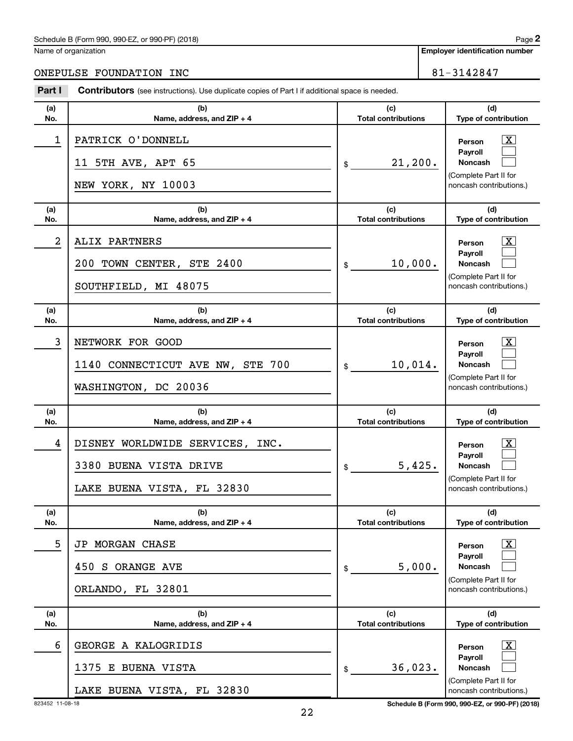Name of organization

ONEPULSE FOUNDATION INC

**Employer identification number**

81-3142847

**Part I** **Contributors** (see instructions). Use duplicate copies of Part I if additional space is needed.

| (a) No. | (b) Name, address, and ZIP + 4 | (c) Total contributions | (d) Type of contribution |
|---|---|---|---|
| 1 | PATRICK O'DONNELL<br>11 5TH AVE, APT 65<br>NEW YORK, NY 10003 | $ 21,200. | Person [X]<br>Payroll [ ]<br>Noncash [ ]<br>(Complete Part II for noncash contributions.) |
| 2 | ALIX PARTNERS<br>200 TOWN CENTER, STE 2400<br>SOUTHFIELD, MI 48075 | $ 10,000. | Person [X]<br>Payroll [ ]<br>Noncash [ ]<br>(Complete Part II for noncash contributions.) |
| 3 | NETWORK FOR GOOD<br>1140 CONNECTICUT AVE NW, STE 700<br>WASHINGTON, DC 20036 | $ 10,014. | Person [X]<br>Payroll [ ]<br>Noncash [ ]<br>(Complete Part II for noncash contributions.) |
| 4 | DISNEY WORLDWIDE SERVICES, INC.<br>3380 BUENA VISTA DRIVE<br>LAKE BUENA VISTA, FL 32830 | $ 5,425. | Person [X]<br>Payroll [ ]<br>Noncash [ ]<br>(Complete Part II for noncash contributions.) |
| 5 | JP MORGAN CHASE<br>450 S ORANGE AVE<br>ORLANDO, FL 32801 | $ 5,000. | Person [X]<br>Payroll [ ]<br>Noncash [ ]<br>(Complete Part II for noncash contributions.) |
| 6 | GEORGE A KALOGRIDIS<br>1375 E BUENA VISTA<br>LAKE BUENA VISTA, FL 32830 | $ 36,023. | Person [X]<br>Payroll [ ]<br>Noncash [ ]<br>(Complete Part II for noncash contributions.) |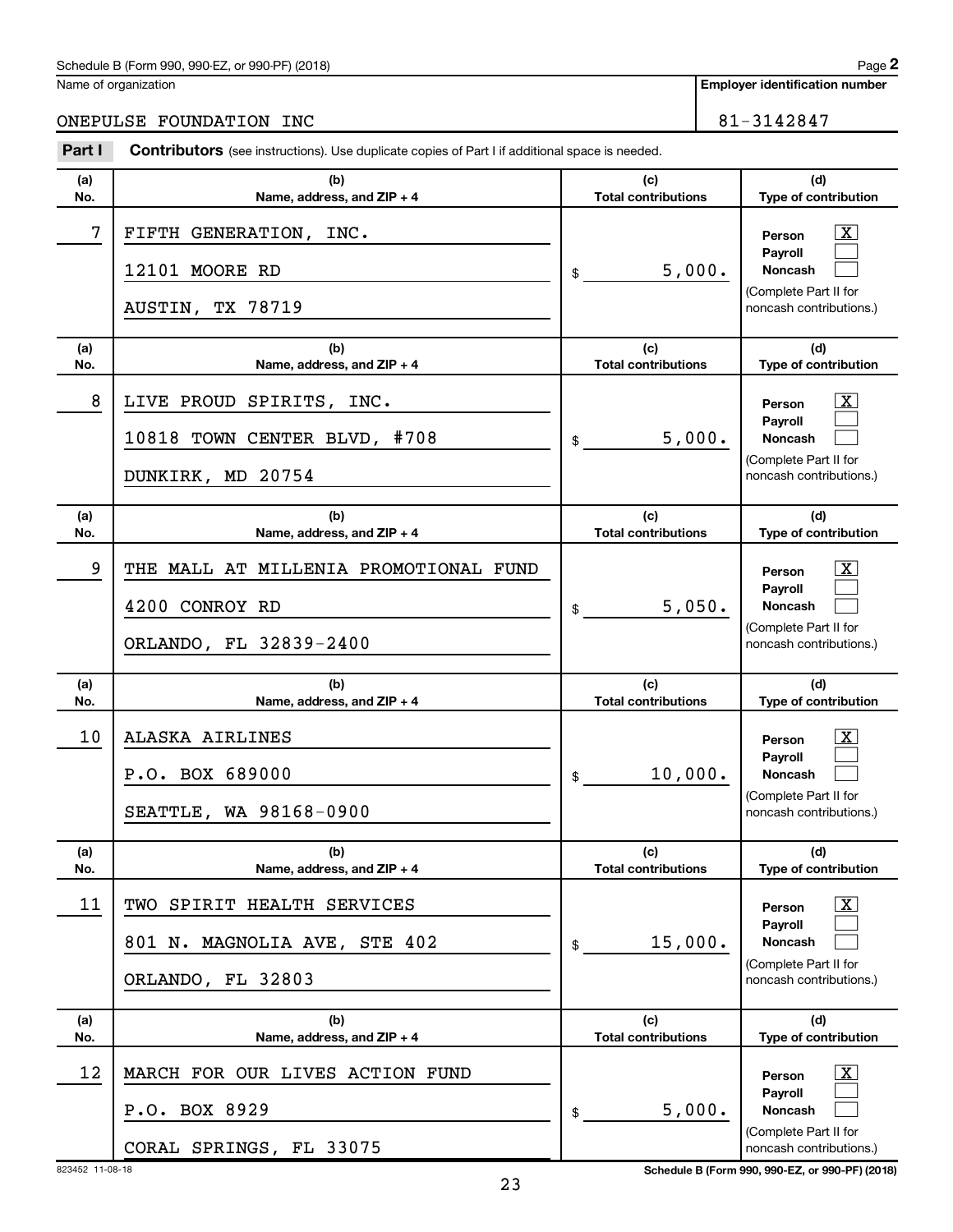Schedule B (Form 990, 990-EZ, or 990-PF) (2018)

Name of organization: ONEPULSE FOUNDATION INC

Employer identification number: 81-3142847

**Part I** **Contributors** (see instructions). Use duplicate copies of Part I if additional space is needed.

| (a) No. | (b) Name, address, and ZIP + 4 | (c) Total contributions | (d) Type of contribution |
|---|---|---|---|
| 7 | FIFTH GENERATION, INC.<br>12101 MOORE RD<br>AUSTIN, TX 78719 | $ 5,000. | Person [X]<br>Payroll [ ]<br>Noncash [ ]<br>(Complete Part II for noncash contributions.) |
| 8 | LIVE PROUD SPIRITS, INC.<br>10818 TOWN CENTER BLVD, #708<br>DUNKIRK, MD 20754 | $ 5,000. | Person [X]<br>Payroll [ ]<br>Noncash [ ]<br>(Complete Part II for noncash contributions.) |
| 9 | THE MALL AT MILLENIA PROMOTIONAL FUND<br>4200 CONROY RD<br>ORLANDO, FL 32839-2400 | $ 5,050. | Person [X]<br>Payroll [ ]<br>Noncash [ ]<br>(Complete Part II for noncash contributions.) |
| 10 | ALASKA AIRLINES<br>P.O. BOX 689000<br>SEATTLE, WA 98168-0900 | $ 10,000. | Person [X]<br>Payroll [ ]<br>Noncash [ ]<br>(Complete Part II for noncash contributions.) |
| 11 | TWO SPIRIT HEALTH SERVICES<br>801 N. MAGNOLIA AVE, STE 402<br>ORLANDO, FL 32803 | $ 15,000. | Person [X]<br>Payroll [ ]<br>Noncash [ ]<br>(Complete Part II for noncash contributions.) |
| 12 | MARCH FOR OUR LIVES ACTION FUND<br>P.O. BOX 8929<br>CORAL SPRINGS, FL 33075 | $ 5,000. | Person [X]<br>Payroll [ ]<br>Noncash [ ]<br>(Complete Part II for noncash contributions.) |

823452 11-08-18

Schedule B (Form 990, 990-EZ, or 990-PF) (2018)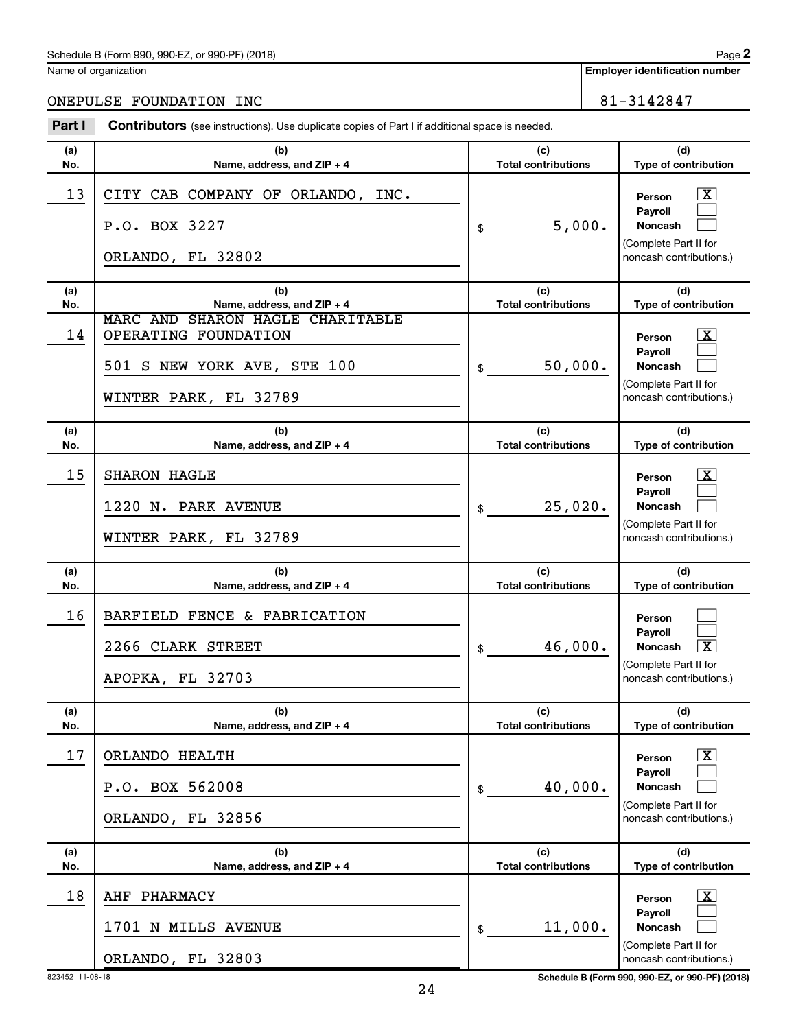Name of organization

ONEPULSE FOUNDATION INC

**Employer identification number**

81-3142847

**Part I** **Contributors** (see instructions). Use duplicate copies of Part I if additional space is needed.

| (a) No. | (b) Name, address, and ZIP + 4 | (c) Total contributions | (d) Type of contribution |
|---|---|---|---|
| 13 | CITY CAB COMPANY OF ORLANDO, INC.<br>P.O. BOX 3227<br>ORLANDO, FL 32802 | $ 5,000. | Person [X]<br>Payroll [ ]<br>Noncash [ ]<br>(Complete Part II for noncash contributions.) |
| 14 | MARC AND SHARON HAGLE CHARITABLE OPERATING FOUNDATION<br>501 S NEW YORK AVE, STE 100<br>WINTER PARK, FL 32789 | $ 50,000. | Person [X]<br>Payroll [ ]<br>Noncash [ ]<br>(Complete Part II for noncash contributions.) |
| 15 | SHARON HAGLE<br>1220 N. PARK AVENUE<br>WINTER PARK, FL 32789 | $ 25,020. | Person [X]<br>Payroll [ ]<br>Noncash [ ]<br>(Complete Part II for noncash contributions.) |
| 16 | BARFIELD FENCE & FABRICATION<br>2266 CLARK STREET<br>APOPKA, FL 32703 | $ 46,000. | Person [ ]<br>Payroll [ ]<br>Noncash [X]<br>(Complete Part II for noncash contributions.) |
| 17 | ORLANDO HEALTH<br>P.O. BOX 562008<br>ORLANDO, FL 32856 | $ 40,000. | Person [X]<br>Payroll [ ]<br>Noncash [ ]<br>(Complete Part II for noncash contributions.) |
| 18 | AHF PHARMACY<br>1701 N MILLS AVENUE<br>ORLANDO, FL 32803 | $ 11,000. | Person [X]<br>Payroll [ ]<br>Noncash [ ]<br>(Complete Part II for noncash contributions.) |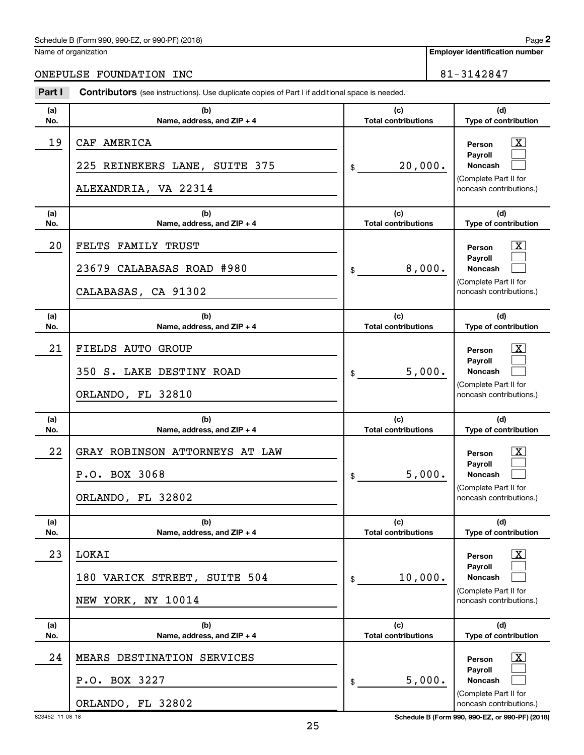Schedule B (Form 990, 990-EZ, or 990-PF) (2018)

Name of organization: ONEPULSE FOUNDATION INC

Employer identification number: 81-3142847

**Part I** **Contributors** (see instructions). Use duplicate copies of Part I if additional space is needed.

| (a) No. | (b) Name, address, and ZIP + 4 | (c) Total contributions | (d) Type of contribution |
|---|---|---|---|
| 19 | CAF AMERICA<br>225 REINEKERS LANE, SUITE 375<br>ALEXANDRIA, VA 22314 | $ 20,000. | Person [X]<br>Payroll [ ]<br>Noncash [ ]<br>(Complete Part II for noncash contributions.) |
| 20 | FELTS FAMILY TRUST<br>23679 CALABASAS ROAD #980<br>CALABASAS, CA 91302 | $ 8,000. | Person [X]<br>Payroll [ ]<br>Noncash [ ]<br>(Complete Part II for noncash contributions.) |
| 21 | FIELDS AUTO GROUP<br>350 S. LAKE DESTINY ROAD<br>ORLANDO, FL 32810 | $ 5,000. | Person [X]<br>Payroll [ ]<br>Noncash [ ]<br>(Complete Part II for noncash contributions.) |
| 22 | GRAY ROBINSON ATTORNEYS AT LAW<br>P.O. BOX 3068<br>ORLANDO, FL 32802 | $ 5,000. | Person [X]<br>Payroll [ ]<br>Noncash [ ]<br>(Complete Part II for noncash contributions.) |
| 23 | LOKAI<br>180 VARICK STREET, SUITE 504<br>NEW YORK, NY 10014 | $ 10,000. | Person [X]<br>Payroll [ ]<br>Noncash [ ]<br>(Complete Part II for noncash contributions.) |
| 24 | MEARS DESTINATION SERVICES<br>P.O. BOX 3227<br>ORLANDO, FL 32802 | $ 5,000. | Person [X]<br>Payroll [ ]<br>Noncash [ ]<br>(Complete Part II for noncash contributions.) |

823452 11-08-18

Schedule B (Form 990, 990-EZ, or 990-PF) (2018)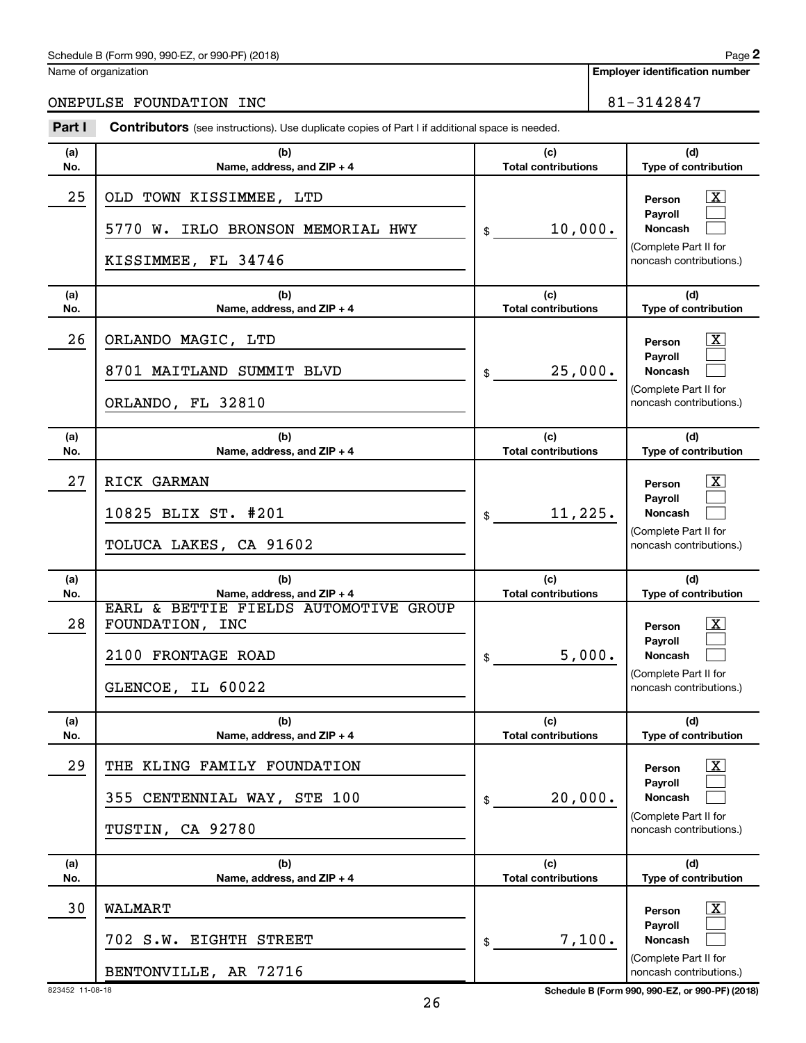Schedule B (Form 990, 990-EZ, or 990-PF) (2018)

Name of organization: ONEPULSE FOUNDATION INC

Employer identification number: 81-3142847

**Part I** **Contributors** (see instructions). Use duplicate copies of Part I if additional space is needed.

| (a) No. | (b) Name, address, and ZIP + 4 | (c) Total contributions | (d) Type of contribution |
|---|---|---|---|
| 25 | OLD TOWN KISSIMMEE, LTD<br>5770 W. IRLO BRONSON MEMORIAL HWY<br>KISSIMMEE, FL 34746 | $ 10,000. | Person [X]<br>Payroll [ ]<br>Noncash [ ]<br>(Complete Part II for noncash contributions.) |
| 26 | ORLANDO MAGIC, LTD<br>8701 MAITLAND SUMMIT BLVD<br>ORLANDO, FL 32810 | $ 25,000. | Person [X]<br>Payroll [ ]<br>Noncash [ ]<br>(Complete Part II for noncash contributions.) |
| 27 | RICK GARMAN<br>10825 BLIX ST. #201<br>TOLUCA LAKES, CA 91602 | $ 11,225. | Person [X]<br>Payroll [ ]<br>Noncash [ ]<br>(Complete Part II for noncash contributions.) |
| 28 | EARL & BETTIE FIELDS AUTOMOTIVE GROUP FOUNDATION, INC<br>2100 FRONTAGE ROAD<br>GLENCOE, IL 60022 | $ 5,000. | Person [X]<br>Payroll [ ]<br>Noncash [ ]<br>(Complete Part II for noncash contributions.) |
| 29 | THE KLING FAMILY FOUNDATION<br>355 CENTENNIAL WAY, STE 100<br>TUSTIN, CA 92780 | $ 20,000. | Person [X]<br>Payroll [ ]<br>Noncash [ ]<br>(Complete Part II for noncash contributions.) |
| 30 | WALMART<br>702 S.W. EIGHTH STREET<br>BENTONVILLE, AR 72716 | $ 7,100. | Person [X]<br>Payroll [ ]<br>Noncash [ ]<br>(Complete Part II for noncash contributions.) |

823452 11-08-18

Schedule B (Form 990, 990-EZ, or 990-PF) (2018)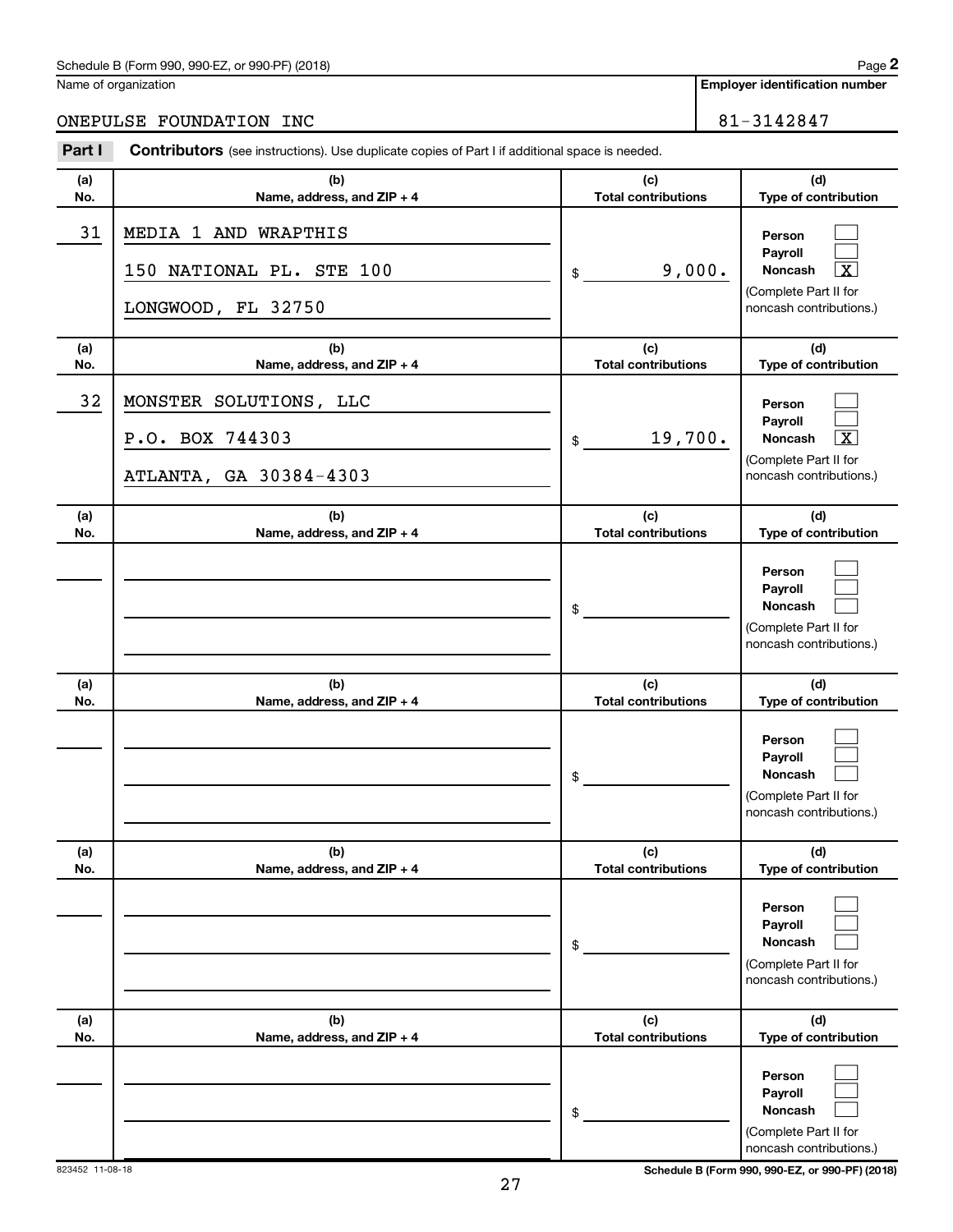Schedule B (Form 990, 990-EZ, or 990-PF) (2018)

Name of organization: ONEPULSE FOUNDATION INC

Employer identification number: 81-3142847

**Part I** **Contributors** (see instructions). Use duplicate copies of Part I if additional space is needed.

| (a) No. | (b) Name, address, and ZIP + 4 | (c) Total contributions | (d) Type of contribution |
|---|---|---|---|
| 31 | MEDIA 1 AND WRAPTHIS<br>150 NATIONAL PL. STE 100<br>LONGWOOD, FL 32750 | $ 9,000. | Person [ ]<br>Payroll [ ]<br>Noncash [X]<br>(Complete Part II for noncash contributions.) |
| 32 | MONSTER SOLUTIONS, LLC<br>P.O. BOX 744303<br>ATLANTA, GA 30384-4303 | $ 19,700. | Person [ ]<br>Payroll [ ]<br>Noncash [X]<br>(Complete Part II for noncash contributions.) |
| | | $ | Person [ ]<br>Payroll [ ]<br>Noncash [ ]<br>(Complete Part II for noncash contributions.) |
| | | $ | Person [ ]<br>Payroll [ ]<br>Noncash [ ]<br>(Complete Part II for noncash contributions.) |
| | | $ | Person [ ]<br>Payroll [ ]<br>Noncash [ ]<br>(Complete Part II for noncash contributions.) |
| | | $ | Person [ ]<br>Payroll [ ]<br>Noncash [ ]<br>(Complete Part II for noncash contributions.) |

823452 11-08-18

Schedule B (Form 990, 990-EZ, or 990-PF) (2018)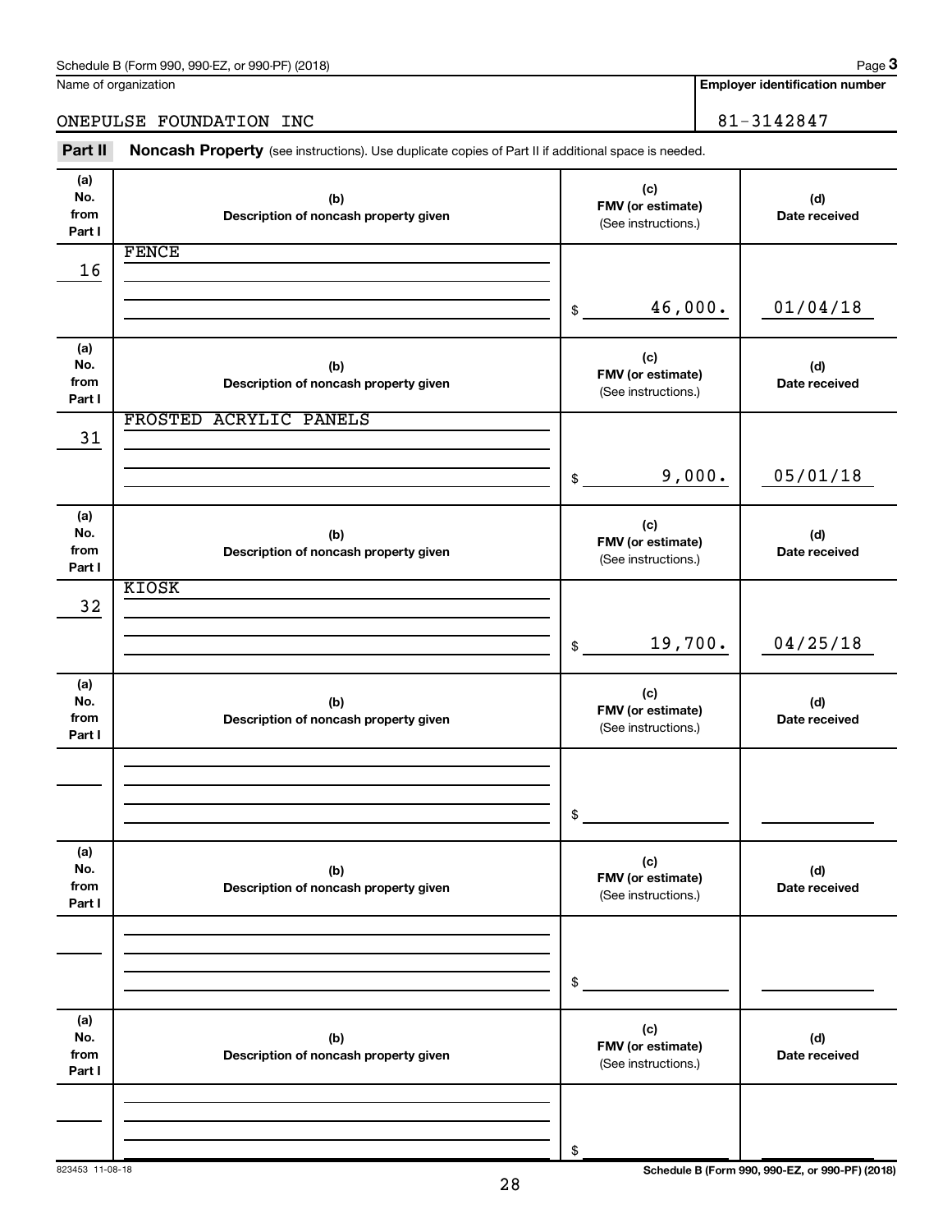Schedule B (Form 990, 990-EZ, or 990-PF) (2018) Page **3**

Name of organization

ONEPULSE FOUNDATION INC

**Employer identification number**

81-3142847

**Part II** **Noncash Property** (see instructions). Use duplicate copies of Part II if additional space is needed.

| (a) No. from Part I | (b) Description of noncash property given | (c) FMV (or estimate) (See instructions.) | (d) Date received |
|---|---|---|---|
| 16 | FENCE | $ 46,000. | 01/04/18 |
| 31 | FROSTED ACRYLIC PANELS | $ 9,000. | 05/01/18 |
| 32 | KIOSK | $ 19,700. | 04/25/18 |
| | | $ | |
| | | $ | |
| | | $ | |

823453 11-08-18

**Schedule B (Form 990, 990-EZ, or 990-PF) (2018)**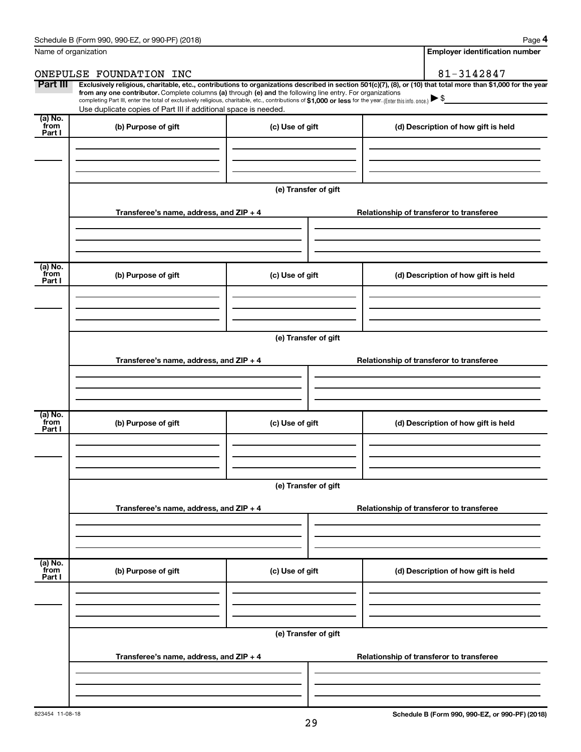Schedule B (Form 990, 990-EZ, or 990-PF) (2018) Page **4**

Name of organization: ONEPULSE FOUNDATION INC

**Employer identification number**: 81-3142847

**Part III** **Exclusively religious, charitable, etc., contributions to organizations described in section 501(c)(7), (8), or (10) that total more than $1,000 for the year from any one contributor.** Complete columns **(a)** through **(e) and** the following line entry. For organizations completing Part III, enter the total of exclusively religious, charitable, etc., contributions of **$1,000 or less** for the year. (Enter this info. once.) ▶ $

Use duplicate copies of Part III if additional space is needed.

| (a) No. from Part I | (b) Purpose of gift | (c) Use of gift | (d) Description of how gift is held |
|---|---|---|---|
| | | | |

(e) Transfer of gift

| Transferee's name, address, and ZIP + 4 | Relationship of transferor to transferee |
|---|---|
| | |

| (a) No. from Part I | (b) Purpose of gift | (c) Use of gift | (d) Description of how gift is held |
|---|---|---|---|
| | | | |

(e) Transfer of gift

| Transferee's name, address, and ZIP + 4 | Relationship of transferor to transferee |
|---|---|
| | |

| (a) No. from Part I | (b) Purpose of gift | (c) Use of gift | (d) Description of how gift is held |
|---|---|---|---|
| | | | |

(e) Transfer of gift

| Transferee's name, address, and ZIP + 4 | Relationship of transferor to transferee |
|---|---|
| | |

| (a) No. from Part I | (b) Purpose of gift | (c) Use of gift | (d) Description of how gift is held |
|---|---|---|---|
| | | | |

(e) Transfer of gift

| Transferee's name, address, and ZIP + 4 | Relationship of transferor to transferee |
|---|---|
| | |

823454 11-08-18

**Schedule B (Form 990, 990-EZ, or 990-PF) (2018)**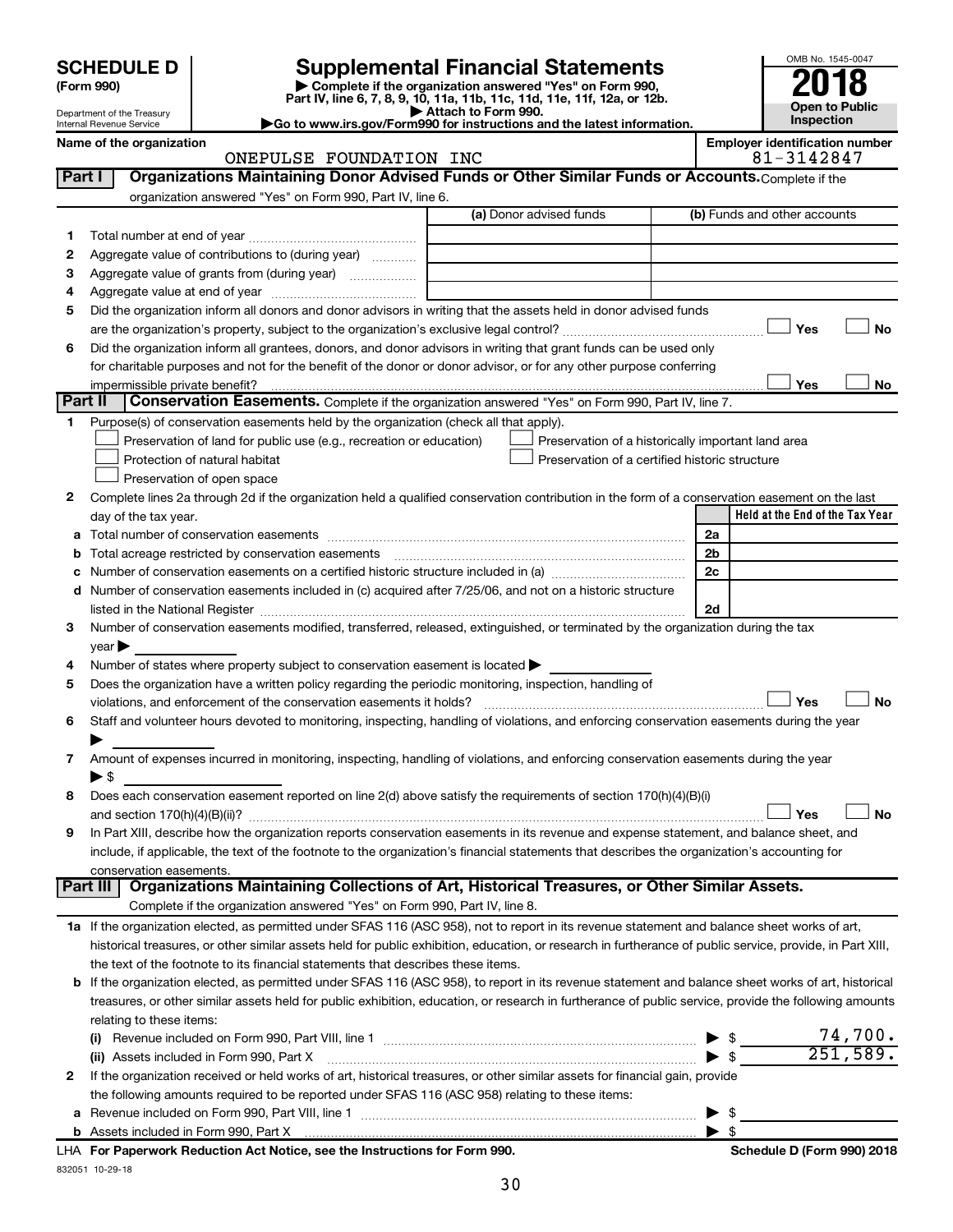# SCHEDULE D (Form 990)

Department of the Treasury
Internal Revenue Service

## Supplemental Financial Statements

▶ Complete if the organization answered "Yes" on Form 990, Part IV, line 6, 7, 8, 9, 10, 11a, 11b, 11c, 11d, 11e, 11f, 12a, or 12b.
▶ Attach to Form 990.
▶Go to www.irs.gov/Form990 for instructions and the latest information.

OMB No. 1545-0047

**2018**

**Open to Public Inspection**

**Name of the organization:** ONEPULSE FOUNDATION INC

**Employer identification number:** 81-3142847

### Part I — Organizations Maintaining Donor Advised Funds or Other Similar Funds or Accounts.
Complete if the organization answered "Yes" on Form 990, Part IV, line 6.

| | | (a) Donor advised funds | (b) Funds and other accounts |
|---|---|---|---|
| 1 | Total number at end of year | | |
| 2 | Aggregate value of contributions to (during year) | | |
| 3 | Aggregate value of grants from (during year) | | |
| 4 | Aggregate value at end of year | | |

5 Did the organization inform all donors and donor advisors in writing that the assets held in donor advised funds are the organization's property, subject to the organization's exclusive legal control? ☐ Yes ☐ No

6 Did the organization inform all grantees, donors, and donor advisors in writing that grant funds can be used only for charitable purposes and not for the benefit of the donor or donor advisor, or for any other purpose conferring impermissible private benefit? ☐ Yes ☐ No

### Part II — Conservation Easements.
Complete if the organization answered "Yes" on Form 990, Part IV, line 7.

1 Purpose(s) of conservation easements held by the organization (check all that apply).

- ☐ Preservation of land for public use (e.g., recreation or education)
- ☐ Protection of natural habitat
- ☐ Preservation of open space
- ☐ Preservation of a historically important land area
- ☐ Preservation of a certified historic structure

2 Complete lines 2a through 2d if the organization held a qualified conservation contribution in the form of a conservation easement on the last day of the tax year.

| | | | Held at the End of the Tax Year |
|---|---|---|---|
| a | Total number of conservation easements | 2a | |
| b | Total acreage restricted by conservation easements | 2b | |
| c | Number of conservation easements on a certified historic structure included in (a) | 2c | |
| d | Number of conservation easements included in (c) acquired after 7/25/06, and not on a historic structure listed in the National Register | 2d | |

3 Number of conservation easements modified, transferred, released, extinguished, or terminated by the organization during the tax year ▶

4 Number of states where property subject to conservation easement is located ▶

5 Does the organization have a written policy regarding the periodic monitoring, inspection, handling of violations, and enforcement of the conservation easements it holds? ☐ Yes ☐ No

6 Staff and volunteer hours devoted to monitoring, inspecting, handling of violations, and enforcing conservation easements during the year ▶

7 Amount of expenses incurred in monitoring, inspecting, handling of violations, and enforcing conservation easements during the year ▶ $

8 Does each conservation easement reported on line 2(d) above satisfy the requirements of section 170(h)(4)(B)(i) and section 170(h)(4)(B)(ii)? ☐ Yes ☐ No

9 In Part XIII, describe how the organization reports conservation easements in its revenue and expense statement, and balance sheet, and include, if applicable, the text of the footnote to the organization's financial statements that describes the organization's accounting for conservation easements.

### Part III — Organizations Maintaining Collections of Art, Historical Treasures, or Other Similar Assets.
Complete if the organization answered "Yes" on Form 990, Part IV, line 8.

1a If the organization elected, as permitted under SFAS 116 (ASC 958), not to report in its revenue statement and balance sheet works of art, historical treasures, or other similar assets held for public exhibition, education, or research in furtherance of public service, provide, in Part XIII, the text of the footnote to its financial statements that describes these items.

b If the organization elected, as permitted under SFAS 116 (ASC 958), to report in its revenue statement and balance sheet works of art, historical treasures, or other similar assets held for public exhibition, education, or research in furtherance of public service, provide the following amounts relating to these items:

(i) Revenue included on Form 990, Part VIII, line 1 ▶ $ 74,700.

(ii) Assets included in Form 990, Part X ▶ $ 251,589.

2 If the organization received or held works of art, historical treasures, or other similar assets for financial gain, provide the following amounts required to be reported under SFAS 116 (ASC 958) relating to these items:

a Revenue included on Form 990, Part VIII, line 1 ▶ $

b Assets included in Form 990, Part X ▶ $

LHA For Paperwork Reduction Act Notice, see the Instructions for Form 990. Schedule D (Form 990) 2018

832051 10-29-18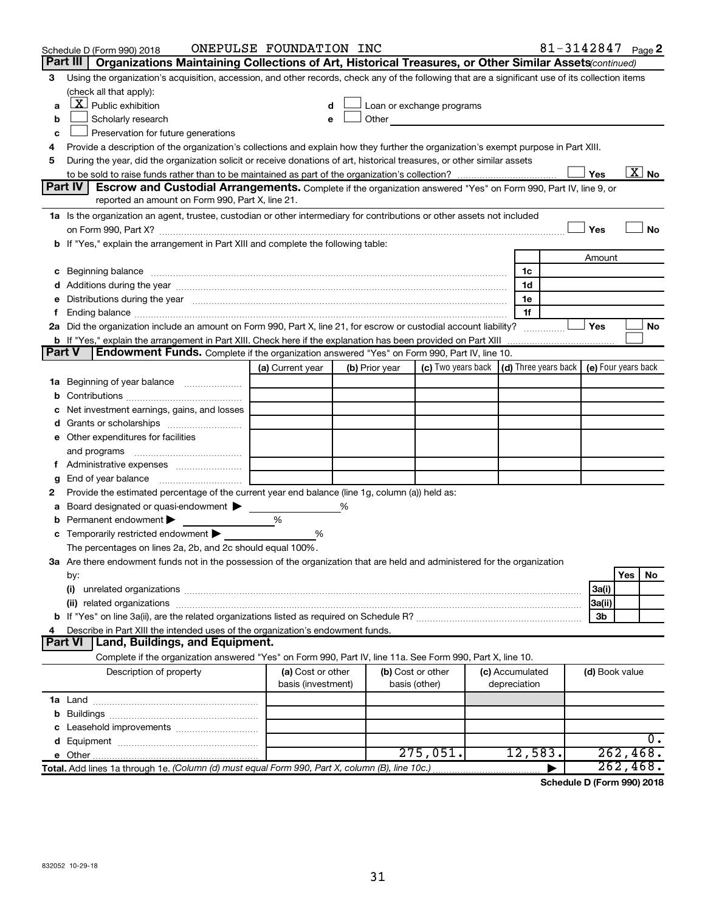Schedule D (Form 990) 2018 ONEPULSE FOUNDATION INC 81-3142847 Page 2

**Part III | Organizations Maintaining Collections of Art, Historical Treasures, or Other Similar Assets** *(continued)*

3 Using the organization's acquisition, accession, and other records, check any of the following that are a significant use of its collection items (check all that apply):

a [X] Public exhibition
b [ ] Scholarly research
c [ ] Preservation for future generations
d [ ] Loan or exchange programs
e [ ] Other

4 Provide a description of the organization's collections and explain how they further the organization's exempt purpose in Part XIII.

5 During the year, did the organization solicit or receive donations of art, historical treasures, or other similar assets to be sold to raise funds rather than to be maintained as part of the organization's collection? [ ] Yes [X] No

**Part IV | Escrow and Custodial Arrangements.** Complete if the organization answered "Yes" on Form 990, Part IV, line 9, or reported an amount on Form 990, Part X, line 21.

1a Is the organization an agent, trustee, custodian or other intermediary for contributions or other assets not included on Form 990, Part X? [ ] Yes [ ] No

b If "Yes," explain the arrangement in Part XIII and complete the following table:

| | | Amount |
|---|---|---|
| c Beginning balance | 1c | |
| d Additions during the year | 1d | |
| e Distributions during the year | 1e | |
| f Ending balance | 1f | |

2a Did the organization include an amount on Form 990, Part X, line 21, for escrow or custodial account liability? [ ] Yes [ ] No

b If "Yes," explain the arrangement in Part XIII. Check here if the explanation has been provided on Part XIII [ ]

**Part V | Endowment Funds.** Complete if the organization answered "Yes" on Form 990, Part IV, line 10.

| | (a) Current year | (b) Prior year | (c) Two years back | (d) Three years back | (e) Four years back |
|---|---|---|---|---|---|
| 1a Beginning of year balance | | | | | |
| b Contributions | | | | | |
| c Net investment earnings, gains, and losses | | | | | |
| d Grants or scholarships | | | | | |
| e Other expenditures for facilities and programs | | | | | |
| f Administrative expenses | | | | | |
| g End of year balance | | | | | |

2 Provide the estimated percentage of the current year end balance (line 1g, column (a)) held as:

a Board designated or quasi-endowment ▶ %
b Permanent endowment ▶ %
c Temporarily restricted endowment ▶ %

The percentages on lines 2a, 2b, and 2c should equal 100%.

3a Are there endowment funds not in the possession of the organization that are held and administered for the organization by:

| | | Yes | No |
|---|---|---|---|
| (i) unrelated organizations | 3a(i) | | |
| (ii) related organizations | 3a(ii) | | |
| b If "Yes" on line 3a(ii), are the related organizations listed as required on Schedule R? | 3b | | |

4 Describe in Part XIII the intended uses of the organization's endowment funds.

**Part VI | Land, Buildings, and Equipment.**

Complete if the organization answered "Yes" on Form 990, Part IV, line 11a. See Form 990, Part X, line 10.

| Description of property | (a) Cost or other basis (investment) | (b) Cost or other basis (other) | (c) Accumulated depreciation | (d) Book value |
|---|---|---|---|---|
| 1a Land | | | | |
| b Buildings | | | | |
| c Leasehold improvements | | | | |
| d Equipment | | | | 0. |
| e Other | | 275,051. | 12,583. | 262,468. |
| **Total.** Add lines 1a through 1e. *(Column (d) must equal Form 990, Part X, column (B), line 10c.)* ▶ | | | | 262,468. |

**Schedule D (Form 990) 2018**

832052 10-29-18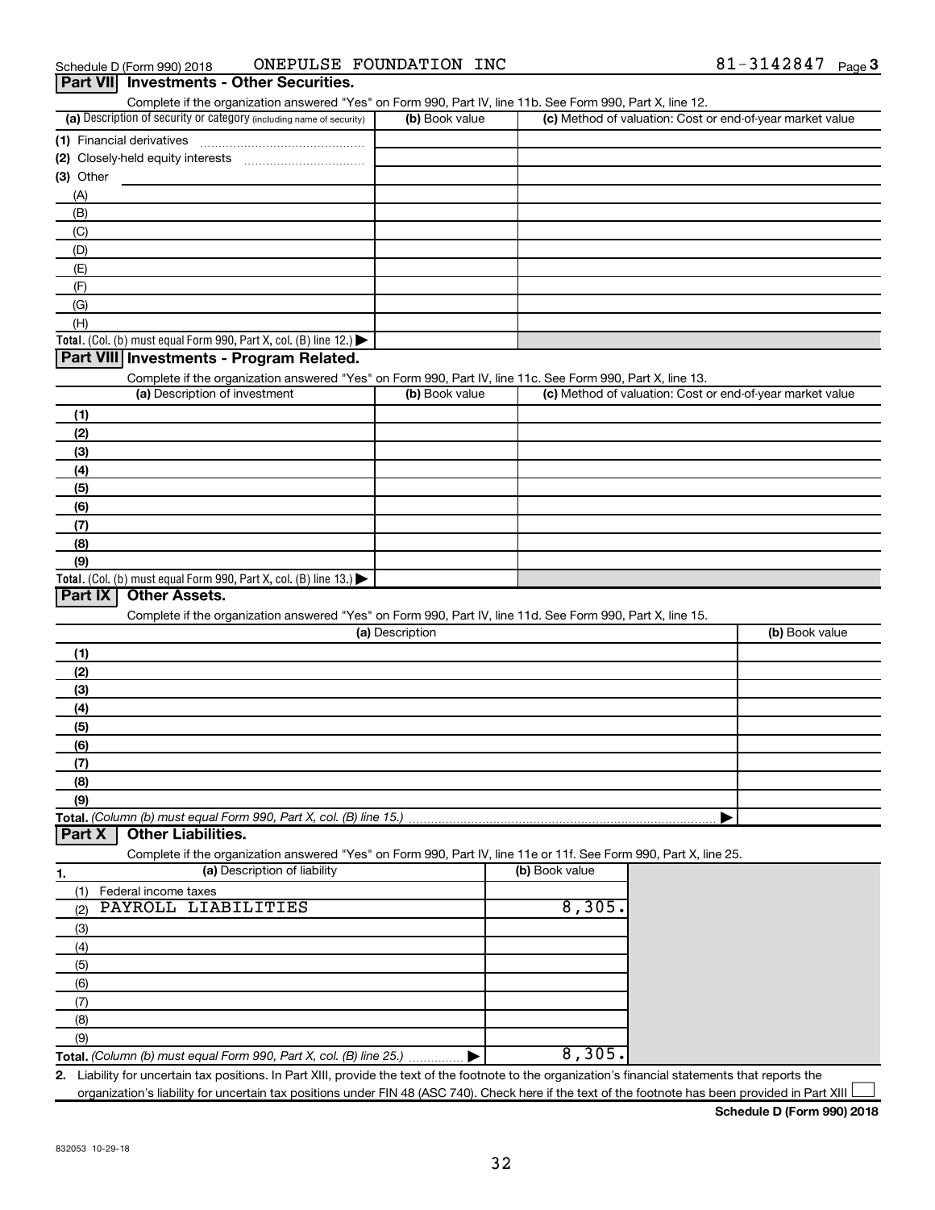Schedule D (Form 990) 2018 ONEPULSE FOUNDATION INC 81-3142847 Page 3

## Part VII Investments - Other Securities.

Complete if the organization answered "Yes" on Form 990, Part IV, line 11b. See Form 990, Part X, line 12.

| (a) Description of security or category (including name of security) | (b) Book value | (c) Method of valuation: Cost or end-of-year market value |
|---|---|---|
| (1) Financial derivatives | | |
| (2) Closely-held equity interests | | |
| (3) Other | | |
| (A) | | |
| (B) | | |
| (C) | | |
| (D) | | |
| (E) | | |
| (F) | | |
| (G) | | |
| (H) | | |
| **Total.** (Col. (b) must equal Form 990, Part X, col. (B) line 12.) ▶ | | |

## Part VIII Investments - Program Related.

Complete if the organization answered "Yes" on Form 990, Part IV, line 11c. See Form 990, Part X, line 13.

| (a) Description of investment | (b) Book value | (c) Method of valuation: Cost or end-of-year market value |
|---|---|---|
| (1) | | |
| (2) | | |
| (3) | | |
| (4) | | |
| (5) | | |
| (6) | | |
| (7) | | |
| (8) | | |
| (9) | | |
| **Total.** (Col. (b) must equal Form 990, Part X, col. (B) line 13.) ▶ | | |

## Part IX Other Assets.

Complete if the organization answered "Yes" on Form 990, Part IV, line 11d. See Form 990, Part X, line 15.

| (a) Description | (b) Book value |
|---|---|
| (1) | |
| (2) | |
| (3) | |
| (4) | |
| (5) | |
| (6) | |
| (7) | |
| (8) | |
| (9) | |
| **Total.** *(Column (b) must equal Form 990, Part X, col. (B) line 15.)* ▶ | |

## Part X Other Liabilities.

Complete if the organization answered "Yes" on Form 990, Part IV, line 11e or 11f. See Form 990, Part X, line 25.

| 1. (a) Description of liability | (b) Book value |
|---|---|
| (1) Federal income taxes | |
| (2) PAYROLL LIABILITIES | 8,305. |
| (3) | |
| (4) | |
| (5) | |
| (6) | |
| (7) | |
| (8) | |
| (9) | |
| **Total.** *(Column (b) must equal Form 990, Part X, col. (B) line 25.)* ▶ | 8,305. |

2. Liability for uncertain tax positions. In Part XIII, provide the text of the footnote to the organization's financial statements that reports the organization's liability for uncertain tax positions under FIN 48 (ASC 740). Check here if the text of the footnote has been provided in Part XIII ☐

**Schedule D (Form 990) 2018**

832053 10-29-18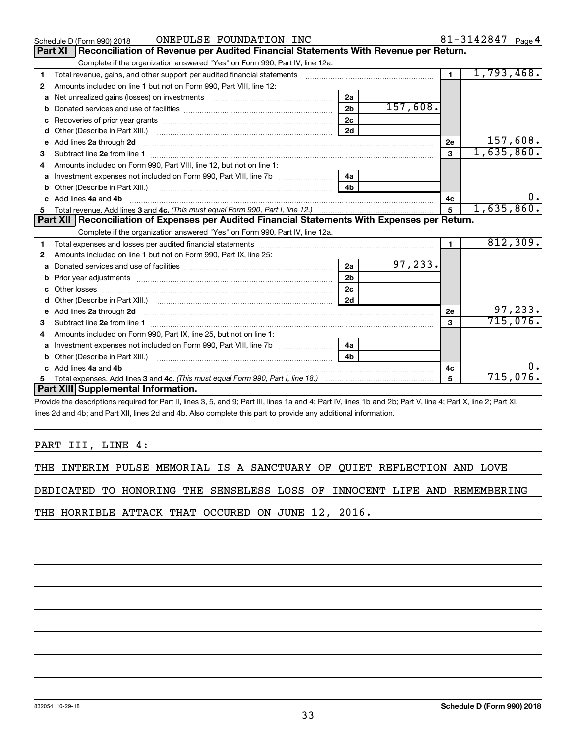Schedule D (Form 990) 2018 ONEPULSE FOUNDATION INC 81-3142847 Page 4

## Part XI Reconciliation of Revenue per Audited Financial Statements With Revenue per Return.

Complete if the organization answered "Yes" on Form 990, Part IV, line 12a.

| | | | | | |
|---|---|---|---|---|---|
| 1 | Total revenue, gains, and other support per audited financial statements | | | 1 | 1,793,468. |
| 2 | Amounts included on line 1 but not on Form 990, Part VIII, line 12: | | | | |
| a | Net unrealized gains (losses) on investments | 2a | | | |
| b | Donated services and use of facilities | 2b | 157,608. | | |
| c | Recoveries of prior year grants | 2c | | | |
| d | Other (Describe in Part XIII.) | 2d | | | |
| e | Add lines 2a through 2d | | | 2e | 157,608. |
| 3 | Subtract line 2e from line 1 | | | 3 | 1,635,860. |
| 4 | Amounts included on Form 990, Part VIII, line 12, but not on line 1: | | | | |
| a | Investment expenses not included on Form 990, Part VIII, line 7b | 4a | | | |
| b | Other (Describe in Part XIII.) | 4b | | | |
| c | Add lines 4a and 4b | | | 4c | 0. |
| 5 | Total revenue. Add lines 3 and 4c. *(This must equal Form 990, Part I, line 12.)* | | | 5 | 1,635,860. |

## Part XII Reconciliation of Expenses per Audited Financial Statements With Expenses per Return.

Complete if the organization answered "Yes" on Form 990, Part IV, line 12a.

| | | | | | |
|---|---|---|---|---|---|
| 1 | Total expenses and losses per audited financial statements | | | 1 | 812,309. |
| 2 | Amounts included on line 1 but not on Form 990, Part IX, line 25: | | | | |
| a | Donated services and use of facilities | 2a | 97,233. | | |
| b | Prior year adjustments | 2b | | | |
| c | Other losses | 2c | | | |
| d | Other (Describe in Part XIII.) | 2d | | | |
| e | Add lines 2a through 2d | | | 2e | 97,233. |
| 3 | Subtract line 2e from line 1 | | | 3 | 715,076. |
| 4 | Amounts included on Form 990, Part IX, line 25, but not on line 1: | | | | |
| a | Investment expenses not included on Form 990, Part VIII, line 7b | 4a | | | |
| b | Other (Describe in Part XIII.) | 4b | | | |
| c | Add lines 4a and 4b | | | 4c | 0. |
| 5 | Total expenses. Add lines 3 and 4c. *(This must equal Form 990, Part I, line 18.)* | | | 5 | 715,076. |

## Part XIII Supplemental Information.

Provide the descriptions required for Part II, lines 3, 5, and 9; Part III, lines 1a and 4; Part IV, lines 1b and 2b; Part V, line 4; Part X, line 2; Part XI, lines 2d and 4b; and Part XII, lines 2d and 4b. Also complete this part to provide any additional information.

PART III, LINE 4:

THE INTERIM PULSE MEMORIAL IS A SANCTUARY OF QUIET REFLECTION AND LOVE DEDICATED TO HONORING THE SENSELESS LOSS OF INNOCENT LIFE AND REMEMBERING THE HORRIBLE ATTACK THAT OCCURED ON JUNE 12, 2016.

832054 10-29-18 Schedule D (Form 990) 2018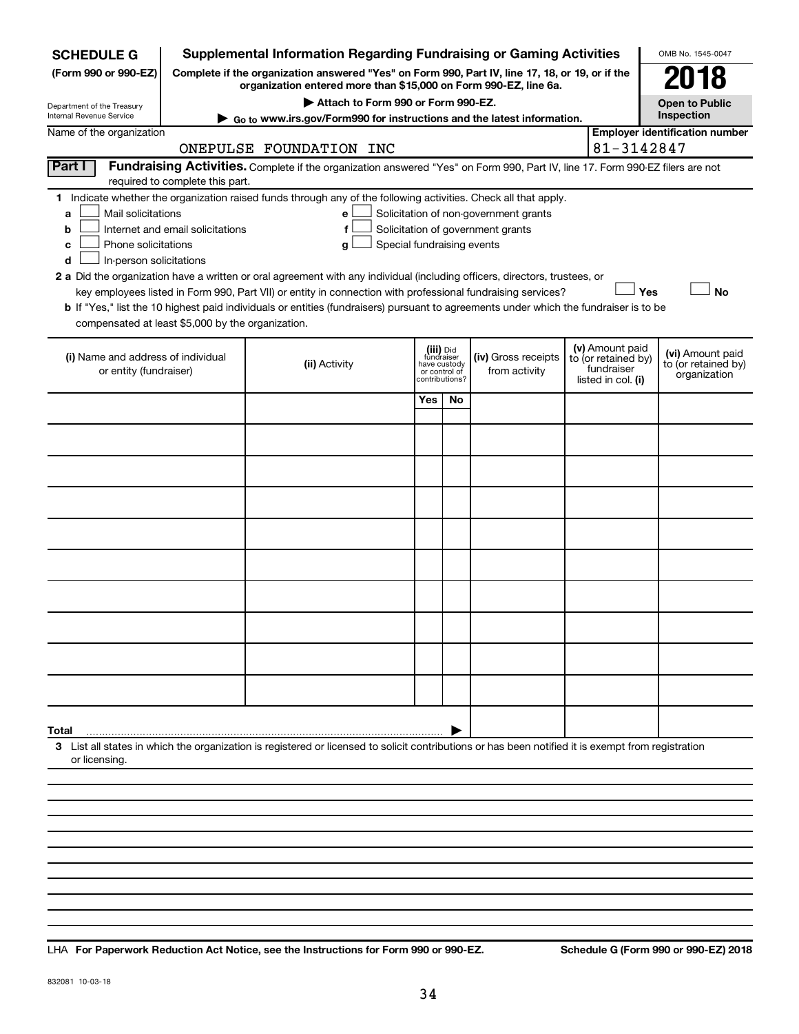**SCHEDULE G**
**(Form 990 or 990-EZ)**

Department of the Treasury
Internal Revenue Service

# Supplemental Information Regarding Fundraising or Gaming Activities

**Complete if the organization answered "Yes" on Form 990, Part IV, line 17, 18, or 19, or if the organization entered more than $15,000 on Form 990-EZ, line 6a.**

▶ **Attach to Form 990 or Form 990-EZ.**

▶ **Go to www.irs.gov/Form990 for instructions and the latest information.**

OMB No. 1545-0047

**2018**

**Open to Public Inspection**

Name of the organization: ONEPULSE FOUNDATION INC

**Employer identification number:** 81-3142847

**Part I** **Fundraising Activities.** Complete if the organization answered "Yes" on Form 990, Part IV, line 17. Form 990-EZ filers are not required to complete this part.

**1** Indicate whether the organization raised funds through any of the following activities. Check all that apply.

- **a** ☐ Mail solicitations
- **b** ☐ Internet and email solicitations
- **c** ☐ Phone solicitations
- **d** ☐ In-person solicitations
- **e** ☐ Solicitation of non-government grants
- **f** ☐ Solicitation of government grants
- **g** ☐ Special fundraising events

**2 a** Did the organization have a written or oral agreement with any individual (including officers, directors, trustees, or key employees listed in Form 990, Part VII) or entity in connection with professional fundraising services? ☐ **Yes** ☐ **No**

**b** If "Yes," list the 10 highest paid individuals or entities (fundraisers) pursuant to agreements under which the fundraiser is to be compensated at least $5,000 by the organization.

| (i) Name and address of individual or entity (fundraiser) | (ii) Activity | (iii) Did fundraiser have custody or control of contributions? Yes | No | (iv) Gross receipts from activity | (v) Amount paid to (or retained by) fundraiser listed in col. (i) | (vi) Amount paid to (or retained by) organization |
|---|---|---|---|---|---|---|
| | | | | | | |
| | | | | | | |
| | | | | | | |
| | | | | | | |
| | | | | | | |
| | | | | | | |
| | | | | | | |
| | | | | | | |
| | | | | | | |
| | | | | | | |
| **Total** | | | ▶ | | | |

**3** List all states in which the organization is registered or licensed to solicit contributions or has been notified it is exempt from registration or licensing.

LHA **For Paperwork Reduction Act Notice, see the Instructions for Form 990 or 990-EZ.** **Schedule G (Form 990 or 990-EZ) 2018**

832081 10-03-18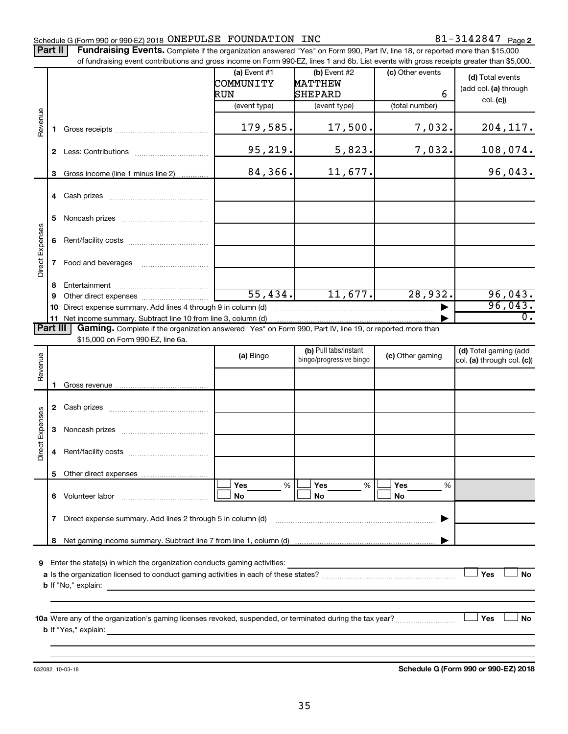Schedule G (Form 990 or 990-EZ) 2018 ONEPULSE FOUNDATION INC 81-3142847 Page 2

**Part II** **Fundraising Events.** Complete if the organization answered "Yes" on Form 990, Part IV, line 18, or reported more than $15,000 of fundraising event contributions and gross income on Form 990-EZ, lines 1 and 6b. List events with gross receipts greater than $5,000.

| | | (a) Event #1 COMMUNITY RUN (event type) | (b) Event #2 MATTHEW SHEPARD (event type) | (c) Other events 6 (total number) | (d) Total events (add col. (a) through col. (c)) |
|---|---|---|---|---|---|
| Revenue | 1 Gross receipts | 179,585. | 17,500. | 7,032. | 204,117. |
| | 2 Less: Contributions | 95,219. | 5,823. | 7,032. | 108,074. |
| | 3 Gross income (line 1 minus line 2) | 84,366. | 11,677. | | 96,043. |
| Direct Expenses | 4 Cash prizes | | | | |
| | 5 Noncash prizes | | | | |
| | 6 Rent/facility costs | | | | |
| | 7 Food and beverages | | | | |
| | 8 Entertainment | | | | |
| | 9 Other direct expenses | 55,434. | 11,677. | 28,932. | 96,043. |
| | 10 Direct expense summary. Add lines 4 through 9 in column (d) | | | | 96,043. |
| | 11 Net income summary. Subtract line 10 from line 3, column (d) | | | | 0. |

**Part III** **Gaming.** Complete if the organization answered "Yes" on Form 990, Part IV, line 19, or reported more than $15,000 on Form 990-EZ, line 6a.

| | | (a) Bingo | (b) Pull tabs/instant bingo/progressive bingo | (c) Other gaming | (d) Total gaming (add col. (a) through col. (c)) |
|---|---|---|---|---|---|
| Revenue | 1 Gross revenue | | | | |
| Direct Expenses | 2 Cash prizes | | | | |
| | 3 Noncash prizes | | | | |
| | 4 Rent/facility costs | | | | |
| | 5 Other direct expenses | | | | |
| | 6 Volunteer labor | ☐ Yes ___ % ☐ No | ☐ Yes ___ % ☐ No | ☐ Yes ___ % ☐ No | |
| | 7 Direct expense summary. Add lines 2 through 5 in column (d) | | | | |
| | 8 Net gaming income summary. Subtract line 7 from line 1, column (d) | | | | |

9 Enter the state(s) in which the organization conducts gaming activities:

a Is the organization licensed to conduct gaming activities in each of these states? ☐ Yes ☐ No

b If "No," explain:

10a Were any of the organization's gaming licenses revoked, suspended, or terminated during the tax year? ☐ Yes ☐ No

b If "Yes," explain:

832082 10-03-18 **Schedule G (Form 990 or 990-EZ) 2018**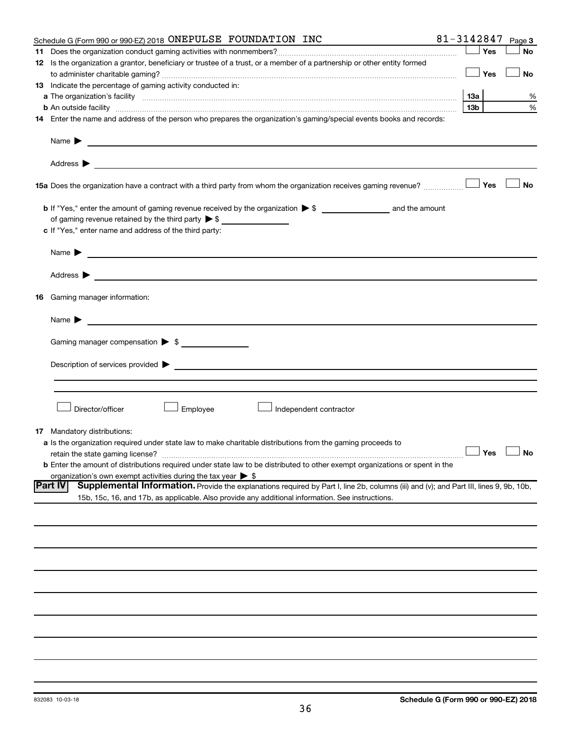Schedule G (Form 990 or 990-EZ) 2018 ONEPULSE FOUNDATION INC 81-3142847 Page **3**

**11** Does the organization conduct gaming activities with nonmembers? ☐ **Yes** ☐ **No**

**12** Is the organization a grantor, beneficiary or trustee of a trust, or a member of a partnership or other entity formed to administer charitable gaming? ☐ **Yes** ☐ **No**

**13** Indicate the percentage of gaming activity conducted in:

**a** The organization's facility **13a** %

**b** An outside facility **13b** %

**14** Enter the name and address of the person who prepares the organization's gaming/special events books and records:

Name ▶

Address ▶

**15a** Does the organization have a contract with a third party from whom the organization receives gaming revenue? ☐ **Yes** ☐ **No**

**b** If "Yes," enter the amount of gaming revenue received by the organization ▶ $ \_\_\_\_\_\_\_\_ and the amount of gaming revenue retained by the third party ▶ $ \_\_\_\_\_\_\_\_

**c** If "Yes," enter name and address of the third party:

Name ▶

Address ▶

**16** Gaming manager information:

Name ▶

Gaming manager compensation ▶ $

Description of services provided ▶

☐ Director/officer ☐ Employee ☐ Independent contractor

**17** Mandatory distributions:

**a** Is the organization required under state law to make charitable distributions from the gaming proceeds to retain the state gaming license? ☐ **Yes** ☐ **No**

**b** Enter the amount of distributions required under state law to be distributed to other exempt organizations or spent in the organization's own exempt activities during the tax year ▶ $

**Part IV** **Supplemental Information.** Provide the explanations required by Part I, line 2b, columns (iii) and (v); and Part III, lines 9, 9b, 10b, 15b, 15c, 16, and 17b, as applicable. Also provide any additional information. See instructions.

832083 10-03-18 **Schedule G (Form 990 or 990-EZ) 2018**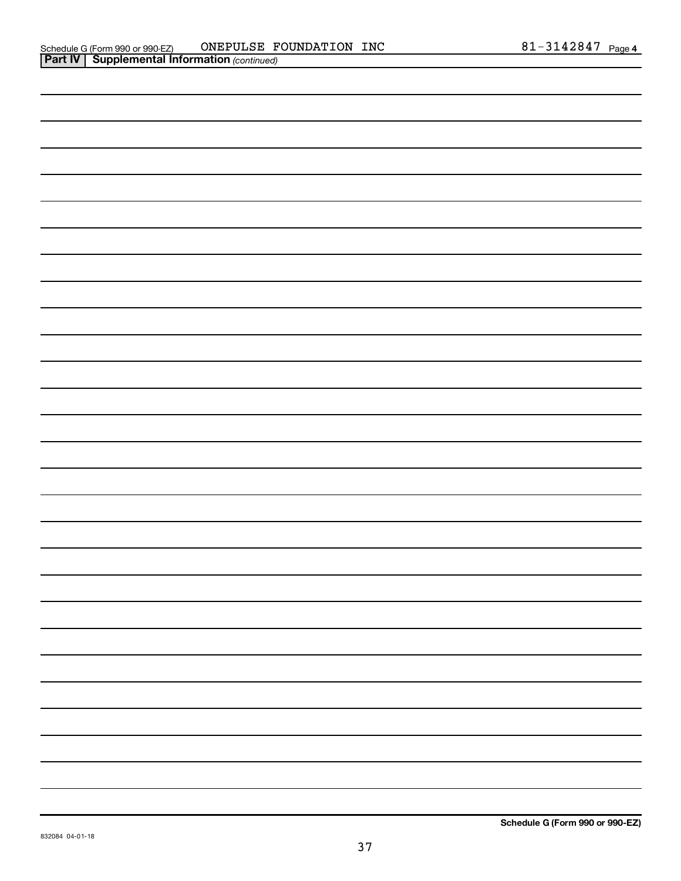Schedule G (Form 990 or 990-EZ) ONEPULSE FOUNDATION INC 81-3142847 Page **4**

**Part IV | Supplemental Information** *(continued)*

**Schedule G (Form 990 or 990-EZ)**

832084 04-01-18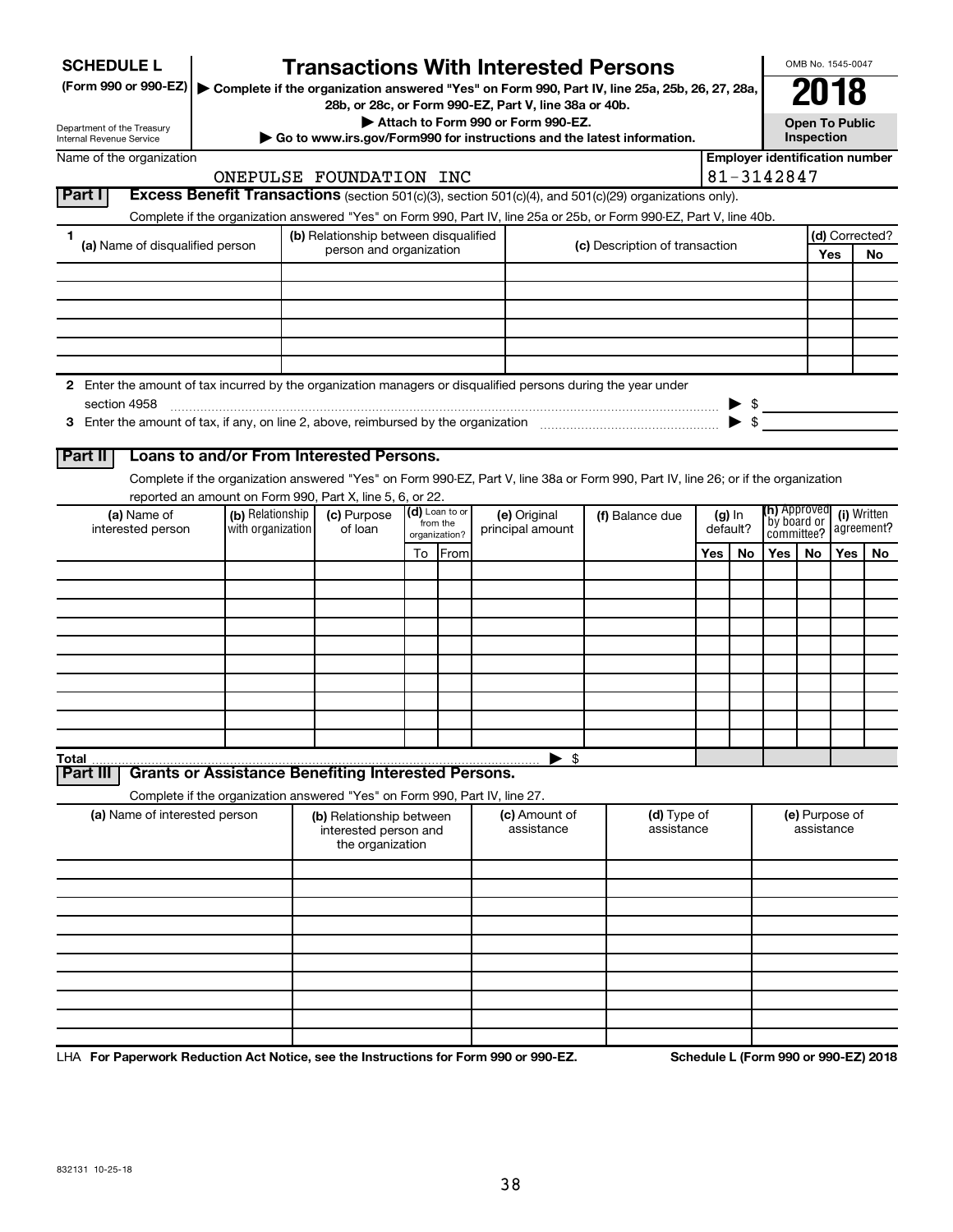**SCHEDULE L**
**(Form 990 or 990-EZ)**

Department of the Treasury
Internal Revenue Service

# Transactions With Interested Persons

▶ **Complete if the organization answered "Yes" on Form 990, Part IV, line 25a, 25b, 26, 27, 28a, 28b, or 28c, or Form 990-EZ, Part V, line 38a or 40b.**
▶ **Attach to Form 990 or Form 990-EZ.**
▶ **Go to www.irs.gov/Form990 for instructions and the latest information.**

OMB No. 1545-0047

**2018**

**Open To Public Inspection**

Name of the organization: ONEPULSE FOUNDATION INC

**Employer identification number:** 81-3142847

## Part I — Excess Benefit Transactions (section 501(c)(3), section 501(c)(4), and 501(c)(29) organizations only).

Complete if the organization answered "Yes" on Form 990, Part IV, line 25a or 25b, or Form 990-EZ, Part V, line 40b.

| 1 (a) Name of disqualified person | (b) Relationship between disqualified person and organization | (c) Description of transaction | (d) Corrected? Yes | No |
|---|---|---|---|---|
| | | | | |
| | | | | |
| | | | | |
| | | | | |
| | | | | |
| | | | | |

**2** Enter the amount of tax incurred by the organization managers or disqualified persons during the year under section 4958 ▶ $

**3** Enter the amount of tax, if any, on line 2, above, reimbursed by the organization ▶ $

## Part II — Loans to and/or From Interested Persons.

Complete if the organization answered "Yes" on Form 990-EZ, Part V, line 38a or Form 990, Part IV, line 26; or if the organization reported an amount on Form 990, Part X, line 5, 6, or 22.

| (a) Name of interested person | (b) Relationship with organization | (c) Purpose of loan | (d) Loan to or from the organization? To | From | (e) Original principal amount | (f) Balance due | (g) In default? Yes | No | (h) Approved by board or committee? Yes | No | (i) Written agreement? Yes | No |
|---|---|---|---|---|---|---|---|---|---|---|---|---|
| | | | | | | | | | | | | |
| | | | | | | | | | | | | |
| | | | | | | | | | | | | |
| | | | | | | | | | | | | |
| | | | | | | | | | | | | |
| | | | | | | | | | | | | |
| | | | | | | | | | | | | |
| | | | | | | | | | | | | |
| | | | | | | | | | | | | |
| | | | | | | | | | | | | |
| **Total** | | | | | ▶ $ | | | | | | | |

## Part III — Grants or Assistance Benefiting Interested Persons.

Complete if the organization answered "Yes" on Form 990, Part IV, line 27.

| (a) Name of interested person | (b) Relationship between interested person and the organization | (c) Amount of assistance | (d) Type of assistance | (e) Purpose of assistance |
|---|---|---|---|---|
| | | | | |
| | | | | |
| | | | | |
| | | | | |
| | | | | |
| | | | | |
| | | | | |
| | | | | |
| | | | | |
| | | | | |

LHA **For Paperwork Reduction Act Notice, see the Instructions for Form 990 or 990-EZ.** **Schedule L (Form 990 or 990-EZ) 2018**

832131 10-25-18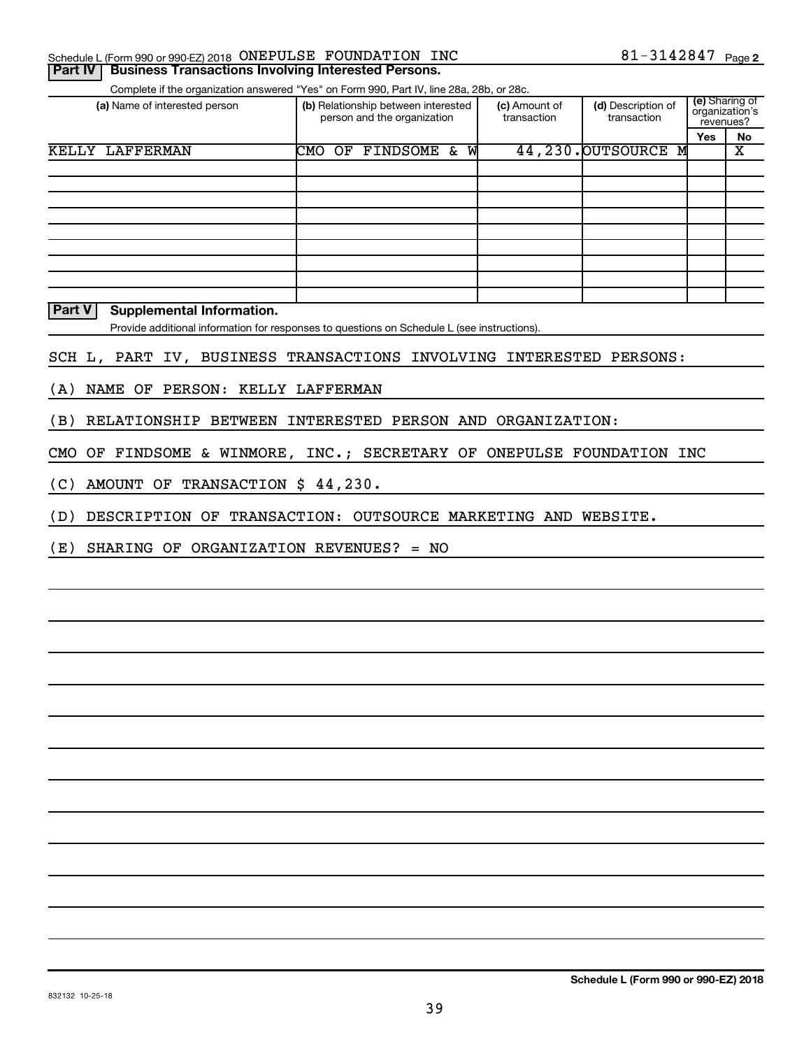Schedule L (Form 990 or 990-EZ) 2018 ONEPULSE FOUNDATION INC 81-3142847 Page 2

## Part IV Business Transactions Involving Interested Persons.

Complete if the organization answered "Yes" on Form 990, Part IV, line 28a, 28b, or 28c.

| (a) Name of interested person | (b) Relationship between interested person and the organization | (c) Amount of transaction | (d) Description of transaction | (e) Sharing of organization's revenues? Yes | No |
|---|---|---|---|---|---|
| KELLY LAFFERMAN | CMO OF FINDSOME & W | 44,230. | OUTSOURCE M | | X |
| | | | | | |
| | | | | | |
| | | | | | |
| | | | | | |
| | | | | | |
| | | | | | |
| | | | | | |
| | | | | | |

## Part V Supplemental Information.

Provide additional information for responses to questions on Schedule L (see instructions).

SCH L, PART IV, BUSINESS TRANSACTIONS INVOLVING INTERESTED PERSONS:

(A) NAME OF PERSON: KELLY LAFFERMAN

(B) RELATIONSHIP BETWEEN INTERESTED PERSON AND ORGANIZATION:

CMO OF FINDSOME & WINMORE, INC.; SECRETARY OF ONEPULSE FOUNDATION INC

(C) AMOUNT OF TRANSACTION $ 44,230.

(D) DESCRIPTION OF TRANSACTION: OUTSOURCE MARKETING AND WEBSITE.

(E) SHARING OF ORGANIZATION REVENUES? = NO

832132 10-25-18

Schedule L (Form 990 or 990-EZ) 2018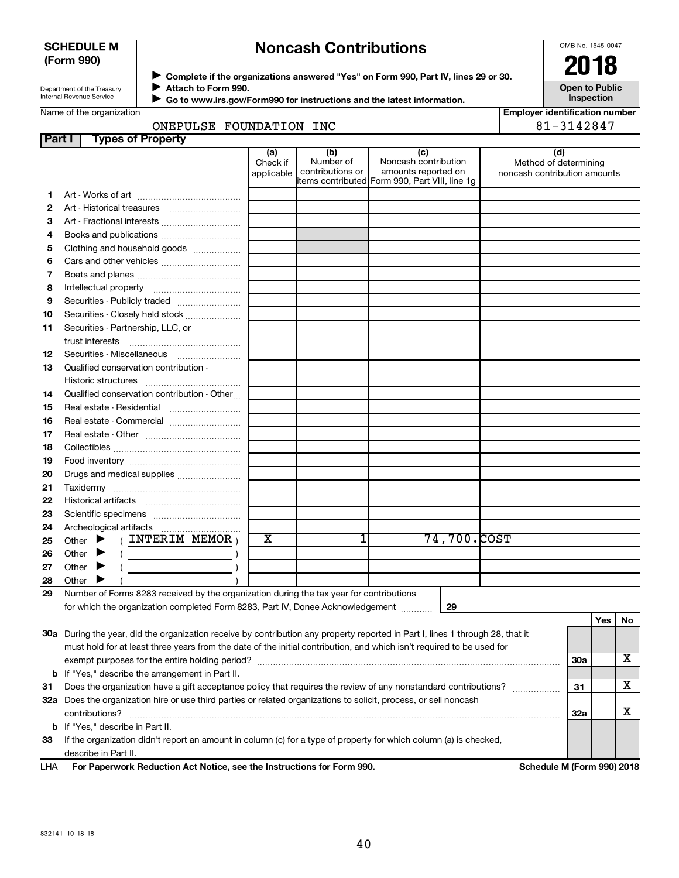**SCHEDULE M (Form 990)**

Department of the Treasury
Internal Revenue Service

# Noncash Contributions

▶ Complete if the organizations answered "Yes" on Form 990, Part IV, lines 29 or 30.
▶ Attach to Form 990.
▶ Go to www.irs.gov/Form990 for instructions and the latest information.

OMB No. 1545-0047

**2018**

**Open to Public Inspection**

Name of the organization: ONEPULSE FOUNDATION INC

Employer identification number: 81-3142847

## Part I Types of Property

| | | (a) Check if applicable | (b) Number of contributions or items contributed | (c) Noncash contribution amounts reported on Form 990, Part VIII, line 1g | (d) Method of determining noncash contribution amounts |
|---|---|---|---|---|---|
| 1 | Art - Works of art | | | | |
| 2 | Art - Historical treasures | | | | |
| 3 | Art - Fractional interests | | | | |
| 4 | Books and publications | | | | |
| 5 | Clothing and household goods | | | | |
| 6 | Cars and other vehicles | | | | |
| 7 | Boats and planes | | | | |
| 8 | Intellectual property | | | | |
| 9 | Securities - Publicly traded | | | | |
| 10 | Securities - Closely held stock | | | | |
| 11 | Securities - Partnership, LLC, or trust interests | | | | |
| 12 | Securities - Miscellaneous | | | | |
| 13 | Qualified conservation contribution - Historic structures | | | | |
| 14 | Qualified conservation contribution - Other | | | | |
| 15 | Real estate - Residential | | | | |
| 16 | Real estate - Commercial | | | | |
| 17 | Real estate - Other | | | | |
| 18 | Collectibles | | | | |
| 19 | Food inventory | | | | |
| 20 | Drugs and medical supplies | | | | |
| 21 | Taxidermy | | | | |
| 22 | Historical artifacts | | | | |
| 23 | Scientific specimens | | | | |
| 24 | Archeological artifacts | | | | |
| 25 | Other ▶ ( INTERIM MEMOR ) | X | 1 | 74,700. | COST |
| 26 | Other ▶ ( ) | | | | |
| 27 | Other ▶ ( ) | | | | |
| 28 | Other ▶ ( ) | | | | |

29 Number of Forms 8283 received by the organization during the tax year for contributions for which the organization completed Form 8283, Part IV, Donee Acknowledgement ..... 29

| | | | Yes | No |
|---|---|---|---|---|
| 30a | During the year, did the organization receive by contribution any property reported in Part I, lines 1 through 28, that it must hold for at least three years from the date of the initial contribution, and which isn't required to be used for exempt purposes for the entire holding period? | 30a | | X |
| b | If "Yes," describe the arrangement in Part II. | | | |
| 31 | Does the organization have a gift acceptance policy that requires the review of any nonstandard contributions? | 31 | | X |
| 32a | Does the organization hire or use third parties or related organizations to solicit, process, or sell noncash contributions? | 32a | | X |
| b | If "Yes," describe in Part II. | | | |
| 33 | If the organization didn't report an amount in column (c) for a type of property for which column (a) is checked, describe in Part II. | | | |

LHA **For Paperwork Reduction Act Notice, see the Instructions for Form 990.** **Schedule M (Form 990) 2018**

832141 10-18-18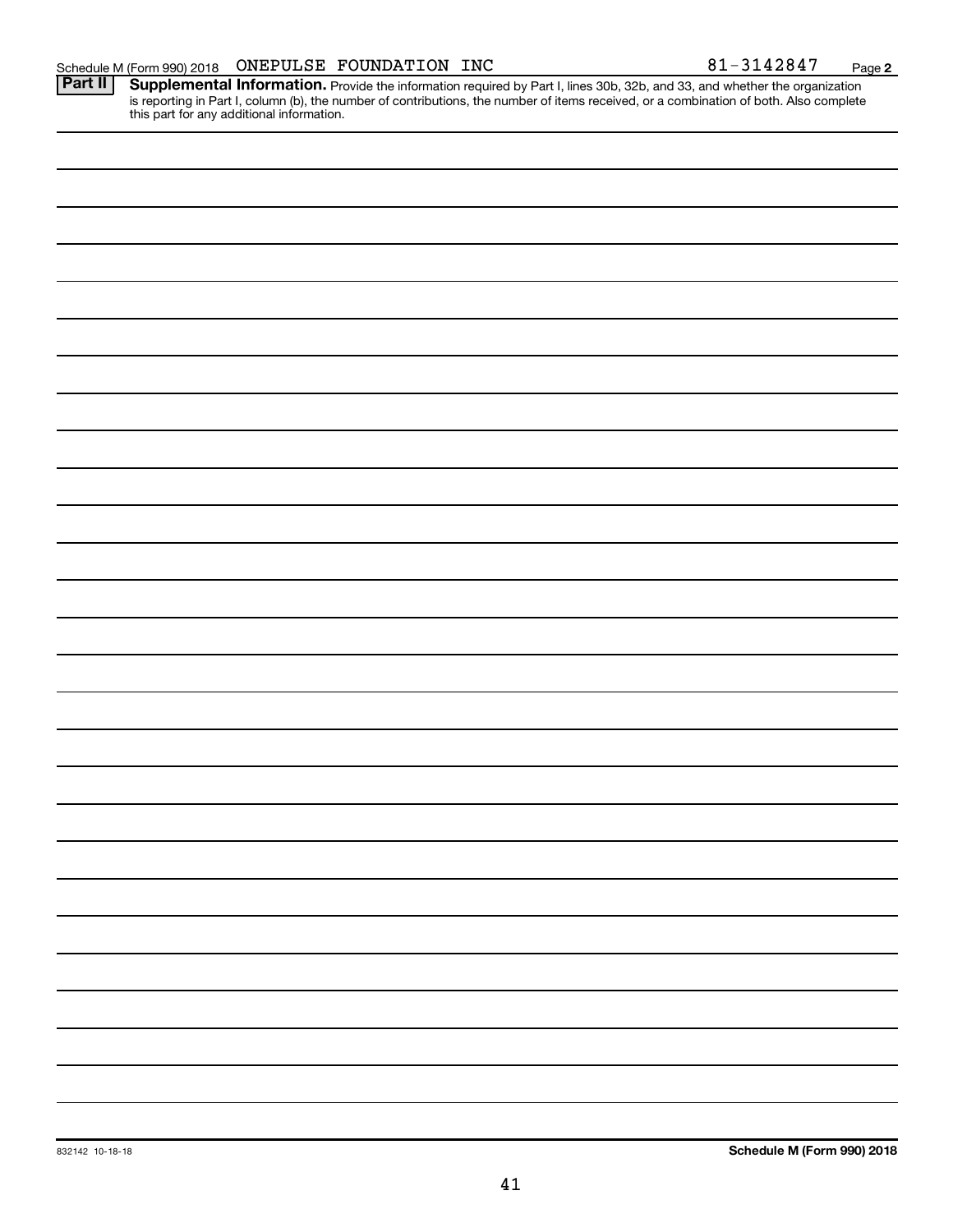Schedule M (Form 990) 2018 ONEPULSE FOUNDATION INC 81-3142847 Page **2**

**Part II** **Supplemental Information.** Provide the information required by Part I, lines 30b, 32b, and 33, and whether the organization is reporting in Part I, column (b), the number of contributions, the number of items received, or a combination of both. Also complete this part for any additional information.

832142 10-18-18 **Schedule M (Form 990) 2018**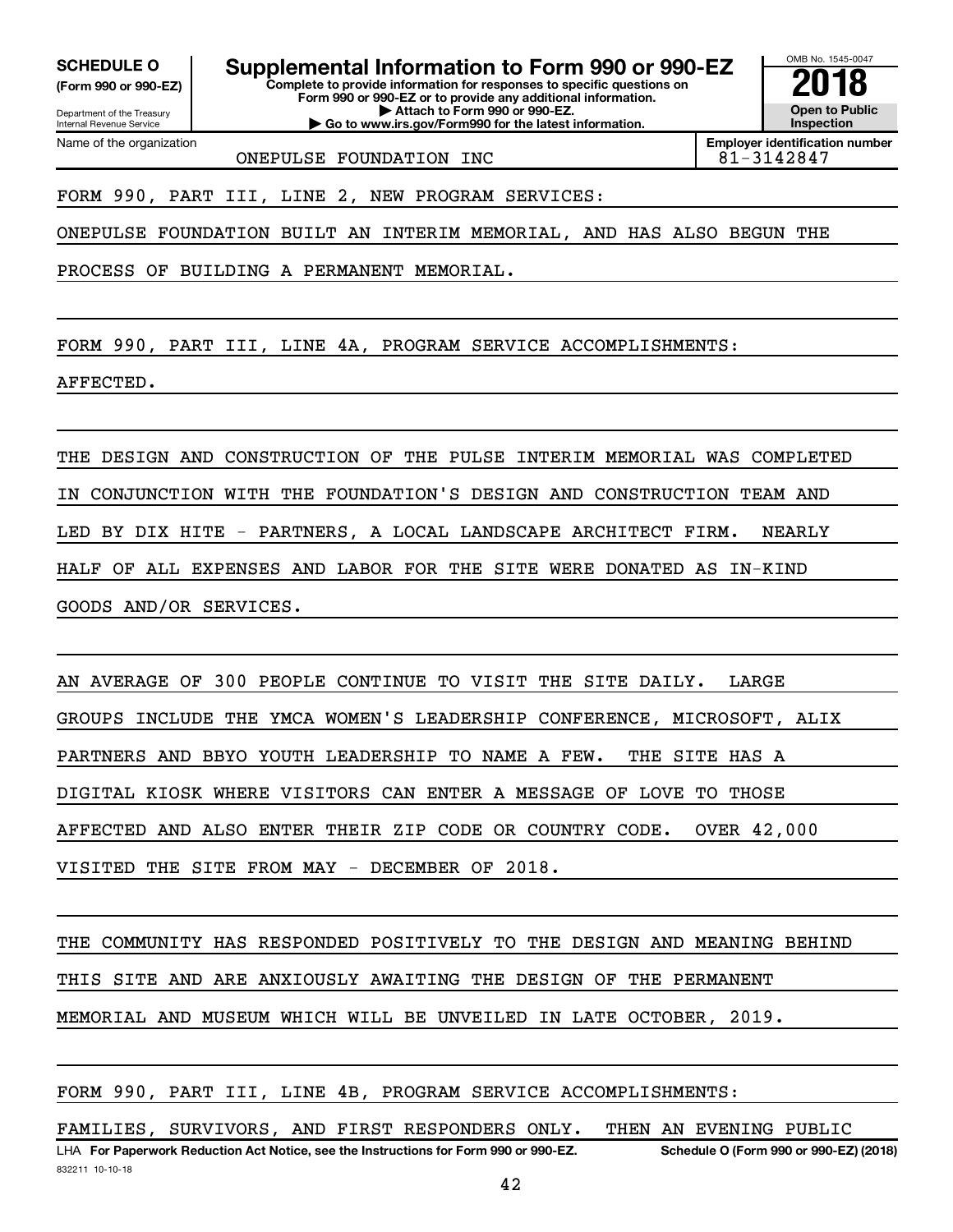**SCHEDULE O** **(Form 990 or 990-EZ)**

Department of the Treasury
Internal Revenue Service

# Supplemental Information to Form 990 or 990-EZ

**Complete to provide information for responses to specific questions on Form 990 or 990-EZ or to provide any additional information.**
**▶ Attach to Form 990 or 990-EZ.**
**▶ Go to www.irs.gov/Form990 for the latest information.**

OMB No. 1545-0047

**2018**

**Open to Public Inspection**

Name of the organization: ONEPULSE FOUNDATION INC

**Employer identification number**: 81-3142847

FORM 990, PART III, LINE 2, NEW PROGRAM SERVICES:

ONEPULSE FOUNDATION BUILT AN INTERIM MEMORIAL, AND HAS ALSO BEGUN THE PROCESS OF BUILDING A PERMANENT MEMORIAL.

FORM 990, PART III, LINE 4A, PROGRAM SERVICE ACCOMPLISHMENTS:

AFFECTED.

THE DESIGN AND CONSTRUCTION OF THE PULSE INTERIM MEMORIAL WAS COMPLETED IN CONJUNCTION WITH THE FOUNDATION'S DESIGN AND CONSTRUCTION TEAM AND LED BY DIX HITE - PARTNERS, A LOCAL LANDSCAPE ARCHITECT FIRM. NEARLY HALF OF ALL EXPENSES AND LABOR FOR THE SITE WERE DONATED AS IN-KIND GOODS AND/OR SERVICES.

AN AVERAGE OF 300 PEOPLE CONTINUE TO VISIT THE SITE DAILY. LARGE GROUPS INCLUDE THE YMCA WOMEN'S LEADERSHIP CONFERENCE, MICROSOFT, ALIX PARTNERS AND BBYO YOUTH LEADERSHIP TO NAME A FEW. THE SITE HAS A DIGITAL KIOSK WHERE VISITORS CAN ENTER A MESSAGE OF LOVE TO THOSE AFFECTED AND ALSO ENTER THEIR ZIP CODE OR COUNTRY CODE. OVER 42,000 VISITED THE SITE FROM MAY - DECEMBER OF 2018.

THE COMMUNITY HAS RESPONDED POSITIVELY TO THE DESIGN AND MEANING BEHIND THIS SITE AND ARE ANXIOUSLY AWAITING THE DESIGN OF THE PERMANENT MEMORIAL AND MUSEUM WHICH WILL BE UNVEILED IN LATE OCTOBER, 2019.

FORM 990, PART III, LINE 4B, PROGRAM SERVICE ACCOMPLISHMENTS:

FAMILIES, SURVIVORS, AND FIRST RESPONDERS ONLY. THEN AN EVENING PUBLIC

LHA **For Paperwork Reduction Act Notice, see the Instructions for Form 990 or 990-EZ.** **Schedule O (Form 990 or 990-EZ) (2018)**

832211 10-10-18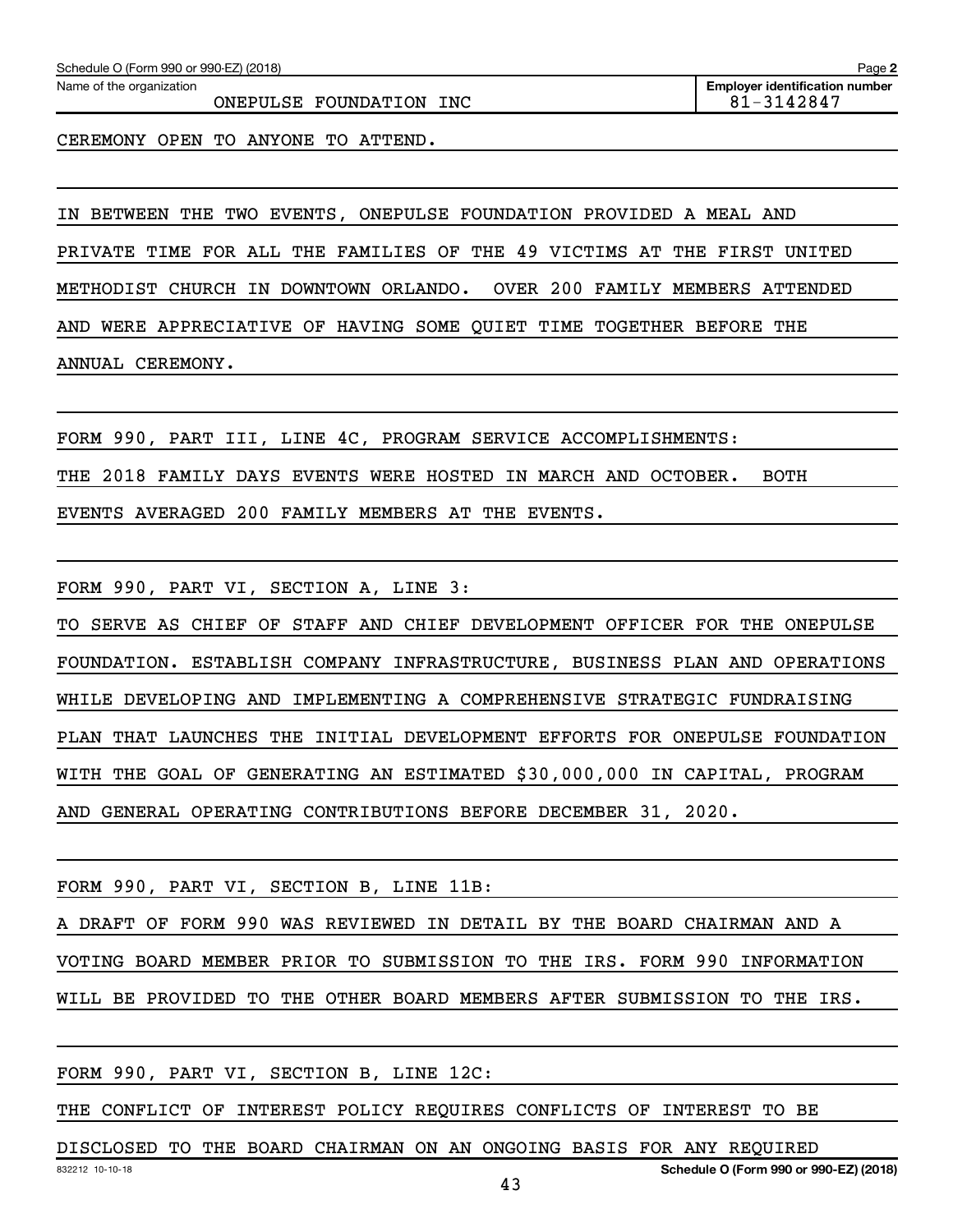Schedule O (Form 990 or 990-EZ) (2018)

Name of the organization: ONEPULSE FOUNDATION INC

Employer identification number: 81-3142847

CEREMONY OPEN TO ANYONE TO ATTEND.

IN BETWEEN THE TWO EVENTS, ONEPULSE FOUNDATION PROVIDED A MEAL AND PRIVATE TIME FOR ALL THE FAMILIES OF THE 49 VICTIMS AT THE FIRST UNITED METHODIST CHURCH IN DOWNTOWN ORLANDO. OVER 200 FAMILY MEMBERS ATTENDED AND WERE APPRECIATIVE OF HAVING SOME QUIET TIME TOGETHER BEFORE THE ANNUAL CEREMONY.

FORM 990, PART III, LINE 4C, PROGRAM SERVICE ACCOMPLISHMENTS:

THE 2018 FAMILY DAYS EVENTS WERE HOSTED IN MARCH AND OCTOBER. BOTH EVENTS AVERAGED 200 FAMILY MEMBERS AT THE EVENTS.

FORM 990, PART VI, SECTION A, LINE 3:

TO SERVE AS CHIEF OF STAFF AND CHIEF DEVELOPMENT OFFICER FOR THE ONEPULSE FOUNDATION. ESTABLISH COMPANY INFRASTRUCTURE, BUSINESS PLAN AND OPERATIONS WHILE DEVELOPING AND IMPLEMENTING A COMPREHENSIVE STRATEGIC FUNDRAISING PLAN THAT LAUNCHES THE INITIAL DEVELOPMENT EFFORTS FOR ONEPULSE FOUNDATION WITH THE GOAL OF GENERATING AN ESTIMATED $30,000,000 IN CAPITAL, PROGRAM AND GENERAL OPERATING CONTRIBUTIONS BEFORE DECEMBER 31, 2020.

FORM 990, PART VI, SECTION B, LINE 11B:

A DRAFT OF FORM 990 WAS REVIEWED IN DETAIL BY THE BOARD CHAIRMAN AND A VOTING BOARD MEMBER PRIOR TO SUBMISSION TO THE IRS. FORM 990 INFORMATION WILL BE PROVIDED TO THE OTHER BOARD MEMBERS AFTER SUBMISSION TO THE IRS.

FORM 990, PART VI, SECTION B, LINE 12C:

THE CONFLICT OF INTEREST POLICY REQUIRES CONFLICTS OF INTEREST TO BE DISCLOSED TO THE BOARD CHAIRMAN ON AN ONGOING BASIS FOR ANY REQUIRED

832212 10-10-18

Schedule O (Form 990 or 990-EZ) (2018)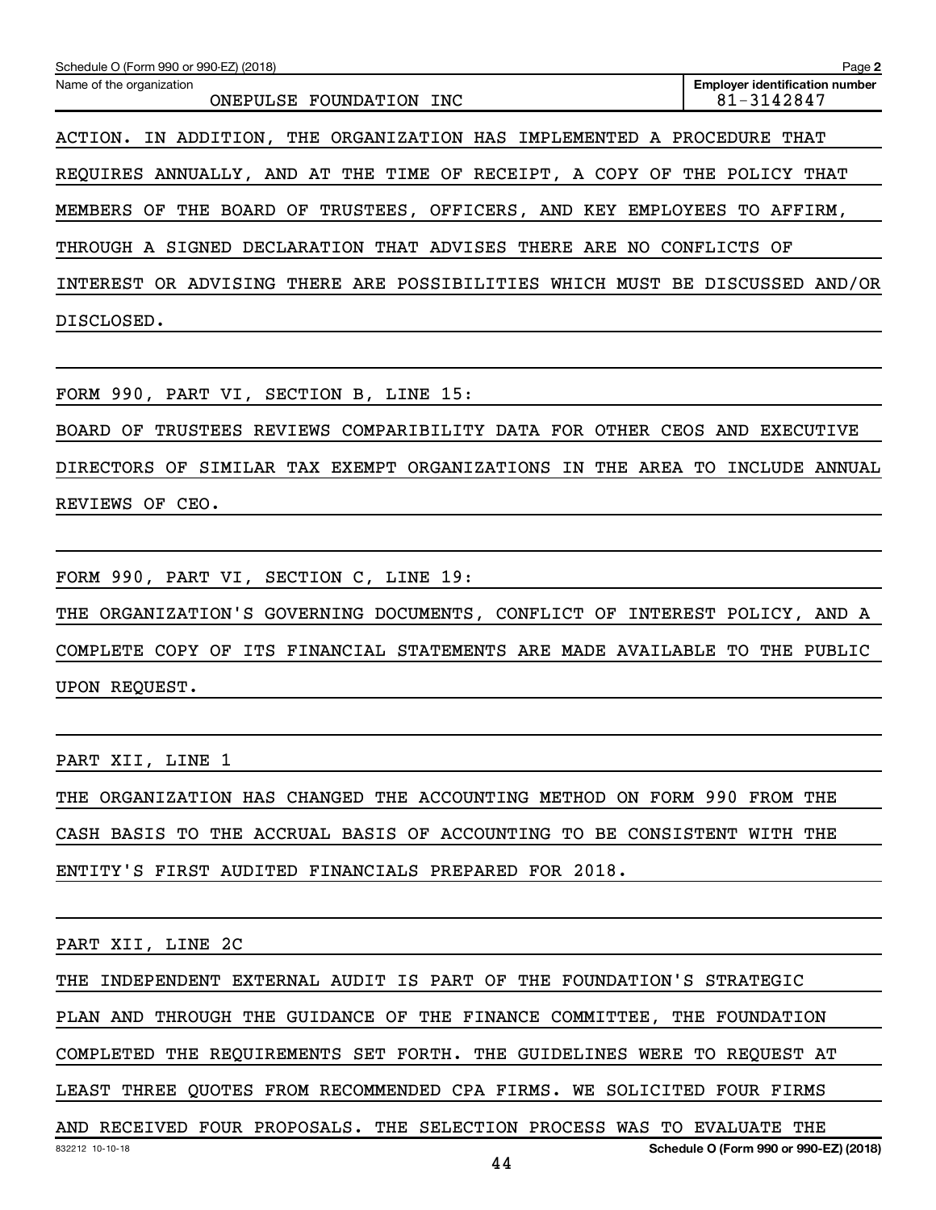Schedule O (Form 990 or 990-EZ) (2018) Page **2**

| Name of the organization | Employer identification number |
| --- | --- |
| ONEPULSE FOUNDATION INC | 81-3142847 |

ACTION. IN ADDITION, THE ORGANIZATION HAS IMPLEMENTED A PROCEDURE THAT REQUIRES ANNUALLY, AND AT THE TIME OF RECEIPT, A COPY OF THE POLICY THAT MEMBERS OF THE BOARD OF TRUSTEES, OFFICERS, AND KEY EMPLOYEES TO AFFIRM, THROUGH A SIGNED DECLARATION THAT ADVISES THERE ARE NO CONFLICTS OF INTEREST OR ADVISING THERE ARE POSSIBILITIES WHICH MUST BE DISCUSSED AND/OR DISCLOSED.

FORM 990, PART VI, SECTION B, LINE 15:

BOARD OF TRUSTEES REVIEWS COMPARIBILITY DATA FOR OTHER CEOS AND EXECUTIVE DIRECTORS OF SIMILAR TAX EXEMPT ORGANIZATIONS IN THE AREA TO INCLUDE ANNUAL REVIEWS OF CEO.

FORM 990, PART VI, SECTION C, LINE 19:

THE ORGANIZATION'S GOVERNING DOCUMENTS, CONFLICT OF INTEREST POLICY, AND A COMPLETE COPY OF ITS FINANCIAL STATEMENTS ARE MADE AVAILABLE TO THE PUBLIC UPON REQUEST.

PART XII, LINE 1

THE ORGANIZATION HAS CHANGED THE ACCOUNTING METHOD ON FORM 990 FROM THE CASH BASIS TO THE ACCRUAL BASIS OF ACCOUNTING TO BE CONSISTENT WITH THE ENTITY'S FIRST AUDITED FINANCIALS PREPARED FOR 2018.

PART XII, LINE 2C

THE INDEPENDENT EXTERNAL AUDIT IS PART OF THE FOUNDATION'S STRATEGIC PLAN AND THROUGH THE GUIDANCE OF THE FINANCE COMMITTEE, THE FOUNDATION COMPLETED THE REQUIREMENTS SET FORTH. THE GUIDELINES WERE TO REQUEST AT LEAST THREE QUOTES FROM RECOMMENDED CPA FIRMS. WE SOLICITED FOUR FIRMS AND RECEIVED FOUR PROPOSALS. THE SELECTION PROCESS WAS TO EVALUATE THE

832212 10-10-18 **Schedule O (Form 990 or 990-EZ) (2018)**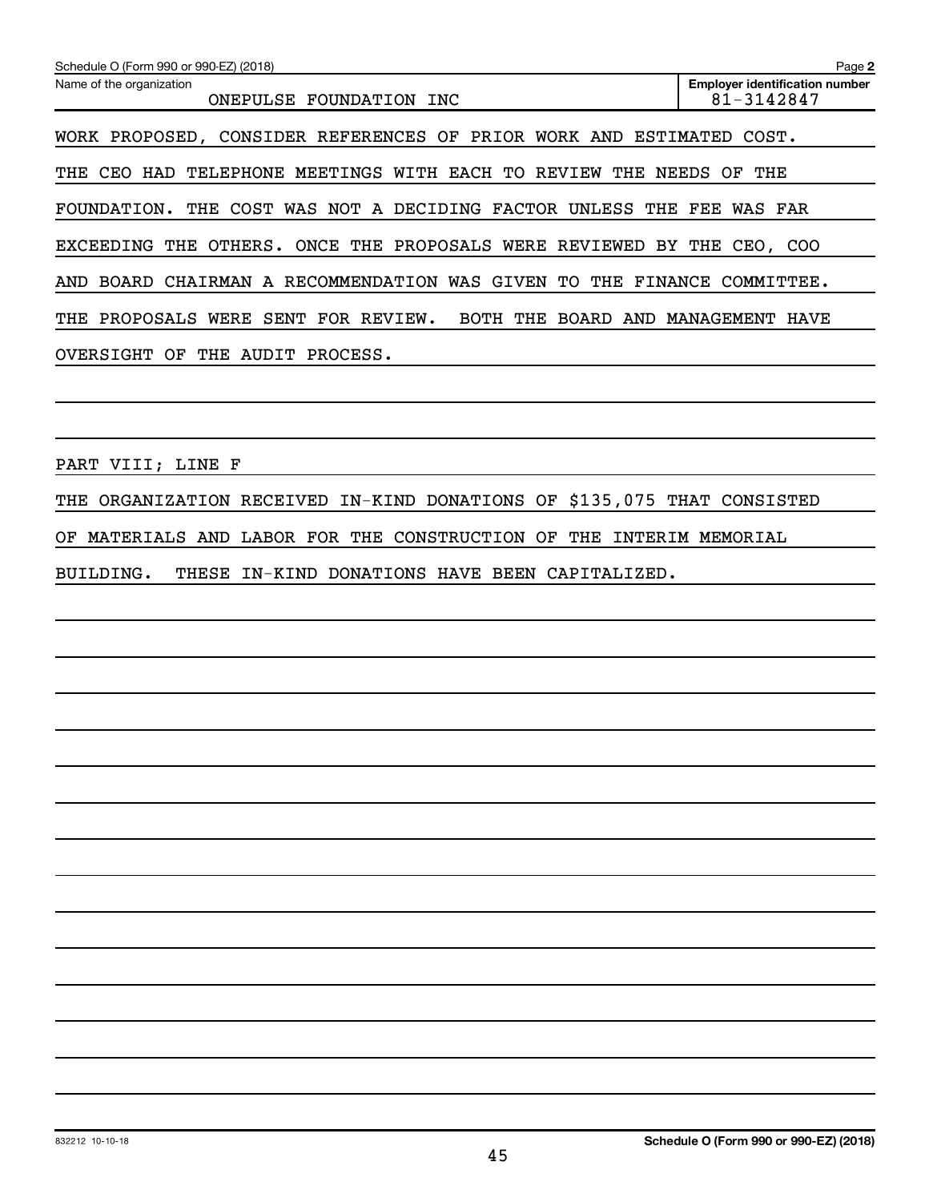Schedule O (Form 990 or 990-EZ) (2018) Page **2**

Name of the organization: ONEPULSE FOUNDATION INC

**Employer identification number**: 81-3142847

WORK PROPOSED, CONSIDER REFERENCES OF PRIOR WORK AND ESTIMATED COST. THE CEO HAD TELEPHONE MEETINGS WITH EACH TO REVIEW THE NEEDS OF THE FOUNDATION. THE COST WAS NOT A DECIDING FACTOR UNLESS THE FEE WAS FAR EXCEEDING THE OTHERS. ONCE THE PROPOSALS WERE REVIEWED BY THE CEO, COO AND BOARD CHAIRMAN A RECOMMENDATION WAS GIVEN TO THE FINANCE COMMITTEE. THE PROPOSALS WERE SENT FOR REVIEW. BOTH THE BOARD AND MANAGEMENT HAVE OVERSIGHT OF THE AUDIT PROCESS.

PART VIII; LINE F

THE ORGANIZATION RECEIVED IN-KIND DONATIONS OF $135,075 THAT CONSISTED OF MATERIALS AND LABOR FOR THE CONSTRUCTION OF THE INTERIM MEMORIAL BUILDING. THESE IN-KIND DONATIONS HAVE BEEN CAPITALIZED.

832212 10-10-18

**Schedule O (Form 990 or 990-EZ) (2018)**